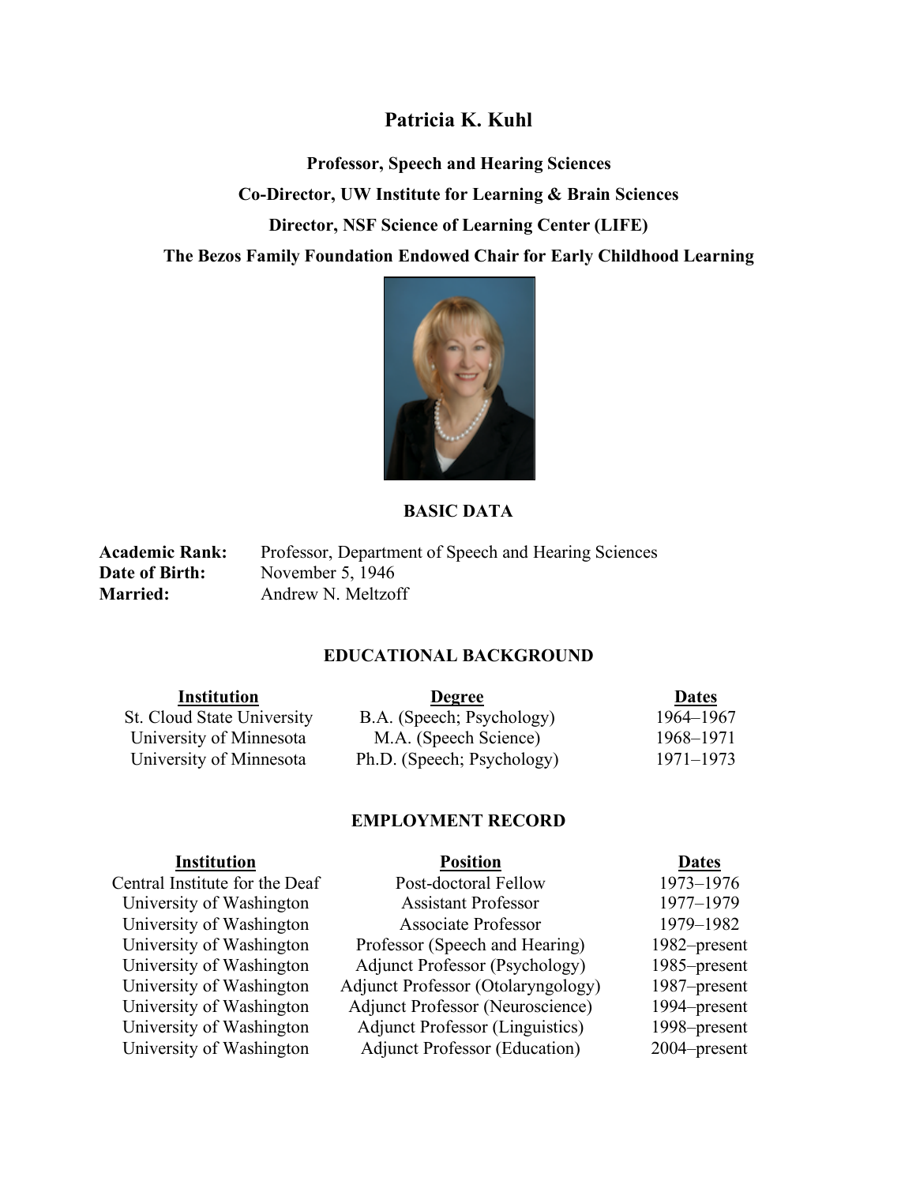# Patricia K. Kuhl

**Professor, Speech and Hearing Sciences**

**Co-Director, UW Institute for Learning & Brain Sciences**

**Director, NSF Science of Learning Center (LIFE)**

**The Bezos Family Foundation Endowed Chair for Early Childhood Learning**

## BASIC DATA

**Academic Rank:** Professor, Department of Speech and Hearing Sciences
**Date of Birth:** November 5, 1946
**Married:** Andrew N. Meltzoff

## EDUCATIONAL BACKGROUND

| Institution | Degree | Dates |
|---|---|---|
| St. Cloud State University | B.A. (Speech; Psychology) | 1964–1967 |
| University of Minnesota | M.A. (Speech Science) | 1968–1971 |
| University of Minnesota | Ph.D. (Speech; Psychology) | 1971–1973 |

## EMPLOYMENT RECORD

| Institution | Position | Dates |
|---|---|---|
| Central Institute for the Deaf | Post-doctoral Fellow | 1973–1976 |
| University of Washington | Assistant Professor | 1977–1979 |
| University of Washington | Associate Professor | 1979–1982 |
| University of Washington | Professor (Speech and Hearing) | 1982–present |
| University of Washington | Adjunct Professor (Psychology) | 1985–present |
| University of Washington | Adjunct Professor (Otolaryngology) | 1987–present |
| University of Washington | Adjunct Professor (Neuroscience) | 1994–present |
| University of Washington | Adjunct Professor (Linguistics) | 1998–present |
| University of Washington | Adjunct Professor (Education) | 2004–present |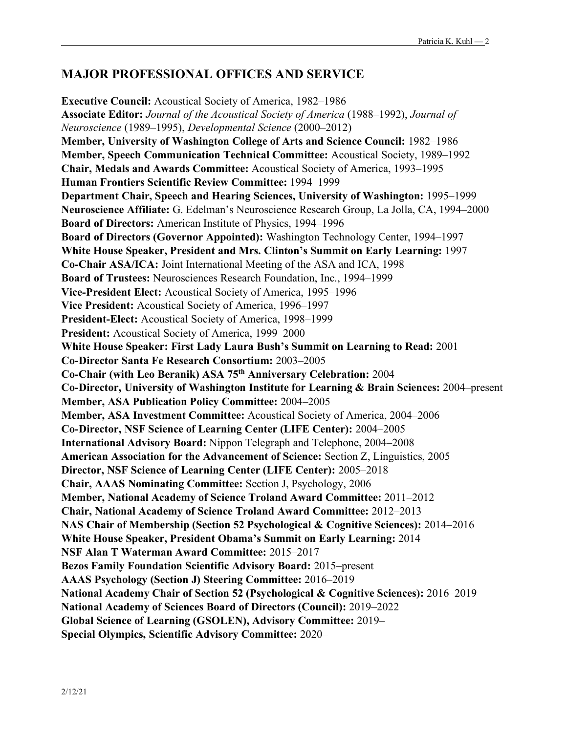## MAJOR PROFESSIONAL OFFICES AND SERVICE

**Executive Council:** Acoustical Society of America, 1982–1986
**Associate Editor:** *Journal of the Acoustical Society of America* (1988–1992), *Journal of Neuroscience* (1989–1995), *Developmental Science* (2000–2012)
**Member, University of Washington College of Arts and Science Council:** 1982–1986
**Member, Speech Communication Technical Committee:** Acoustical Society, 1989–1992
**Chair, Medals and Awards Committee:** Acoustical Society of America, 1993–1995
**Human Frontiers Scientific Review Committee:** 1994–1999
**Department Chair, Speech and Hearing Sciences, University of Washington:** 1995–1999
**Neuroscience Affiliate:** G. Edelman's Neuroscience Research Group, La Jolla, CA, 1994–2000
**Board of Directors:** American Institute of Physics, 1994–1996
**Board of Directors (Governor Appointed):** Washington Technology Center, 1994–1997
**White House Speaker, President and Mrs. Clinton's Summit on Early Learning:** 1997
**Co-Chair ASA/ICA:** Joint International Meeting of the ASA and ICA, 1998
**Board of Trustees:** Neurosciences Research Foundation, Inc., 1994–1999
**Vice-President Elect:** Acoustical Society of America, 1995–1996
**Vice President:** Acoustical Society of America, 1996–1997
**President-Elect:** Acoustical Society of America, 1998–1999
**President:** Acoustical Society of America, 1999–2000
**White House Speaker: First Lady Laura Bush's Summit on Learning to Read:** 2001
**Co-Director Santa Fe Research Consortium:** 2003–2005
**Co-Chair (with Leo Beranik) ASA 75th Anniversary Celebration:** 2004
**Co-Director, University of Washington Institute for Learning & Brain Sciences:** 2004–present
**Member, ASA Publication Policy Committee:** 2004–2005
**Member, ASA Investment Committee:** Acoustical Society of America, 2004–2006
**Co-Director, NSF Science of Learning Center (LIFE Center):** 2004–2005
**International Advisory Board:** Nippon Telegraph and Telephone, 2004–2008
**American Association for the Advancement of Science:** Section Z, Linguistics, 2005
**Director, NSF Science of Learning Center (LIFE Center):** 2005–2018
**Chair, AAAS Nominating Committee:** Section J, Psychology, 2006
**Member, National Academy of Science Troland Award Committee:** 2011–2012
**Chair, National Academy of Science Troland Award Committee:** 2012–2013
**NAS Chair of Membership (Section 52 Psychological & Cognitive Sciences):** 2014–2016
**White House Speaker, President Obama's Summit on Early Learning:** 2014
**NSF Alan T Waterman Award Committee:** 2015–2017
**Bezos Family Foundation Scientific Advisory Board:** 2015–present
**AAAS Psychology (Section J) Steering Committee:** 2016–2019
**National Academy Chair of Section 52 (Psychological & Cognitive Sciences):** 2016–2019
**National Academy of Sciences Board of Directors (Council):** 2019–2022
**Global Science of Learning (GSOLEN), Advisory Committee:** 2019–
**Special Olympics, Scientific Advisory Committee:** 2020–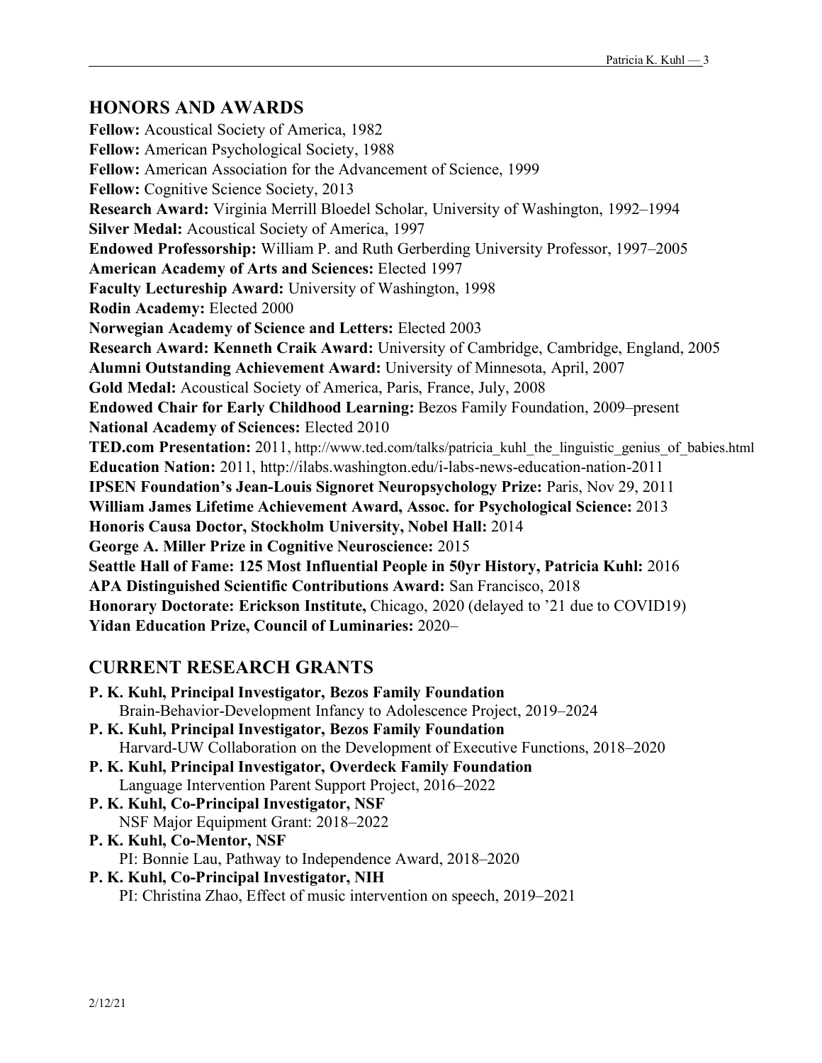## HONORS AND AWARDS

**Fellow:** Acoustical Society of America, 1982
**Fellow:** American Psychological Society, 1988
**Fellow:** American Association for the Advancement of Science, 1999
**Fellow:** Cognitive Science Society, 2013
**Research Award:** Virginia Merrill Bloedel Scholar, University of Washington, 1992–1994
**Silver Medal:** Acoustical Society of America, 1997
**Endowed Professorship:** William P. and Ruth Gerberding University Professor, 1997–2005
**American Academy of Arts and Sciences:** Elected 1997
**Faculty Lectureship Award:** University of Washington, 1998
**Rodin Academy:** Elected 2000
**Norwegian Academy of Science and Letters:** Elected 2003
**Research Award: Kenneth Craik Award:** University of Cambridge, Cambridge, England, 2005
**Alumni Outstanding Achievement Award:** University of Minnesota, April, 2007
**Gold Medal:** Acoustical Society of America, Paris, France, July, 2008
**Endowed Chair for Early Childhood Learning:** Bezos Family Foundation, 2009–present
**National Academy of Sciences:** Elected 2010
**TED.com Presentation:** 2011, http://www.ted.com/talks/patricia_kuhl_the_linguistic_genius_of_babies.html
**Education Nation:** 2011, http://ilabs.washington.edu/i-labs-news-education-nation-2011
**IPSEN Foundation's Jean-Louis Signoret Neuropsychology Prize:** Paris, Nov 29, 2011
**William James Lifetime Achievement Award, Assoc. for Psychological Science:** 2013
**Honoris Causa Doctor, Stockholm University, Nobel Hall:** 2014
**George A. Miller Prize in Cognitive Neuroscience:** 2015
**Seattle Hall of Fame: 125 Most Influential People in 50yr History, Patricia Kuhl:** 2016
**APA Distinguished Scientific Contributions Award:** San Francisco, 2018
**Honorary Doctorate: Erickson Institute,** Chicago, 2020 (delayed to '21 due to COVID19)
**Yidan Education Prize, Council of Luminaries:** 2020–

## CURRENT RESEARCH GRANTS

**P. K. Kuhl, Principal Investigator, Bezos Family Foundation**
Brain-Behavior-Development Infancy to Adolescence Project, 2019–2024

**P. K. Kuhl, Principal Investigator, Bezos Family Foundation**
Harvard-UW Collaboration on the Development of Executive Functions, 2018–2020

**P. K. Kuhl, Principal Investigator, Overdeck Family Foundation**
Language Intervention Parent Support Project, 2016–2022

**P. K. Kuhl, Co-Principal Investigator, NSF**
NSF Major Equipment Grant: 2018–2022

**P. K. Kuhl, Co-Mentor, NSF**
PI: Bonnie Lau, Pathway to Independence Award, 2018–2020

**P. K. Kuhl, Co-Principal Investigator, NIH**
PI: Christina Zhao, Effect of music intervention on speech, 2019–2021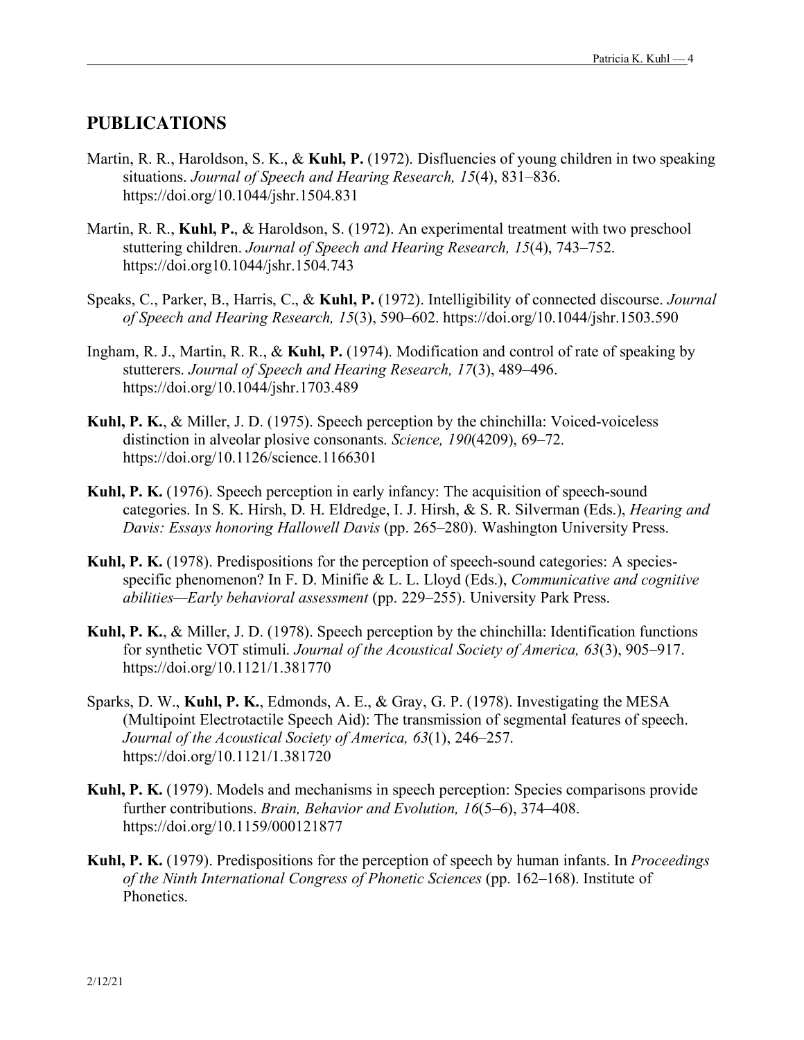## PUBLICATIONS

Martin, R. R., Haroldson, S. K., & **Kuhl, P.** (1972). Disfluencies of young children in two speaking situations. *Journal of Speech and Hearing Research, 15*(4), 831–836. https://doi.org/10.1044/jshr.1504.831

Martin, R. R., **Kuhl, P.**, & Haroldson, S. (1972). An experimental treatment with two preschool stuttering children. *Journal of Speech and Hearing Research, 15*(4), 743–752. https://doi.org10.1044/jshr.1504.743

Speaks, C., Parker, B., Harris, C., & **Kuhl, P.** (1972). Intelligibility of connected discourse. *Journal of Speech and Hearing Research, 15*(3), 590–602. https://doi.org/10.1044/jshr.1503.590

Ingham, R. J., Martin, R. R., & **Kuhl, P.** (1974). Modification and control of rate of speaking by stutterers. *Journal of Speech and Hearing Research, 17*(3), 489–496. https://doi.org/10.1044/jshr.1703.489

**Kuhl, P. K.**, & Miller, J. D. (1975). Speech perception by the chinchilla: Voiced-voiceless distinction in alveolar plosive consonants. *Science, 190*(4209), 69–72. https://doi.org/10.1126/science.1166301

**Kuhl, P. K.** (1976). Speech perception in early infancy: The acquisition of speech-sound categories. In S. K. Hirsh, D. H. Eldredge, I. J. Hirsh, & S. R. Silverman (Eds.), *Hearing and Davis: Essays honoring Hallowell Davis* (pp. 265–280). Washington University Press.

**Kuhl, P. K.** (1978). Predispositions for the perception of speech-sound categories: A species-specific phenomenon? In F. D. Minifie & L. L. Lloyd (Eds.), *Communicative and cognitive abilities—Early behavioral assessment* (pp. 229–255). University Park Press.

**Kuhl, P. K.**, & Miller, J. D. (1978). Speech perception by the chinchilla: Identification functions for synthetic VOT stimuli. *Journal of the Acoustical Society of America, 63*(3), 905–917. https://doi.org/10.1121/1.381770

Sparks, D. W., **Kuhl, P. K.**, Edmonds, A. E., & Gray, G. P. (1978). Investigating the MESA (Multipoint Electrotactile Speech Aid): The transmission of segmental features of speech. *Journal of the Acoustical Society of America, 63*(1), 246–257. https://doi.org/10.1121/1.381720

**Kuhl, P. K.** (1979). Models and mechanisms in speech perception: Species comparisons provide further contributions. *Brain, Behavior and Evolution, 16*(5–6), 374–408. https://doi.org/10.1159/000121877

**Kuhl, P. K.** (1979). Predispositions for the perception of speech by human infants. In *Proceedings of the Ninth International Congress of Phonetic Sciences* (pp. 162–168). Institute of Phonetics.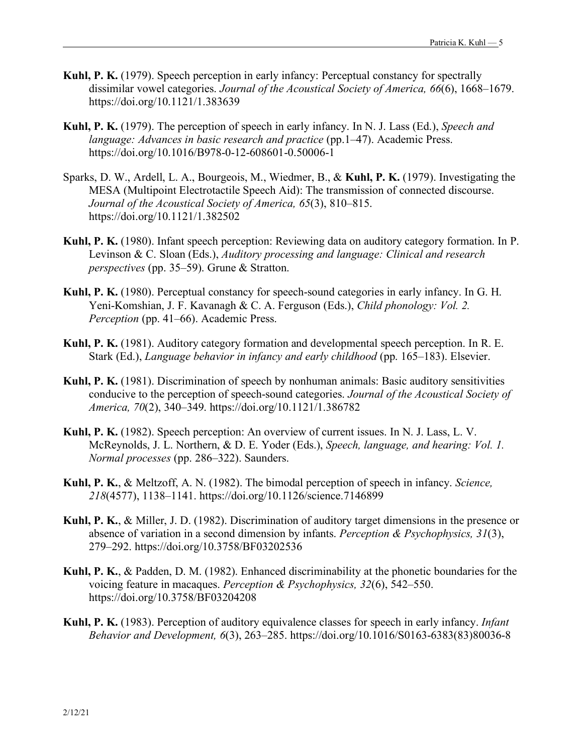**Kuhl, P. K.** (1979). Speech perception in early infancy: Perceptual constancy for spectrally dissimilar vowel categories. *Journal of the Acoustical Society of America, 66*(6), 1668–1679. https://doi.org/10.1121/1.383639

**Kuhl, P. K.** (1979). The perception of speech in early infancy. In N. J. Lass (Ed.), *Speech and language: Advances in basic research and practice* (pp.1–47). Academic Press. https://doi.org/10.1016/B978-0-12-608601-0.50006-1

Sparks, D. W., Ardell, L. A., Bourgeois, M., Wiedmer, B., & **Kuhl, P. K.** (1979). Investigating the MESA (Multipoint Electrotactile Speech Aid): The transmission of connected discourse. *Journal of the Acoustical Society of America, 65*(3), 810–815. https://doi.org/10.1121/1.382502

**Kuhl, P. K.** (1980). Infant speech perception: Reviewing data on auditory category formation. In P. Levinson & C. Sloan (Eds.), *Auditory processing and language: Clinical and research perspectives* (pp. 35–59). Grune & Stratton.

**Kuhl, P. K.** (1980). Perceptual constancy for speech-sound categories in early infancy. In G. H. Yeni-Komshian, J. F. Kavanagh & C. A. Ferguson (Eds.), *Child phonology: Vol. 2. Perception* (pp. 41–66). Academic Press.

**Kuhl, P. K.** (1981). Auditory category formation and developmental speech perception. In R. E. Stark (Ed.), *Language behavior in infancy and early childhood* (pp. 165–183). Elsevier.

**Kuhl, P. K.** (1981). Discrimination of speech by nonhuman animals: Basic auditory sensitivities conducive to the perception of speech-sound categories. *Journal of the Acoustical Society of America, 70*(2), 340–349. https://doi.org/10.1121/1.386782

**Kuhl, P. K.** (1982). Speech perception: An overview of current issues. In N. J. Lass, L. V. McReynolds, J. L. Northern, & D. E. Yoder (Eds.), *Speech, language, and hearing: Vol. 1. Normal processes* (pp. 286–322). Saunders.

**Kuhl, P. K.**, & Meltzoff, A. N. (1982). The bimodal perception of speech in infancy. *Science, 218*(4577), 1138–1141. https://doi.org/10.1126/science.7146899

**Kuhl, P. K.**, & Miller, J. D. (1982). Discrimination of auditory target dimensions in the presence or absence of variation in a second dimension by infants. *Perception & Psychophysics, 31*(3), 279–292. https://doi.org/10.3758/BF03202536

**Kuhl, P. K.**, & Padden, D. M. (1982). Enhanced discriminability at the phonetic boundaries for the voicing feature in macaques. *Perception & Psychophysics, 32*(6), 542–550. https://doi.org/10.3758/BF03204208

**Kuhl, P. K.** (1983). Perception of auditory equivalence classes for speech in early infancy. *Infant Behavior and Development, 6*(3), 263–285. https://doi.org/10.1016/S0163-6383(83)80036-8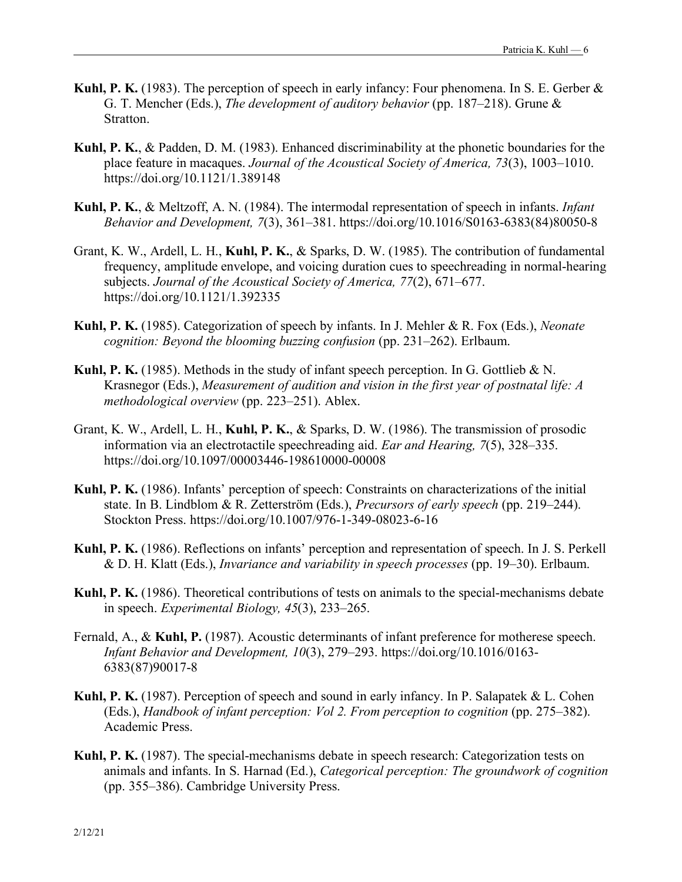**Kuhl, P. K.** (1983). The perception of speech in early infancy: Four phenomena. In S. E. Gerber & G. T. Mencher (Eds.), *The development of auditory behavior* (pp. 187–218). Grune & Stratton.

**Kuhl, P. K.**, & Padden, D. M. (1983). Enhanced discriminability at the phonetic boundaries for the place feature in macaques. *Journal of the Acoustical Society of America, 73*(3), 1003–1010. https://doi.org/10.1121/1.389148

**Kuhl, P. K.**, & Meltzoff, A. N. (1984). The intermodal representation of speech in infants. *Infant Behavior and Development, 7*(3), 361–381. https://doi.org/10.1016/S0163-6383(84)80050-8

Grant, K. W., Ardell, L. H., **Kuhl, P. K.**, & Sparks, D. W. (1985). The contribution of fundamental frequency, amplitude envelope, and voicing duration cues to speechreading in normal-hearing subjects. *Journal of the Acoustical Society of America, 77*(2), 671–677. https://doi.org/10.1121/1.392335

**Kuhl, P. K.** (1985). Categorization of speech by infants. In J. Mehler & R. Fox (Eds.), *Neonate cognition: Beyond the blooming buzzing confusion* (pp. 231–262). Erlbaum.

**Kuhl, P. K.** (1985). Methods in the study of infant speech perception. In G. Gottlieb & N. Krasnegor (Eds.), *Measurement of audition and vision in the first year of postnatal life: A methodological overview* (pp. 223–251). Ablex.

Grant, K. W., Ardell, L. H., **Kuhl, P. K.**, & Sparks, D. W. (1986). The transmission of prosodic information via an electrotactile speechreading aid. *Ear and Hearing, 7*(5), 328–335. https://doi.org/10.1097/00003446-198610000-00008

**Kuhl, P. K.** (1986). Infants' perception of speech: Constraints on characterizations of the initial state. In B. Lindblom & R. Zetterström (Eds.), *Precursors of early speech* (pp. 219–244). Stockton Press. https://doi.org/10.1007/976-1-349-08023-6-16

**Kuhl, P. K.** (1986). Reflections on infants' perception and representation of speech. In J. S. Perkell & D. H. Klatt (Eds.), *Invariance and variability in speech processes* (pp. 19–30). Erlbaum.

**Kuhl, P. K.** (1986). Theoretical contributions of tests on animals to the special-mechanisms debate in speech. *Experimental Biology, 45*(3), 233–265.

Fernald, A., & **Kuhl, P.** (1987). Acoustic determinants of infant preference for motherese speech. *Infant Behavior and Development, 10*(3), 279–293. https://doi.org/10.1016/0163-6383(87)90017-8

**Kuhl, P. K.** (1987). Perception of speech and sound in early infancy. In P. Salapatek & L. Cohen (Eds.), *Handbook of infant perception: Vol 2. From perception to cognition* (pp. 275–382). Academic Press.

**Kuhl, P. K.** (1987). The special-mechanisms debate in speech research: Categorization tests on animals and infants. In S. Harnad (Ed.), *Categorical perception: The groundwork of cognition* (pp. 355–386). Cambridge University Press.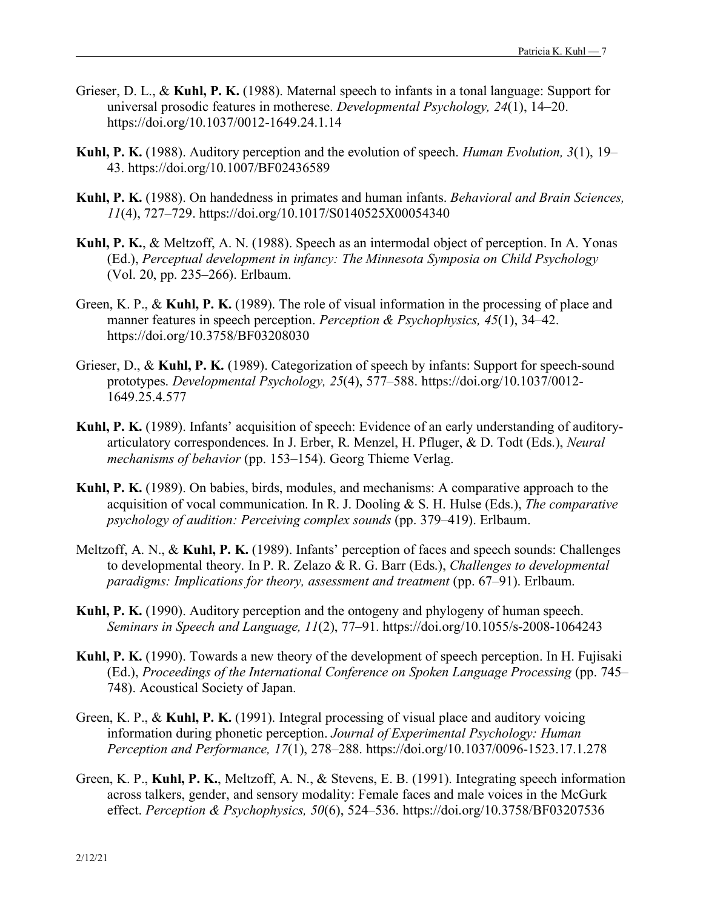Grieser, D. L., & **Kuhl, P. K.** (1988). Maternal speech to infants in a tonal language: Support for universal prosodic features in motherese. *Developmental Psychology, 24*(1), 14–20. https://doi.org/10.1037/0012-1649.24.1.14

**Kuhl, P. K.** (1988). Auditory perception and the evolution of speech. *Human Evolution, 3*(1), 19–43. https://doi.org/10.1007/BF02436589

**Kuhl, P. K.** (1988). On handedness in primates and human infants. *Behavioral and Brain Sciences, 11*(4), 727–729. https://doi.org/10.1017/S0140525X00054340

**Kuhl, P. K.**, & Meltzoff, A. N. (1988). Speech as an intermodal object of perception. In A. Yonas (Ed.), *Perceptual development in infancy: The Minnesota Symposia on Child Psychology* (Vol. 20, pp. 235–266). Erlbaum.

Green, K. P., & **Kuhl, P. K.** (1989). The role of visual information in the processing of place and manner features in speech perception. *Perception & Psychophysics, 45*(1), 34–42. https://doi.org/10.3758/BF03208030

Grieser, D., & **Kuhl, P. K.** (1989). Categorization of speech by infants: Support for speech-sound prototypes. *Developmental Psychology, 25*(4), 577–588. https://doi.org/10.1037/0012-1649.25.4.577

**Kuhl, P. K.** (1989). Infants' acquisition of speech: Evidence of an early understanding of auditory-articulatory correspondences. In J. Erber, R. Menzel, H. Pfluger, & D. Todt (Eds.), *Neural mechanisms of behavior* (pp. 153–154). Georg Thieme Verlag.

**Kuhl, P. K.** (1989). On babies, birds, modules, and mechanisms: A comparative approach to the acquisition of vocal communication. In R. J. Dooling & S. H. Hulse (Eds.), *The comparative psychology of audition: Perceiving complex sounds* (pp. 379–419). Erlbaum.

Meltzoff, A. N., & **Kuhl, P. K.** (1989). Infants' perception of faces and speech sounds: Challenges to developmental theory. In P. R. Zelazo & R. G. Barr (Eds.), *Challenges to developmental paradigms: Implications for theory, assessment and treatment* (pp. 67–91). Erlbaum.

**Kuhl, P. K.** (1990). Auditory perception and the ontogeny and phylogeny of human speech. *Seminars in Speech and Language, 11*(2), 77–91. https://doi.org/10.1055/s-2008-1064243

**Kuhl, P. K.** (1990). Towards a new theory of the development of speech perception. In H. Fujisaki (Ed.), *Proceedings of the International Conference on Spoken Language Processing* (pp. 745–748). Acoustical Society of Japan.

Green, K. P., & **Kuhl, P. K.** (1991). Integral processing of visual place and auditory voicing information during phonetic perception. *Journal of Experimental Psychology: Human Perception and Performance, 17*(1), 278–288. https://doi.org/10.1037/0096-1523.17.1.278

Green, K. P., **Kuhl, P. K.**, Meltzoff, A. N., & Stevens, E. B. (1991). Integrating speech information across talkers, gender, and sensory modality: Female faces and male voices in the McGurk effect. *Perception & Psychophysics, 50*(6), 524–536. https://doi.org/10.3758/BF03207536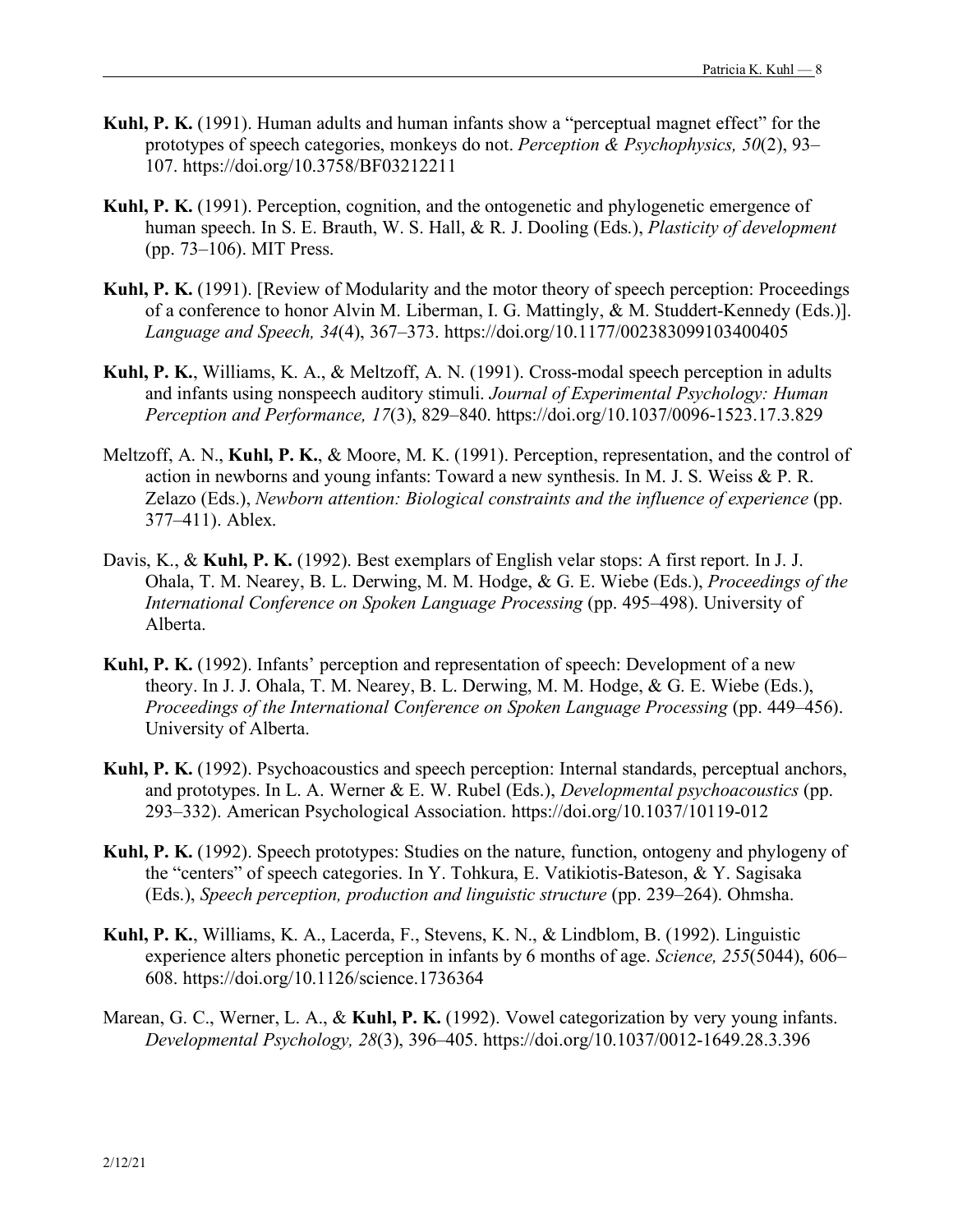**Kuhl, P. K.** (1991). Human adults and human infants show a "perceptual magnet effect" for the prototypes of speech categories, monkeys do not. *Perception & Psychophysics, 50*(2), 93–107. https://doi.org/10.3758/BF03212211

**Kuhl, P. K.** (1991). Perception, cognition, and the ontogenetic and phylogenetic emergence of human speech. In S. E. Brauth, W. S. Hall, & R. J. Dooling (Eds.), *Plasticity of development* (pp. 73–106). MIT Press.

**Kuhl, P. K.** (1991). [Review of Modularity and the motor theory of speech perception: Proceedings of a conference to honor Alvin M. Liberman, I. G. Mattingly, & M. Studdert-Kennedy (Eds.)]. *Language and Speech, 34*(4), 367–373. https://doi.org/10.1177/002383099103400405

**Kuhl, P. K.**, Williams, K. A., & Meltzoff, A. N. (1991). Cross-modal speech perception in adults and infants using nonspeech auditory stimuli. *Journal of Experimental Psychology: Human Perception and Performance, 17*(3), 829–840. https://doi.org/10.1037/0096-1523.17.3.829

Meltzoff, A. N., **Kuhl, P. K.**, & Moore, M. K. (1991). Perception, representation, and the control of action in newborns and young infants: Toward a new synthesis. In M. J. S. Weiss & P. R. Zelazo (Eds.), *Newborn attention: Biological constraints and the influence of experience* (pp. 377–411). Ablex.

Davis, K., & **Kuhl, P. K.** (1992). Best exemplars of English velar stops: A first report. In J. J. Ohala, T. M. Nearey, B. L. Derwing, M. M. Hodge, & G. E. Wiebe (Eds.), *Proceedings of the International Conference on Spoken Language Processing* (pp. 495–498). University of Alberta.

**Kuhl, P. K.** (1992). Infants' perception and representation of speech: Development of a new theory. In J. J. Ohala, T. M. Nearey, B. L. Derwing, M. M. Hodge, & G. E. Wiebe (Eds.), *Proceedings of the International Conference on Spoken Language Processing* (pp. 449–456). University of Alberta.

**Kuhl, P. K.** (1992). Psychoacoustics and speech perception: Internal standards, perceptual anchors, and prototypes. In L. A. Werner & E. W. Rubel (Eds.), *Developmental psychoacoustics* (pp. 293–332). American Psychological Association. https://doi.org/10.1037/10119-012

**Kuhl, P. K.** (1992). Speech prototypes: Studies on the nature, function, ontogeny and phylogeny of the "centers" of speech categories. In Y. Tohkura, E. Vatikiotis-Bateson, & Y. Sagisaka (Eds.), *Speech perception, production and linguistic structure* (pp. 239–264). Ohmsha.

**Kuhl, P. K.**, Williams, K. A., Lacerda, F., Stevens, K. N., & Lindblom, B. (1992). Linguistic experience alters phonetic perception in infants by 6 months of age. *Science, 255*(5044), 606–608. https://doi.org/10.1126/science.1736364

Marean, G. C., Werner, L. A., & **Kuhl, P. K.** (1992). Vowel categorization by very young infants. *Developmental Psychology, 28*(3), 396–405. https://doi.org/10.1037/0012-1649.28.3.396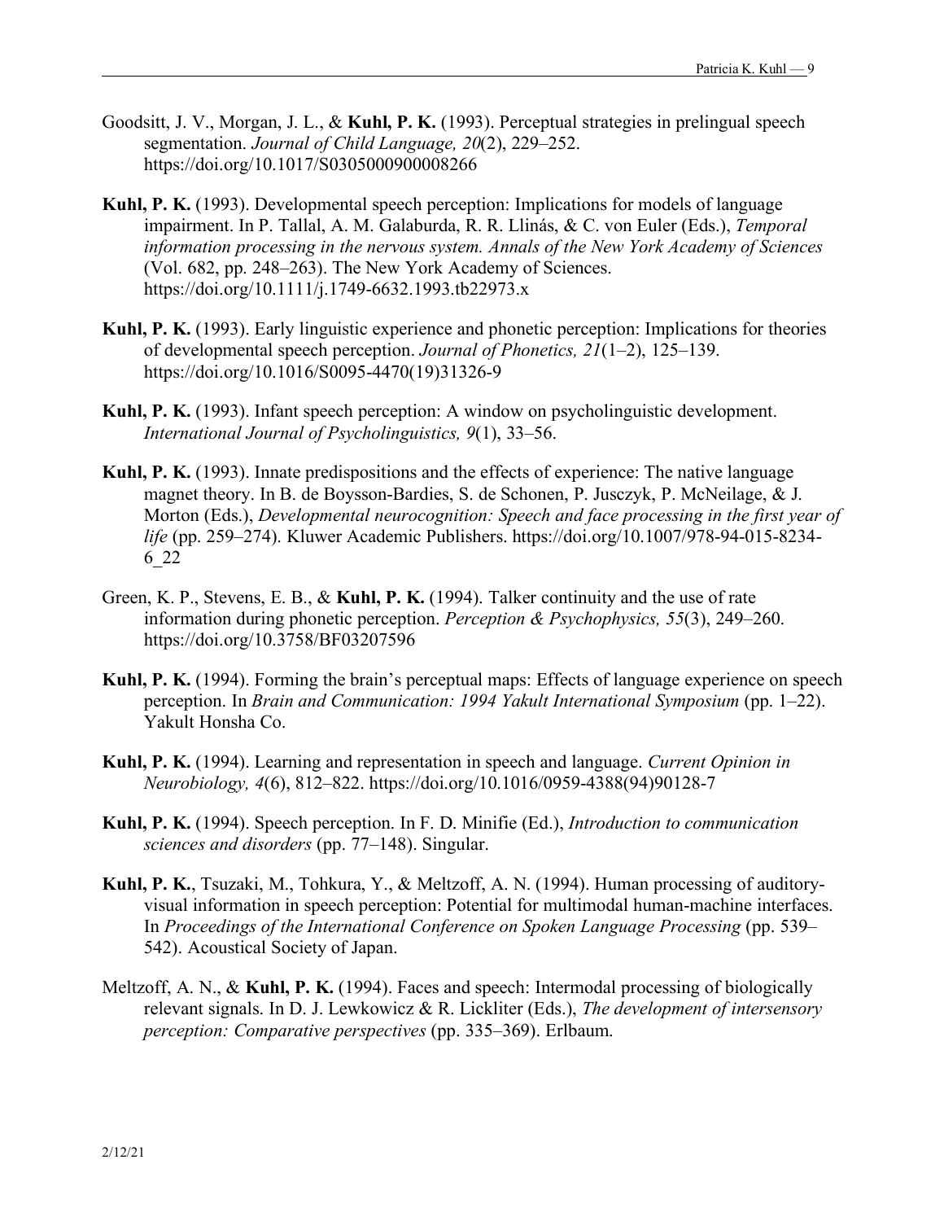Goodsitt, J. V., Morgan, J. L., & **Kuhl, P. K.** (1993). Perceptual strategies in prelingual speech segmentation. *Journal of Child Language, 20*(2), 229–252. https://doi.org/10.1017/S0305000900008266

**Kuhl, P. K.** (1993). Developmental speech perception: Implications for models of language impairment. In P. Tallal, A. M. Galaburda, R. R. Llinás, & C. von Euler (Eds.), *Temporal information processing in the nervous system. Annals of the New York Academy of Sciences* (Vol. 682, pp. 248–263). The New York Academy of Sciences. https://doi.org/10.1111/j.1749-6632.1993.tb22973.x

**Kuhl, P. K.** (1993). Early linguistic experience and phonetic perception: Implications for theories of developmental speech perception. *Journal of Phonetics, 21*(1–2), 125–139. https://doi.org/10.1016/S0095-4470(19)31326-9

**Kuhl, P. K.** (1993). Infant speech perception: A window on psycholinguistic development. *International Journal of Psycholinguistics, 9*(1), 33–56.

**Kuhl, P. K.** (1993). Innate predispositions and the effects of experience: The native language magnet theory. In B. de Boysson-Bardies, S. de Schonen, P. Jusczyk, P. McNeilage, & J. Morton (Eds.), *Developmental neurocognition: Speech and face processing in the first year of life* (pp. 259–274). Kluwer Academic Publishers. https://doi.org/10.1007/978-94-015-8234-6_22

Green, K. P., Stevens, E. B., & **Kuhl, P. K.** (1994). Talker continuity and the use of rate information during phonetic perception. *Perception & Psychophysics, 55*(3), 249–260. https://doi.org/10.3758/BF03207596

**Kuhl, P. K.** (1994). Forming the brain's perceptual maps: Effects of language experience on speech perception. In *Brain and Communication: 1994 Yakult International Symposium* (pp. 1–22). Yakult Honsha Co.

**Kuhl, P. K.** (1994). Learning and representation in speech and language. *Current Opinion in Neurobiology, 4*(6), 812–822. https://doi.org/10.1016/0959-4388(94)90128-7

**Kuhl, P. K.** (1994). Speech perception. In F. D. Minifie (Ed.), *Introduction to communication sciences and disorders* (pp. 77–148). Singular.

**Kuhl, P. K.**, Tsuzaki, M., Tohkura, Y., & Meltzoff, A. N. (1994). Human processing of auditory-visual information in speech perception: Potential for multimodal human-machine interfaces. In *Proceedings of the International Conference on Spoken Language Processing* (pp. 539–542). Acoustical Society of Japan.

Meltzoff, A. N., & **Kuhl, P. K.** (1994). Faces and speech: Intermodal processing of biologically relevant signals. In D. J. Lewkowicz & R. Lickliter (Eds.), *The development of intersensory perception: Comparative perspectives* (pp. 335–369). Erlbaum.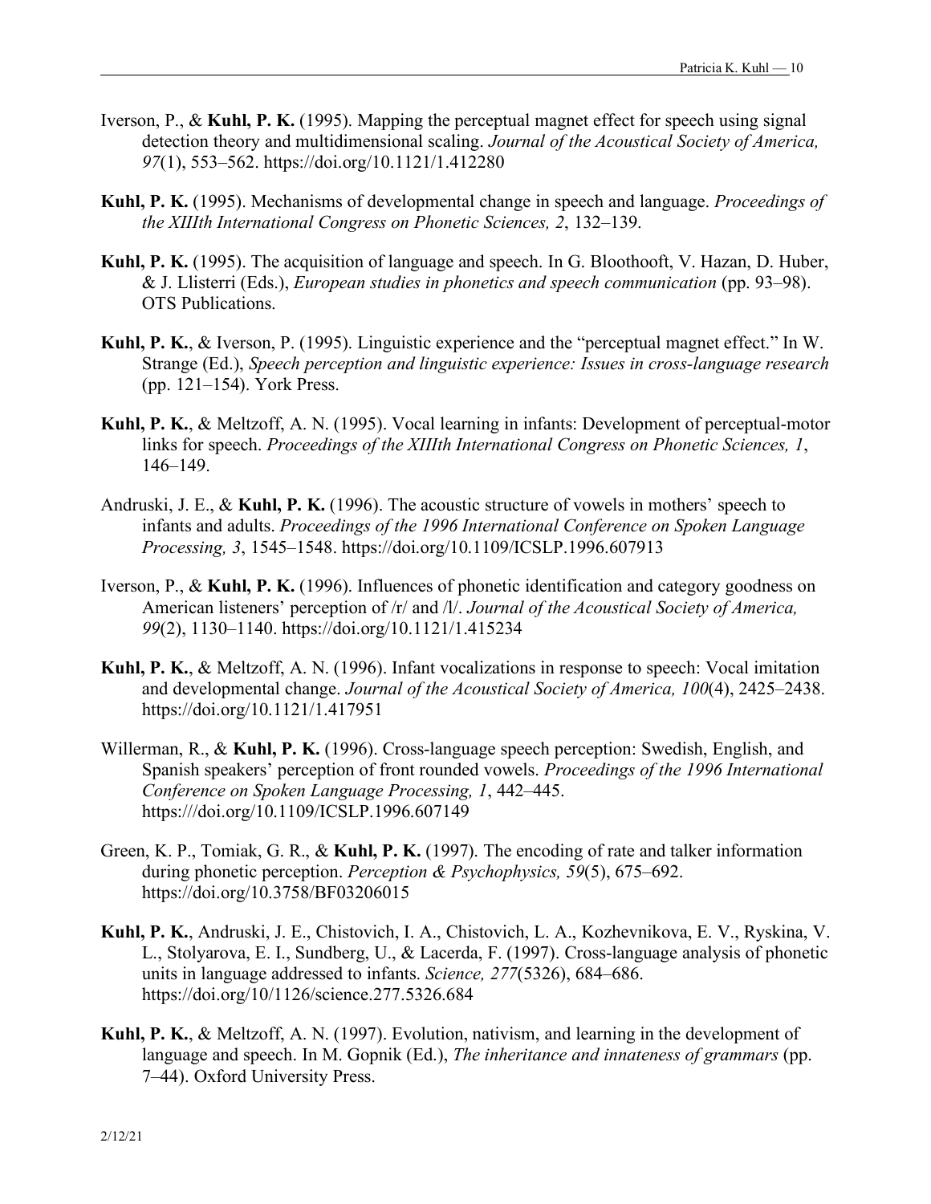Iverson, P., & **Kuhl, P. K.** (1995). Mapping the perceptual magnet effect for speech using signal detection theory and multidimensional scaling. *Journal of the Acoustical Society of America, 97*(1), 553–562. https://doi.org/10.1121/1.412280

**Kuhl, P. K.** (1995). Mechanisms of developmental change in speech and language. *Proceedings of the XIIIth International Congress on Phonetic Sciences, 2*, 132–139.

**Kuhl, P. K.** (1995). The acquisition of language and speech. In G. Bloothooft, V. Hazan, D. Huber, & J. Llisterri (Eds.), *European studies in phonetics and speech communication* (pp. 93–98). OTS Publications.

**Kuhl, P. K.**, & Iverson, P. (1995). Linguistic experience and the "perceptual magnet effect." In W. Strange (Ed.), *Speech perception and linguistic experience: Issues in cross-language research* (pp. 121–154). York Press.

**Kuhl, P. K.**, & Meltzoff, A. N. (1995). Vocal learning in infants: Development of perceptual-motor links for speech. *Proceedings of the XIIIth International Congress on Phonetic Sciences, 1*, 146–149.

Andruski, J. E., & **Kuhl, P. K.** (1996). The acoustic structure of vowels in mothers' speech to infants and adults. *Proceedings of the 1996 International Conference on Spoken Language Processing, 3*, 1545–1548. https://doi.org/10.1109/ICSLP.1996.607913

Iverson, P., & **Kuhl, P. K.** (1996). Influences of phonetic identification and category goodness on American listeners' perception of /r/ and /l/. *Journal of the Acoustical Society of America, 99*(2), 1130–1140. https://doi.org/10.1121/1.415234

**Kuhl, P. K.**, & Meltzoff, A. N. (1996). Infant vocalizations in response to speech: Vocal imitation and developmental change. *Journal of the Acoustical Society of America, 100*(4), 2425–2438. https://doi.org/10.1121/1.417951

Willerman, R., & **Kuhl, P. K.** (1996). Cross-language speech perception: Swedish, English, and Spanish speakers' perception of front rounded vowels. *Proceedings of the 1996 International Conference on Spoken Language Processing, 1*, 442–445. https:///doi.org/10.1109/ICSLP.1996.607149

Green, K. P., Tomiak, G. R., & **Kuhl, P. K.** (1997). The encoding of rate and talker information during phonetic perception. *Perception & Psychophysics, 59*(5), 675–692. https://doi.org/10.3758/BF03206015

**Kuhl, P. K.**, Andruski, J. E., Chistovich, I. A., Chistovich, L. A., Kozhevnikova, E. V., Ryskina, V. L., Stolyarova, E. I., Sundberg, U., & Lacerda, F. (1997). Cross-language analysis of phonetic units in language addressed to infants. *Science, 277*(5326), 684–686. https://doi.org/10/1126/science.277.5326.684

**Kuhl, P. K.**, & Meltzoff, A. N. (1997). Evolution, nativism, and learning in the development of language and speech. In M. Gopnik (Ed.), *The inheritance and innateness of grammars* (pp. 7–44). Oxford University Press.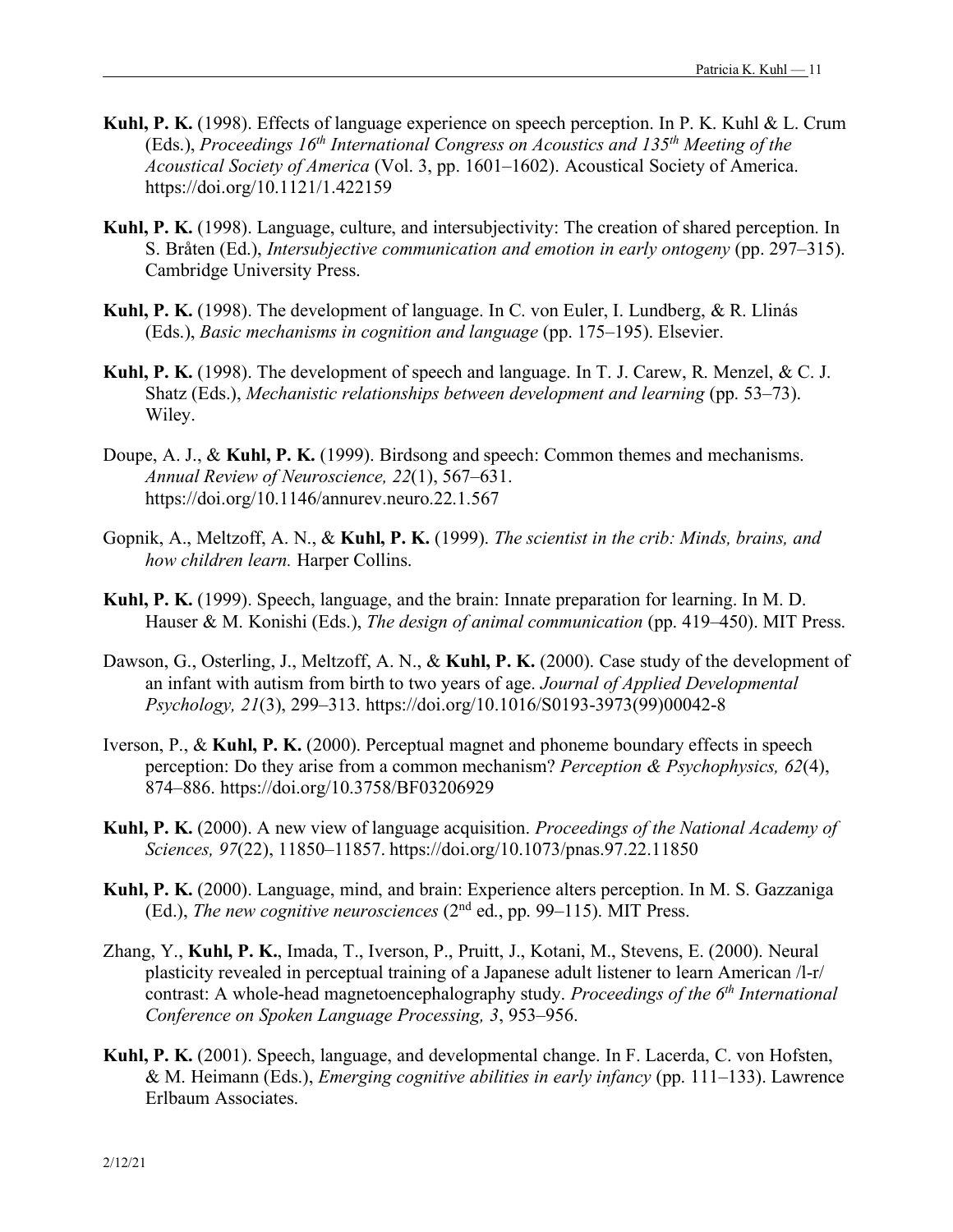**Kuhl, P. K.** (1998). Effects of language experience on speech perception. In P. K. Kuhl & L. Crum (Eds.), *Proceedings 16th International Congress on Acoustics and 135th Meeting of the Acoustical Society of America* (Vol. 3, pp. 1601–1602). Acoustical Society of America. https://doi.org/10.1121/1.422159

**Kuhl, P. K.** (1998). Language, culture, and intersubjectivity: The creation of shared perception. In S. Bråten (Ed.), *Intersubjective communication and emotion in early ontogeny* (pp. 297–315). Cambridge University Press.

**Kuhl, P. K.** (1998). The development of language. In C. von Euler, I. Lundberg, & R. Llinás (Eds.), *Basic mechanisms in cognition and language* (pp. 175–195). Elsevier.

**Kuhl, P. K.** (1998). The development of speech and language. In T. J. Carew, R. Menzel, & C. J. Shatz (Eds.), *Mechanistic relationships between development and learning* (pp. 53–73). Wiley.

Doupe, A. J., & **Kuhl, P. K.** (1999). Birdsong and speech: Common themes and mechanisms. *Annual Review of Neuroscience, 22*(1), 567–631. https://doi.org/10.1146/annurev.neuro.22.1.567

Gopnik, A., Meltzoff, A. N., & **Kuhl, P. K.** (1999). *The scientist in the crib: Minds, brains, and how children learn.* Harper Collins.

**Kuhl, P. K.** (1999). Speech, language, and the brain: Innate preparation for learning. In M. D. Hauser & M. Konishi (Eds.), *The design of animal communication* (pp. 419–450). MIT Press.

Dawson, G., Osterling, J., Meltzoff, A. N., & **Kuhl, P. K.** (2000). Case study of the development of an infant with autism from birth to two years of age. *Journal of Applied Developmental Psychology, 21*(3), 299–313. https://doi.org/10.1016/S0193-3973(99)00042-8

Iverson, P., & **Kuhl, P. K.** (2000). Perceptual magnet and phoneme boundary effects in speech perception: Do they arise from a common mechanism? *Perception & Psychophysics, 62*(4), 874–886. https://doi.org/10.3758/BF03206929

**Kuhl, P. K.** (2000). A new view of language acquisition. *Proceedings of the National Academy of Sciences, 97*(22), 11850–11857. https://doi.org/10.1073/pnas.97.22.11850

**Kuhl, P. K.** (2000). Language, mind, and brain: Experience alters perception. In M. S. Gazzaniga (Ed.), *The new cognitive neurosciences* (2nd ed., pp. 99–115). MIT Press.

Zhang, Y., **Kuhl, P. K.**, Imada, T., Iverson, P., Pruitt, J., Kotani, M., Stevens, E. (2000). Neural plasticity revealed in perceptual training of a Japanese adult listener to learn American /l-r/ contrast: A whole-head magnetoencephalography study. *Proceedings of the 6th International Conference on Spoken Language Processing, 3*, 953–956.

**Kuhl, P. K.** (2001). Speech, language, and developmental change. In F. Lacerda, C. von Hofsten, & M. Heimann (Eds.), *Emerging cognitive abilities in early infancy* (pp. 111–133). Lawrence Erlbaum Associates.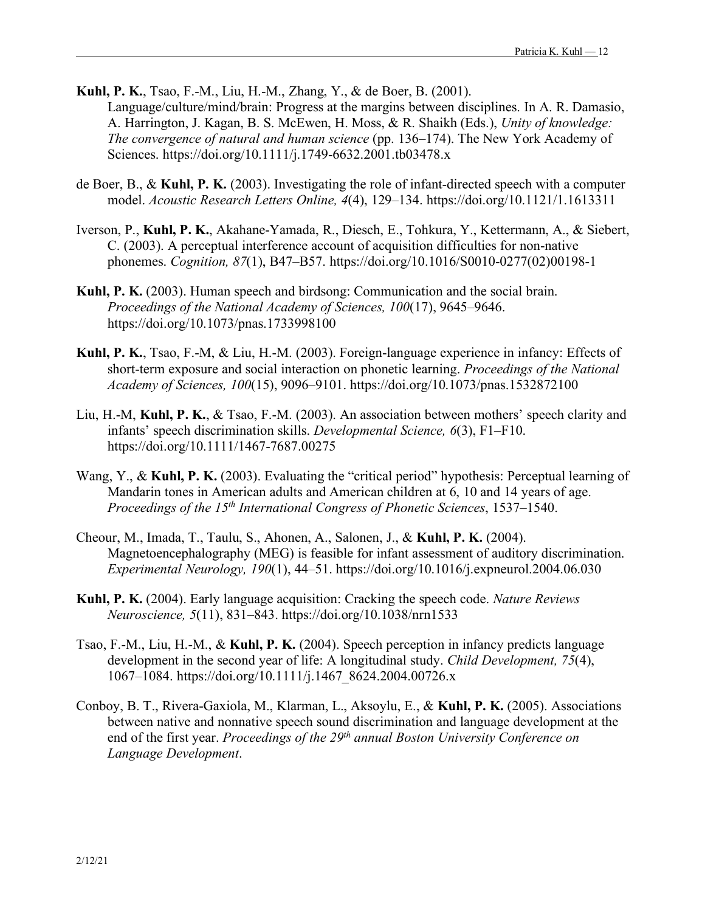**Kuhl, P. K.**, Tsao, F.-M., Liu, H.-M., Zhang, Y., & de Boer, B. (2001). Language/culture/mind/brain: Progress at the margins between disciplines. In A. R. Damasio, A. Harrington, J. Kagan, B. S. McEwen, H. Moss, & R. Shaikh (Eds.), *Unity of knowledge: The convergence of natural and human science* (pp. 136–174). The New York Academy of Sciences. https://doi.org/10.1111/j.1749-6632.2001.tb03478.x

de Boer, B., & **Kuhl, P. K.** (2003). Investigating the role of infant-directed speech with a computer model. *Acoustic Research Letters Online, 4*(4), 129–134. https://doi.org/10.1121/1.1613311

Iverson, P., **Kuhl, P. K.**, Akahane-Yamada, R., Diesch, E., Tohkura, Y., Kettermann, A., & Siebert, C. (2003). A perceptual interference account of acquisition difficulties for non-native phonemes. *Cognition, 87*(1), B47–B57. https://doi.org/10.1016/S0010-0277(02)00198-1

**Kuhl, P. K.** (2003). Human speech and birdsong: Communication and the social brain. *Proceedings of the National Academy of Sciences, 100*(17), 9645–9646. https://doi.org/10.1073/pnas.1733998100

**Kuhl, P. K.**, Tsao, F.-M, & Liu, H.-M. (2003). Foreign-language experience in infancy: Effects of short-term exposure and social interaction on phonetic learning. *Proceedings of the National Academy of Sciences, 100*(15), 9096–9101. https://doi.org/10.1073/pnas.1532872100

Liu, H.-M, **Kuhl, P. K.**, & Tsao, F.-M. (2003). An association between mothers' speech clarity and infants' speech discrimination skills. *Developmental Science, 6*(3), F1–F10. https://doi.org/10.1111/1467-7687.00275

Wang, Y., & **Kuhl, P. K.** (2003). Evaluating the "critical period" hypothesis: Perceptual learning of Mandarin tones in American adults and American children at 6, 10 and 14 years of age. *Proceedings of the 15th International Congress of Phonetic Sciences*, 1537–1540.

Cheour, M., Imada, T., Taulu, S., Ahonen, A., Salonen, J., & **Kuhl, P. K.** (2004). Magnetoencephalography (MEG) is feasible for infant assessment of auditory discrimination. *Experimental Neurology, 190*(1), 44–51. https://doi.org/10.1016/j.expneurol.2004.06.030

**Kuhl, P. K.** (2004). Early language acquisition: Cracking the speech code. *Nature Reviews Neuroscience, 5*(11), 831–843. https://doi.org/10.1038/nrn1533

Tsao, F.-M., Liu, H.-M., & **Kuhl, P. K.** (2004). Speech perception in infancy predicts language development in the second year of life: A longitudinal study. *Child Development, 75*(4), 1067–1084. https://doi.org/10.1111/j.1467_8624.2004.00726.x

Conboy, B. T., Rivera-Gaxiola, M., Klarman, L., Aksoylu, E., & **Kuhl, P. K.** (2005). Associations between native and nonnative speech sound discrimination and language development at the end of the first year. *Proceedings of the 29th annual Boston University Conference on Language Development*.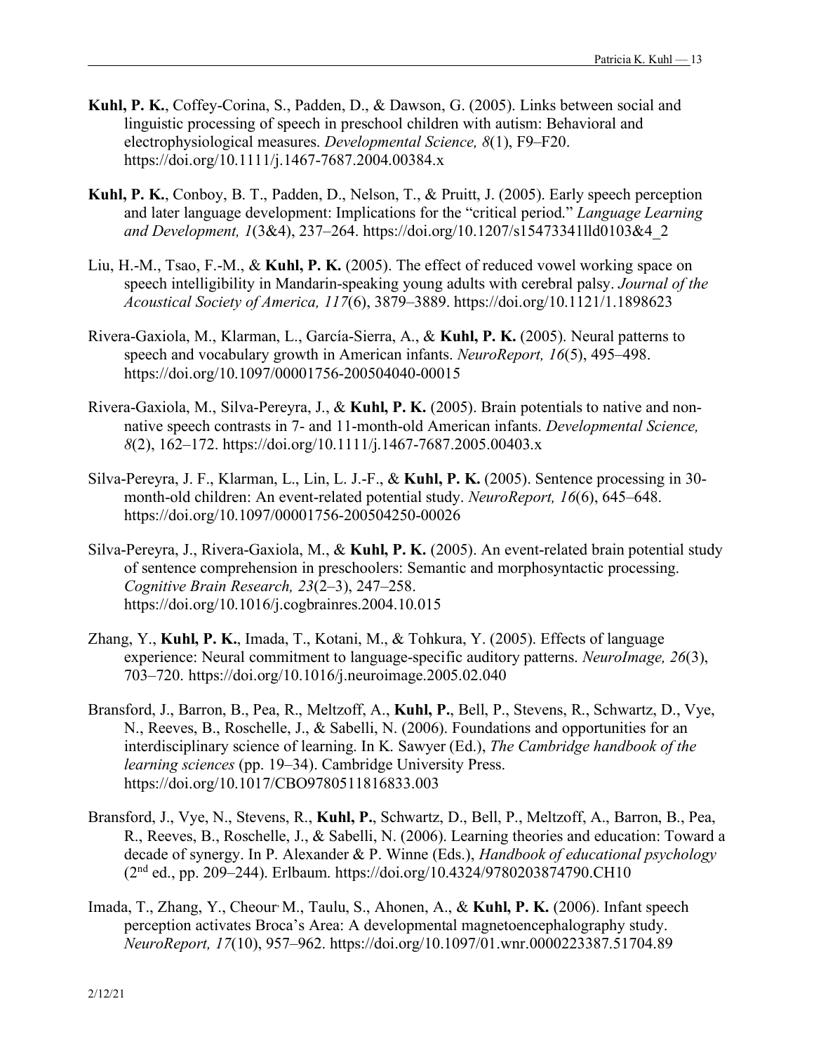**Kuhl, P. K.**, Coffey-Corina, S., Padden, D., & Dawson, G. (2005). Links between social and linguistic processing of speech in preschool children with autism: Behavioral and electrophysiological measures. *Developmental Science, 8*(1), F9–F20. https://doi.org/10.1111/j.1467-7687.2004.00384.x

**Kuhl, P. K.**, Conboy, B. T., Padden, D., Nelson, T., & Pruitt, J. (2005). Early speech perception and later language development: Implications for the "critical period." *Language Learning and Development, 1*(3&4), 237–264. https://doi.org/10.1207/s15473341lld0103&4_2

Liu, H.-M., Tsao, F.-M., & **Kuhl, P. K.** (2005). The effect of reduced vowel working space on speech intelligibility in Mandarin-speaking young adults with cerebral palsy. *Journal of the Acoustical Society of America, 117*(6), 3879–3889. https://doi.org/10.1121/1.1898623

Rivera-Gaxiola, M., Klarman, L., García-Sierra, A., & **Kuhl, P. K.** (2005). Neural patterns to speech and vocabulary growth in American infants. *NeuroReport, 16*(5), 495–498. https://doi.org/10.1097/00001756-200504040-00015

Rivera-Gaxiola, M., Silva-Pereyra, J., & **Kuhl, P. K.** (2005). Brain potentials to native and non-native speech contrasts in 7- and 11-month-old American infants. *Developmental Science, 8*(2), 162–172. https://doi.org/10.1111/j.1467-7687.2005.00403.x

Silva-Pereyra, J. F., Klarman, L., Lin, L. J.-F., & **Kuhl, P. K.** (2005). Sentence processing in 30-month-old children: An event-related potential study. *NeuroReport, 16*(6), 645–648. https://doi.org/10.1097/00001756-200504250-00026

Silva-Pereyra, J., Rivera-Gaxiola, M., & **Kuhl, P. K.** (2005). An event-related brain potential study of sentence comprehension in preschoolers: Semantic and morphosyntactic processing. *Cognitive Brain Research, 23*(2–3), 247–258. https://doi.org/10.1016/j.cogbrainres.2004.10.015

Zhang, Y., **Kuhl, P. K.**, Imada, T., Kotani, M., & Tohkura, Y. (2005). Effects of language experience: Neural commitment to language-specific auditory patterns. *NeuroImage, 26*(3), 703–720. https://doi.org/10.1016/j.neuroimage.2005.02.040

Bransford, J., Barron, B., Pea, R., Meltzoff, A., **Kuhl, P.**, Bell, P., Stevens, R., Schwartz, D., Vye, N., Reeves, B., Roschelle, J., & Sabelli, N. (2006). Foundations and opportunities for an interdisciplinary science of learning. In K. Sawyer (Ed.), *The Cambridge handbook of the learning sciences* (pp. 19–34). Cambridge University Press. https://doi.org/10.1017/CBO9780511816833.003

Bransford, J., Vye, N., Stevens, R., **Kuhl, P.**, Schwartz, D., Bell, P., Meltzoff, A., Barron, B., Pea, R., Reeves, B., Roschelle, J., & Sabelli, N. (2006). Learning theories and education: Toward a decade of synergy. In P. Alexander & P. Winne (Eds.), *Handbook of educational psychology* (2nd ed., pp. 209–244). Erlbaum. https://doi.org/10.4324/9780203874790.CH10

Imada, T., Zhang, Y., Cheour, M., Taulu, S., Ahonen, A., & **Kuhl, P. K.** (2006). Infant speech perception activates Broca's Area: A developmental magnetoencephalography study. *NeuroReport, 17*(10), 957–962. https://doi.org/10.1097/01.wnr.0000223387.51704.89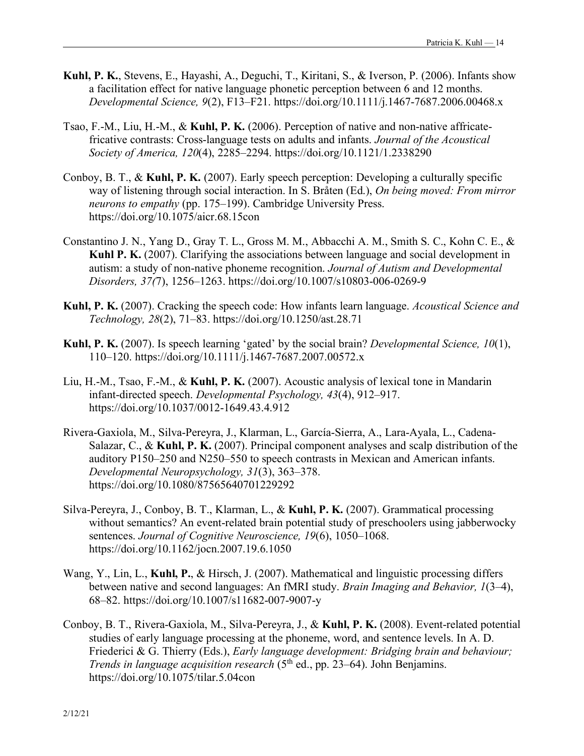**Kuhl, P. K.**, Stevens, E., Hayashi, A., Deguchi, T., Kiritani, S., & Iverson, P. (2006). Infants show a facilitation effect for native language phonetic perception between 6 and 12 months. *Developmental Science, 9*(2), F13–F21. https://doi.org/10.1111/j.1467-7687.2006.00468.x

Tsao, F.-M., Liu, H.-M., & **Kuhl, P. K.** (2006). Perception of native and non-native affricate-fricative contrasts: Cross-language tests on adults and infants. *Journal of the Acoustical Society of America, 120*(4), 2285–2294. https://doi.org/10.1121/1.2338290

Conboy, B. T., & **Kuhl, P. K.** (2007). Early speech perception: Developing a culturally specific way of listening through social interaction. In S. Bråten (Ed.), *On being moved: From mirror neurons to empathy* (pp. 175–199). Cambridge University Press. https://doi.org/10.1075/aicr.68.15con

Constantino J. N., Yang D., Gray T. L., Gross M. M., Abbacchi A. M., Smith S. C., Kohn C. E., & **Kuhl P. K.** (2007). Clarifying the associations between language and social development in autism: a study of non-native phoneme recognition. *Journal of Autism and Developmental Disorders, 37(*7), 1256–1263. https://doi.org/10.1007/s10803-006-0269-9

**Kuhl, P. K.** (2007). Cracking the speech code: How infants learn language. *Acoustical Science and Technology, 28*(2), 71–83. https://doi.org/10.1250/ast.28.71

**Kuhl, P. K.** (2007). Is speech learning 'gated' by the social brain? *Developmental Science, 10*(1), 110–120. https://doi.org/10.1111/j.1467-7687.2007.00572.x

Liu, H.-M., Tsao, F.-M., & **Kuhl, P. K.** (2007). Acoustic analysis of lexical tone in Mandarin infant-directed speech. *Developmental Psychology, 43*(4), 912–917. https://doi.org/10.1037/0012-1649.43.4.912

Rivera-Gaxiola, M., Silva-Pereyra, J., Klarman, L., García-Sierra, A., Lara-Ayala, L., Cadena-Salazar, C., & **Kuhl, P. K.** (2007). Principal component analyses and scalp distribution of the auditory P150–250 and N250–550 to speech contrasts in Mexican and American infants. *Developmental Neuropsychology, 31*(3), 363–378. https://doi.org/10.1080/87565640701229292

Silva-Pereyra, J., Conboy, B. T., Klarman, L., & **Kuhl, P. K.** (2007). Grammatical processing without semantics? An event-related brain potential study of preschoolers using jabberwocky sentences. *Journal of Cognitive Neuroscience, 19*(6), 1050–1068. https://doi.org/10.1162/jocn.2007.19.6.1050

Wang, Y., Lin, L., **Kuhl, P.**, & Hirsch, J. (2007). Mathematical and linguistic processing differs between native and second languages: An fMRI study. *Brain Imaging and Behavior, 1*(3–4), 68–82. https://doi.org/10.1007/s11682-007-9007-y

Conboy, B. T., Rivera-Gaxiola, M., Silva-Pereyra, J., & **Kuhl, P. K.** (2008). Event-related potential studies of early language processing at the phoneme, word, and sentence levels. In A. D. Friederici & G. Thierry (Eds.), *Early language development: Bridging brain and behaviour; Trends in language acquisition research* (5th ed., pp. 23–64). John Benjamins. https://doi.org/10.1075/tilar.5.04con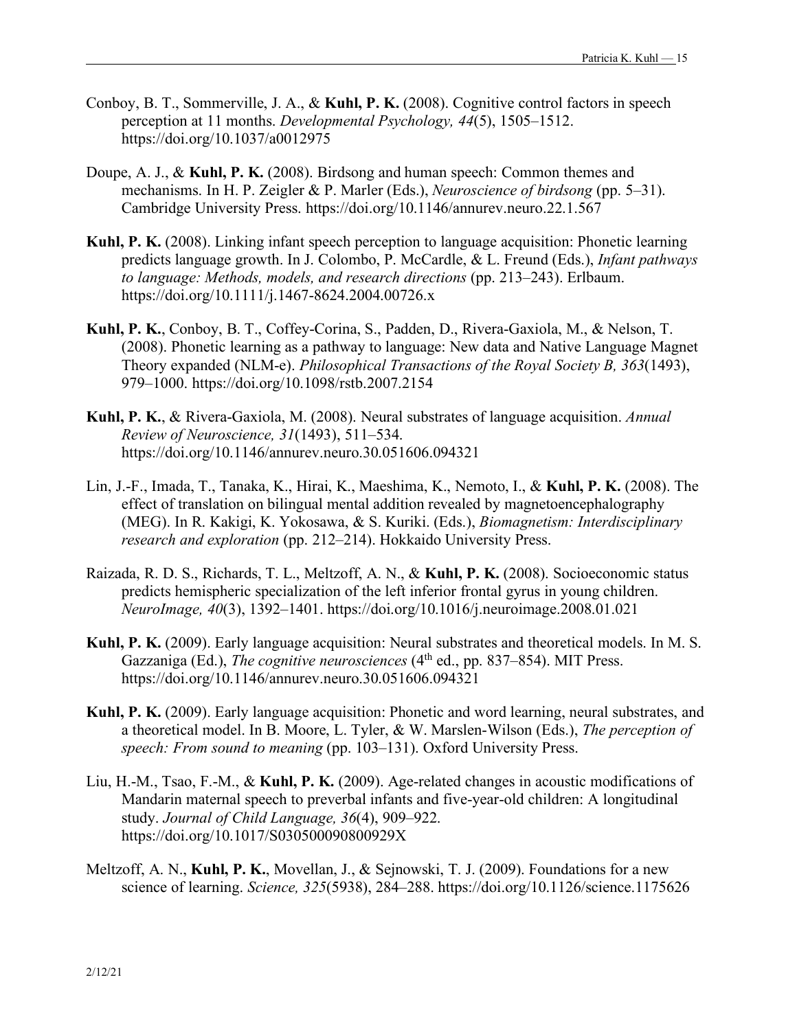Conboy, B. T., Sommerville, J. A., & **Kuhl, P. K.** (2008). Cognitive control factors in speech perception at 11 months. *Developmental Psychology, 44*(5), 1505–1512. https://doi.org/10.1037/a0012975

Doupe, A. J., & **Kuhl, P. K.** (2008). Birdsong and human speech: Common themes and mechanisms. In H. P. Zeigler & P. Marler (Eds.), *Neuroscience of birdsong* (pp. 5–31). Cambridge University Press. https://doi.org/10.1146/annurev.neuro.22.1.567

**Kuhl, P. K.** (2008). Linking infant speech perception to language acquisition: Phonetic learning predicts language growth. In J. Colombo, P. McCardle, & L. Freund (Eds.), *Infant pathways to language: Methods, models, and research directions* (pp. 213–243). Erlbaum. https://doi.org/10.1111/j.1467-8624.2004.00726.x

**Kuhl, P. K.**, Conboy, B. T., Coffey-Corina, S., Padden, D., Rivera-Gaxiola, M., & Nelson, T. (2008). Phonetic learning as a pathway to language: New data and Native Language Magnet Theory expanded (NLM-e). *Philosophical Transactions of the Royal Society B, 363*(1493), 979–1000. https://doi.org/10.1098/rstb.2007.2154

**Kuhl, P. K.**, & Rivera-Gaxiola, M. (2008). Neural substrates of language acquisition. *Annual Review of Neuroscience, 31*(1493), 511–534. https://doi.org/10.1146/annurev.neuro.30.051606.094321

Lin, J.-F., Imada, T., Tanaka, K., Hirai, K., Maeshima, K., Nemoto, I., & **Kuhl, P. K.** (2008). The effect of translation on bilingual mental addition revealed by magnetoencephalography (MEG). In R. Kakigi, K. Yokosawa, & S. Kuriki. (Eds.), *Biomagnetism: Interdisciplinary research and exploration* (pp. 212–214). Hokkaido University Press.

Raizada, R. D. S., Richards, T. L., Meltzoff, A. N., & **Kuhl, P. K.** (2008). Socioeconomic status predicts hemispheric specialization of the left inferior frontal gyrus in young children. *NeuroImage, 40*(3), 1392–1401. https://doi.org/10.1016/j.neuroimage.2008.01.021

**Kuhl, P. K.** (2009). Early language acquisition: Neural substrates and theoretical models. In M. S. Gazzaniga (Ed.), *The cognitive neurosciences* (4th ed., pp. 837–854). MIT Press. https://doi.org/10.1146/annurev.neuro.30.051606.094321

**Kuhl, P. K.** (2009). Early language acquisition: Phonetic and word learning, neural substrates, and a theoretical model. In B. Moore, L. Tyler, & W. Marslen-Wilson (Eds.), *The perception of speech: From sound to meaning* (pp. 103–131). Oxford University Press.

Liu, H.-M., Tsao, F.-M., & **Kuhl, P. K.** (2009). Age-related changes in acoustic modifications of Mandarin maternal speech to preverbal infants and five-year-old children: A longitudinal study. *Journal of Child Language, 36*(4), 909–922. https://doi.org/10.1017/S030500090800929X

Meltzoff, A. N., **Kuhl, P. K.**, Movellan, J., & Sejnowski, T. J. (2009). Foundations for a new science of learning. *Science, 325*(5938), 284–288. https://doi.org/10.1126/science.1175626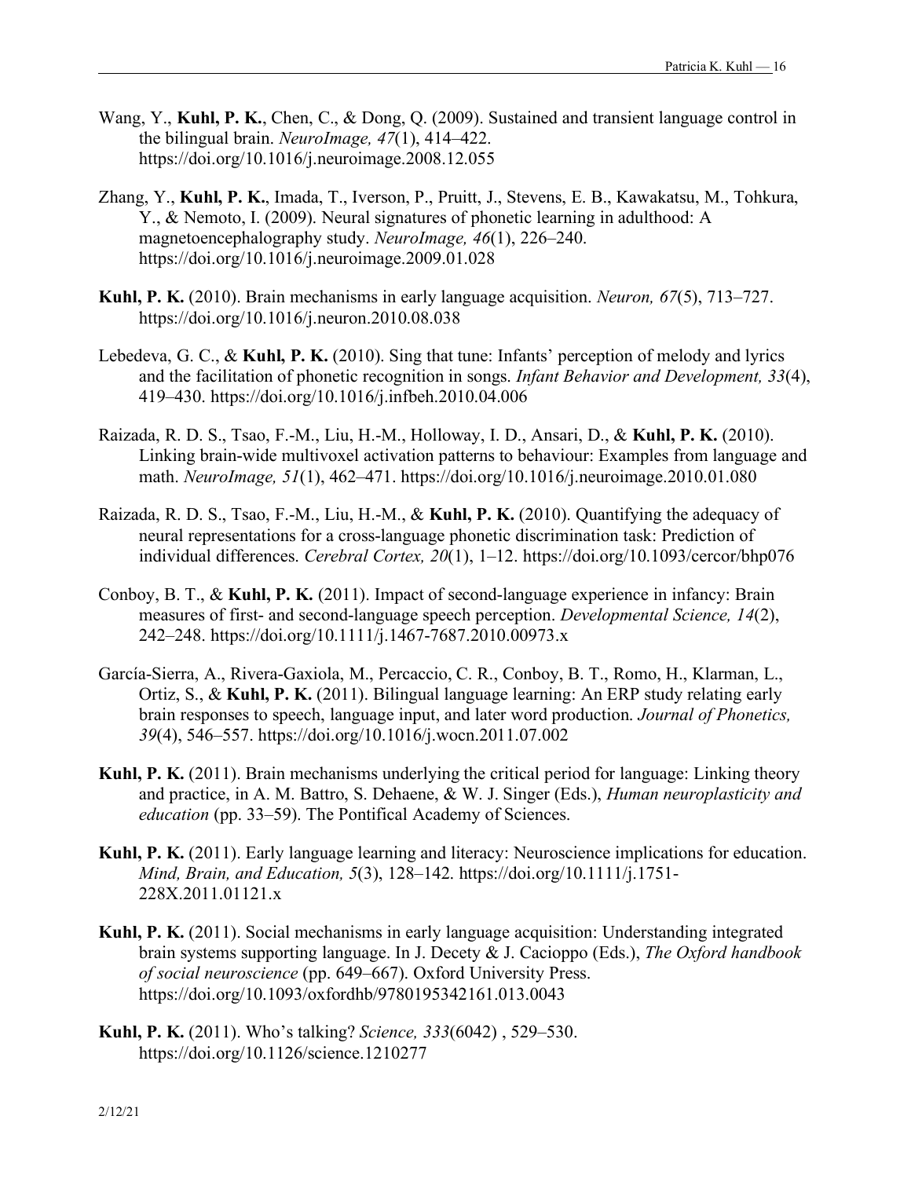Wang, Y., **Kuhl, P. K.**, Chen, C., & Dong, Q. (2009). Sustained and transient language control in the bilingual brain. *NeuroImage, 47*(1), 414–422. https://doi.org/10.1016/j.neuroimage.2008.12.055

Zhang, Y., **Kuhl, P. K.**, Imada, T., Iverson, P., Pruitt, J., Stevens, E. B., Kawakatsu, M., Tohkura, Y., & Nemoto, I. (2009). Neural signatures of phonetic learning in adulthood: A magnetoencephalography study. *NeuroImage, 46*(1), 226–240. https://doi.org/10.1016/j.neuroimage.2009.01.028

**Kuhl, P. K.** (2010). Brain mechanisms in early language acquisition. *Neuron, 67*(5), 713–727. https://doi.org/10.1016/j.neuron.2010.08.038

Lebedeva, G. C., & **Kuhl, P. K.** (2010). Sing that tune: Infants' perception of melody and lyrics and the facilitation of phonetic recognition in songs. *Infant Behavior and Development, 33*(4), 419–430. https://doi.org/10.1016/j.infbeh.2010.04.006

Raizada, R. D. S., Tsao, F.-M., Liu, H.-M., Holloway, I. D., Ansari, D., & **Kuhl, P. K.** (2010). Linking brain-wide multivoxel activation patterns to behaviour: Examples from language and math. *NeuroImage, 51*(1), 462–471. https://doi.org/10.1016/j.neuroimage.2010.01.080

Raizada, R. D. S., Tsao, F.-M., Liu, H.-M., & **Kuhl, P. K.** (2010). Quantifying the adequacy of neural representations for a cross-language phonetic discrimination task: Prediction of individual differences. *Cerebral Cortex, 20*(1), 1–12. https://doi.org/10.1093/cercor/bhp076

Conboy, B. T., & **Kuhl, P. K.** (2011). Impact of second-language experience in infancy: Brain measures of first- and second-language speech perception. *Developmental Science, 14*(2), 242–248. https://doi.org/10.1111/j.1467-7687.2010.00973.x

García-Sierra, A., Rivera-Gaxiola, M., Percaccio, C. R., Conboy, B. T., Romo, H., Klarman, L., Ortiz, S., & **Kuhl, P. K.** (2011). Bilingual language learning: An ERP study relating early brain responses to speech, language input, and later word production. *Journal of Phonetics, 39*(4), 546–557. https://doi.org/10.1016/j.wocn.2011.07.002

**Kuhl, P. K.** (2011). Brain mechanisms underlying the critical period for language: Linking theory and practice, in A. M. Battro, S. Dehaene, & W. J. Singer (Eds.), *Human neuroplasticity and education* (pp. 33–59). The Pontifical Academy of Sciences.

**Kuhl, P. K.** (2011). Early language learning and literacy: Neuroscience implications for education. *Mind, Brain, and Education, 5*(3), 128–142. https://doi.org/10.1111/j.1751-228X.2011.01121.x

**Kuhl, P. K.** (2011). Social mechanisms in early language acquisition: Understanding integrated brain systems supporting language. In J. Decety & J. Cacioppo (Eds.), *The Oxford handbook of social neuroscience* (pp. 649–667). Oxford University Press. https://doi.org/10.1093/oxfordhb/9780195342161.013.0043

**Kuhl, P. K.** (2011). Who's talking? *Science, 333*(6042) , 529–530. https://doi.org/10.1126/science.1210277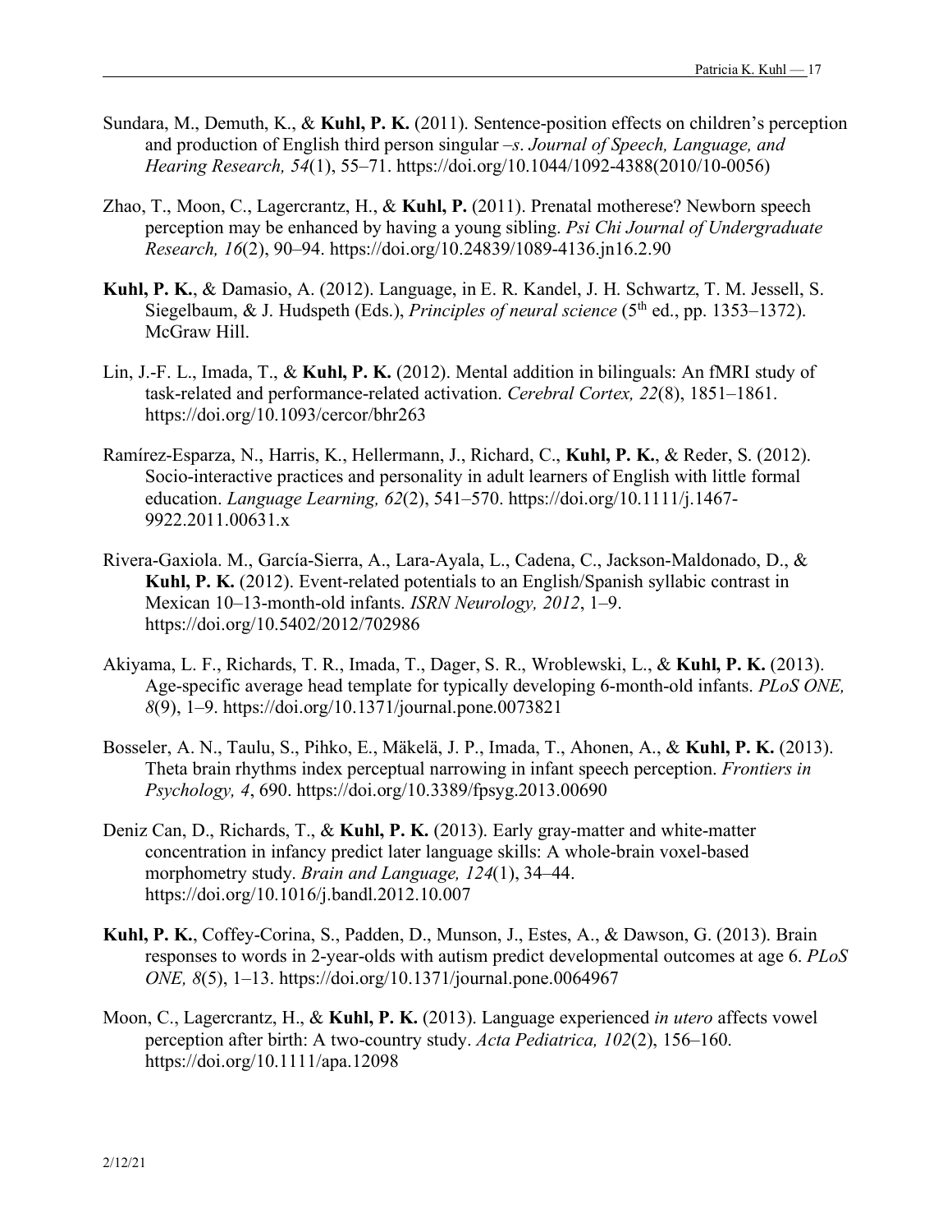Sundara, M., Demuth, K., & **Kuhl, P. K.** (2011). Sentence-position effects on children's perception and production of English third person singular *–s*. *Journal of Speech, Language, and Hearing Research, 54*(1), 55–71. https://doi.org/10.1044/1092-4388(2010/10-0056)

Zhao, T., Moon, C., Lagercrantz, H., & **Kuhl, P.** (2011). Prenatal motherese? Newborn speech perception may be enhanced by having a young sibling. *Psi Chi Journal of Undergraduate Research, 16*(2), 90–94. https://doi.org/10.24839/1089-4136.jn16.2.90

**Kuhl, P. K.**, & Damasio, A. (2012). Language, in E. R. Kandel, J. H. Schwartz, T. M. Jessell, S. Siegelbaum, & J. Hudspeth (Eds.), *Principles of neural science* (5th ed., pp. 1353–1372). McGraw Hill.

Lin, J.-F. L., Imada, T., & **Kuhl, P. K.** (2012). Mental addition in bilinguals: An fMRI study of task-related and performance-related activation. *Cerebral Cortex, 22*(8), 1851–1861. https://doi.org/10.1093/cercor/bhr263

Ramírez-Esparza, N., Harris, K., Hellermann, J., Richard, C., **Kuhl, P. K.**, & Reder, S. (2012). Socio-interactive practices and personality in adult learners of English with little formal education. *Language Learning, 62*(2), 541–570. https://doi.org/10.1111/j.1467-9922.2011.00631.x

Rivera-Gaxiola. M., García-Sierra, A., Lara-Ayala, L., Cadena, C., Jackson-Maldonado, D., & **Kuhl, P. K.** (2012). Event-related potentials to an English/Spanish syllabic contrast in Mexican 10–13-month-old infants. *ISRN Neurology, 2012*, 1–9. https://doi.org/10.5402/2012/702986

Akiyama, L. F., Richards, T. R., Imada, T., Dager, S. R., Wroblewski, L., & **Kuhl, P. K.** (2013). Age-specific average head template for typically developing 6-month-old infants. *PLoS ONE, 8*(9), 1–9. https://doi.org/10.1371/journal.pone.0073821

Bosseler, A. N., Taulu, S., Pihko, E., Mäkelä, J. P., Imada, T., Ahonen, A., & **Kuhl, P. K.** (2013). Theta brain rhythms index perceptual narrowing in infant speech perception. *Frontiers in Psychology, 4*, 690. https://doi.org/10.3389/fpsyg.2013.00690

Deniz Can, D., Richards, T., & **Kuhl, P. K.** (2013). Early gray-matter and white-matter concentration in infancy predict later language skills: A whole-brain voxel-based morphometry study. *Brain and Language, 124*(1), 34–44. https://doi.org/10.1016/j.bandl.2012.10.007

**Kuhl, P. K.**, Coffey-Corina, S., Padden, D., Munson, J., Estes, A., & Dawson, G. (2013). Brain responses to words in 2-year-olds with autism predict developmental outcomes at age 6. *PLoS ONE, 8*(5), 1–13. https://doi.org/10.1371/journal.pone.0064967

Moon, C., Lagercrantz, H., & **Kuhl, P. K.** (2013). Language experienced *in utero* affects vowel perception after birth: A two-country study. *Acta Pediatrica, 102*(2), 156–160. https://doi.org/10.1111/apa.12098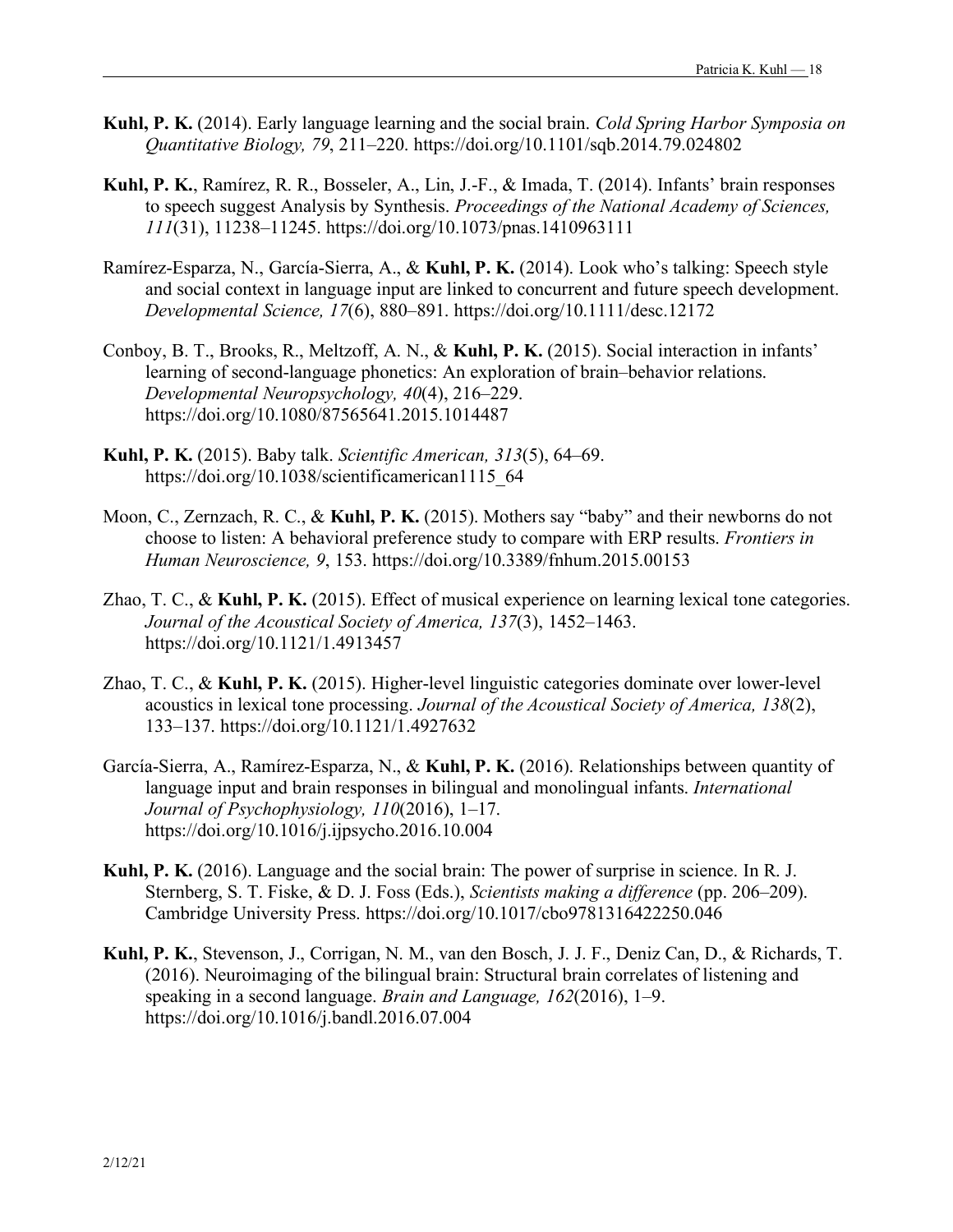**Kuhl, P. K.** (2014). Early language learning and the social brain. *Cold Spring Harbor Symposia on Quantitative Biology, 79*, 211–220. https://doi.org/10.1101/sqb.2014.79.024802

**Kuhl, P. K.**, Ramírez, R. R., Bosseler, A., Lin, J.-F., & Imada, T. (2014). Infants' brain responses to speech suggest Analysis by Synthesis. *Proceedings of the National Academy of Sciences, 111*(31), 11238–11245. https://doi.org/10.1073/pnas.1410963111

Ramírez-Esparza, N., García-Sierra, A., & **Kuhl, P. K.** (2014). Look who's talking: Speech style and social context in language input are linked to concurrent and future speech development. *Developmental Science, 17*(6), 880–891. https://doi.org/10.1111/desc.12172

Conboy, B. T., Brooks, R., Meltzoff, A. N., & **Kuhl, P. K.** (2015). Social interaction in infants' learning of second-language phonetics: An exploration of brain–behavior relations. *Developmental Neuropsychology, 40*(4), 216–229. https://doi.org/10.1080/87565641.2015.1014487

**Kuhl, P. K.** (2015). Baby talk. *Scientific American, 313*(5), 64–69. https://doi.org/10.1038/scientificamerican1115_64

Moon, C., Zernzach, R. C., & **Kuhl, P. K.** (2015). Mothers say "baby" and their newborns do not choose to listen: A behavioral preference study to compare with ERP results. *Frontiers in Human Neuroscience, 9*, 153. https://doi.org/10.3389/fnhum.2015.00153

Zhao, T. C., & **Kuhl, P. K.** (2015). Effect of musical experience on learning lexical tone categories. *Journal of the Acoustical Society of America, 137*(3), 1452–1463. https://doi.org/10.1121/1.4913457

Zhao, T. C., & **Kuhl, P. K.** (2015). Higher-level linguistic categories dominate over lower-level acoustics in lexical tone processing. *Journal of the Acoustical Society of America, 138*(2), 133–137. https://doi.org/10.1121/1.4927632

García-Sierra, A., Ramírez-Esparza, N., & **Kuhl, P. K.** (2016). Relationships between quantity of language input and brain responses in bilingual and monolingual infants. *International Journal of Psychophysiology, 110*(2016), 1–17. https://doi.org/10.1016/j.ijpsycho.2016.10.004

**Kuhl, P. K.** (2016). Language and the social brain: The power of surprise in science. In R. J. Sternberg, S. T. Fiske, & D. J. Foss (Eds.), *Scientists making a difference* (pp. 206–209). Cambridge University Press. https://doi.org/10.1017/cbo9781316422250.046

**Kuhl, P. K.**, Stevenson, J., Corrigan, N. M., van den Bosch, J. J. F., Deniz Can, D., & Richards, T. (2016). Neuroimaging of the bilingual brain: Structural brain correlates of listening and speaking in a second language. *Brain and Language, 162*(2016), 1–9. https://doi.org/10.1016/j.bandl.2016.07.004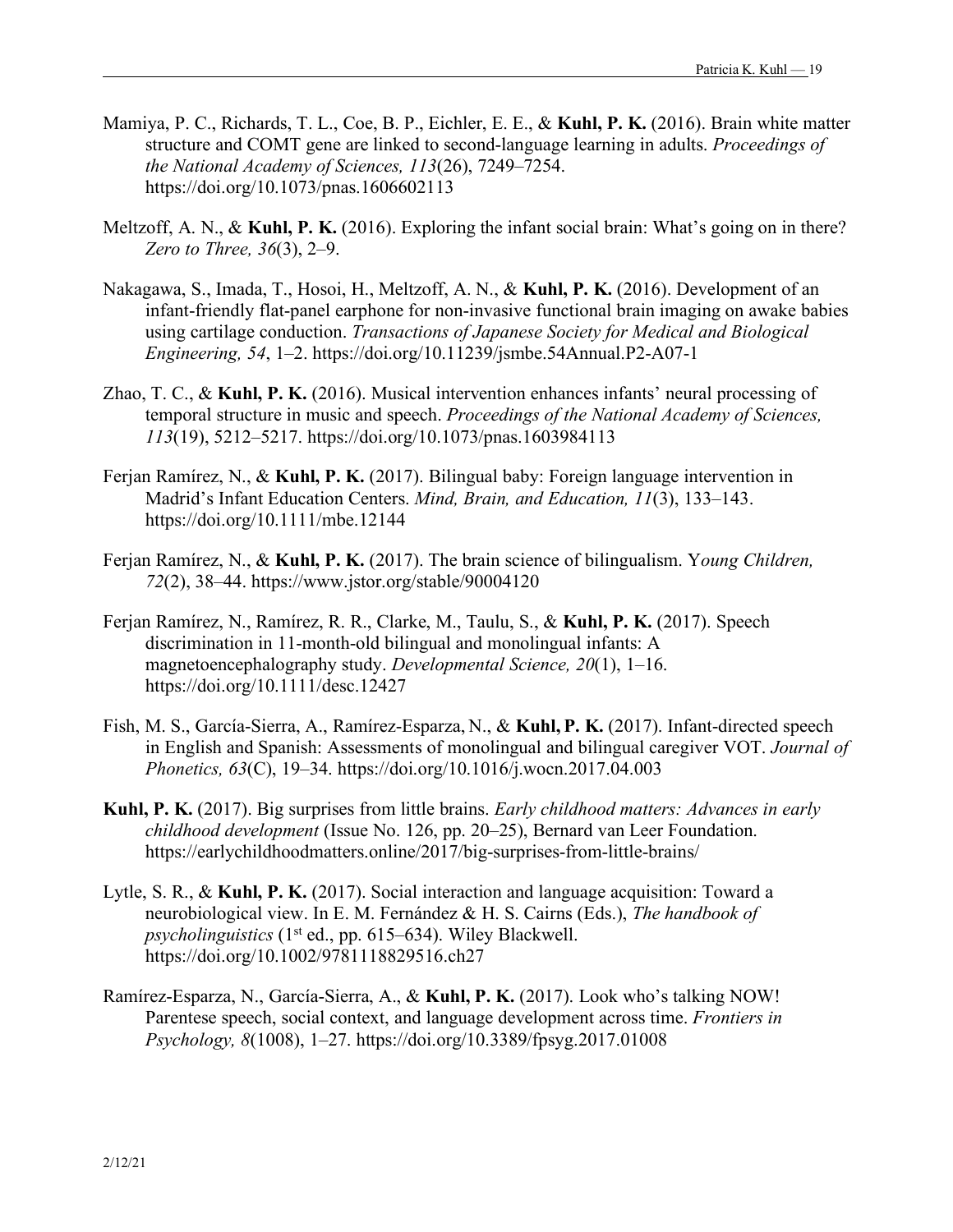Mamiya, P. C., Richards, T. L., Coe, B. P., Eichler, E. E., & **Kuhl, P. K.** (2016). Brain white matter structure and COMT gene are linked to second-language learning in adults. *Proceedings of the National Academy of Sciences, 113*(26), 7249–7254. https://doi.org/10.1073/pnas.1606602113

Meltzoff, A. N., & **Kuhl, P. K.** (2016). Exploring the infant social brain: What's going on in there? *Zero to Three, 36*(3), 2–9.

Nakagawa, S., Imada, T., Hosoi, H., Meltzoff, A. N., & **Kuhl, P. K.** (2016). Development of an infant-friendly flat-panel earphone for non-invasive functional brain imaging on awake babies using cartilage conduction. *Transactions of Japanese Society for Medical and Biological Engineering, 54*, 1–2. https://doi.org/10.11239/jsmbe.54Annual.P2-A07-1

Zhao, T. C., & **Kuhl, P. K.** (2016). Musical intervention enhances infants' neural processing of temporal structure in music and speech. *Proceedings of the National Academy of Sciences, 113*(19), 5212–5217. https://doi.org/10.1073/pnas.1603984113

Ferjan Ramírez, N., & **Kuhl, P. K.** (2017). Bilingual baby: Foreign language intervention in Madrid's Infant Education Centers. *Mind, Brain, and Education, 11*(3), 133–143. https://doi.org/10.1111/mbe.12144

Ferjan Ramírez, N., & **Kuhl, P. K.** (2017). The brain science of bilingualism. Y*oung Children, 72*(2), 38–44. https://www.jstor.org/stable/90004120

Ferjan Ramírez, N., Ramírez, R. R., Clarke, M., Taulu, S., & **Kuhl, P. K.** (2017). Speech discrimination in 11-month-old bilingual and monolingual infants: A magnetoencephalography study. *Developmental Science, 20*(1), 1–16. https://doi.org/10.1111/desc.12427

Fish, M. S., García-Sierra, A., Ramírez-Esparza, N., & **Kuhl, P. K.** (2017). Infant-directed speech in English and Spanish: Assessments of monolingual and bilingual caregiver VOT. *Journal of Phonetics, 63*(C), 19–34. https://doi.org/10.1016/j.wocn.2017.04.003

**Kuhl, P. K.** (2017). Big surprises from little brains. *Early childhood matters: Advances in early childhood development* (Issue No. 126, pp. 20–25), Bernard van Leer Foundation. https://earlychildhoodmatters.online/2017/big-surprises-from-little-brains/

Lytle, S. R., & **Kuhl, P. K.** (2017). Social interaction and language acquisition: Toward a neurobiological view. In E. M. Fernández & H. S. Cairns (Eds.), *The handbook of psycholinguistics* (1st ed., pp. 615–634). Wiley Blackwell. https://doi.org/10.1002/9781118829516.ch27

Ramírez-Esparza, N., García-Sierra, A., & **Kuhl, P. K.** (2017). Look who's talking NOW! Parentese speech, social context, and language development across time. *Frontiers in Psychology, 8*(1008), 1–27. https://doi.org/10.3389/fpsyg.2017.01008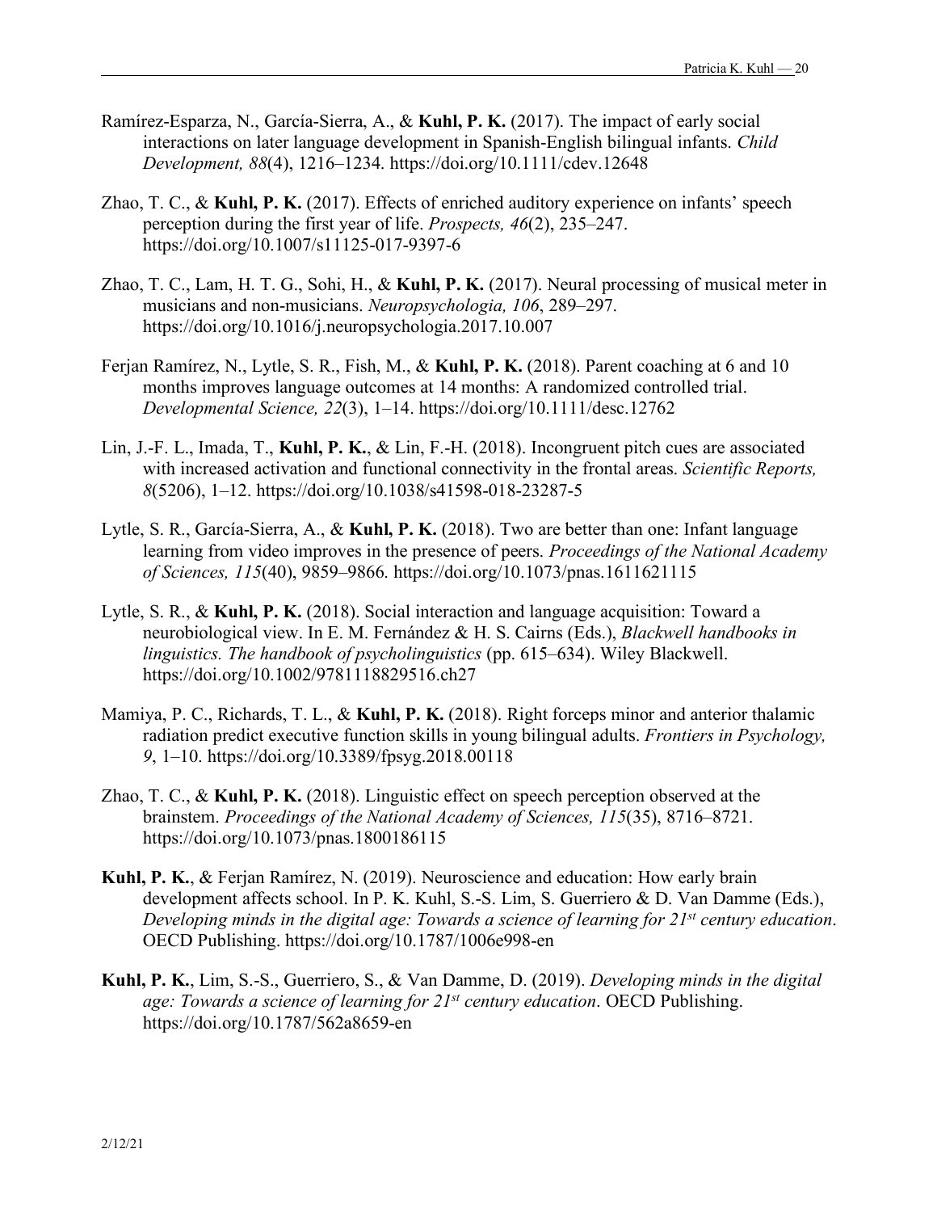Ramírez-Esparza, N., García-Sierra, A., & **Kuhl, P. K.** (2017). The impact of early social interactions on later language development in Spanish-English bilingual infants. *Child Development, 88*(4), 1216–1234. https://doi.org/10.1111/cdev.12648

Zhao, T. C., & **Kuhl, P. K.** (2017). Effects of enriched auditory experience on infants' speech perception during the first year of life. *Prospects, 46*(2), 235–247. https://doi.org/10.1007/s11125-017-9397-6

Zhao, T. C., Lam, H. T. G., Sohi, H., & **Kuhl, P. K.** (2017). Neural processing of musical meter in musicians and non-musicians. *Neuropsychologia, 106*, 289–297. https://doi.org/10.1016/j.neuropsychologia.2017.10.007

Ferjan Ramírez, N., Lytle, S. R., Fish, M., & **Kuhl, P. K.** (2018). Parent coaching at 6 and 10 months improves language outcomes at 14 months: A randomized controlled trial. *Developmental Science, 22*(3), 1–14. https://doi.org/10.1111/desc.12762

Lin, J.-F. L., Imada, T., **Kuhl, P. K.**, & Lin, F.-H. (2018). Incongruent pitch cues are associated with increased activation and functional connectivity in the frontal areas. *Scientific Reports, 8*(5206), 1–12. https://doi.org/10.1038/s41598-018-23287-5

Lytle, S. R., García-Sierra, A., & **Kuhl, P. K.** (2018). Two are better than one: Infant language learning from video improves in the presence of peers. *Proceedings of the National Academy of Sciences, 115*(40), 9859–9866. https://doi.org/10.1073/pnas.1611621115

Lytle, S. R., & **Kuhl, P. K.** (2018). Social interaction and language acquisition: Toward a neurobiological view. In E. M. Fernández & H. S. Cairns (Eds.), *Blackwell handbooks in linguistics. The handbook of psycholinguistics* (pp. 615–634). Wiley Blackwell. https://doi.org/10.1002/9781118829516.ch27

Mamiya, P. C., Richards, T. L., & **Kuhl, P. K.** (2018). Right forceps minor and anterior thalamic radiation predict executive function skills in young bilingual adults. *Frontiers in Psychology, 9*, 1–10. https://doi.org/10.3389/fpsyg.2018.00118

Zhao, T. C., & **Kuhl, P. K.** (2018). Linguistic effect on speech perception observed at the brainstem. *Proceedings of the National Academy of Sciences, 115*(35), 8716–8721. https://doi.org/10.1073/pnas.1800186115

**Kuhl, P. K.**, & Ferjan Ramírez, N. (2019). Neuroscience and education: How early brain development affects school. In P. K. Kuhl, S.-S. Lim, S. Guerriero & D. Van Damme (Eds.), *Developing minds in the digital age: Towards a science of learning for 21st century education*. OECD Publishing. https://doi.org/10.1787/1006e998-en

**Kuhl, P. K.**, Lim, S.-S., Guerriero, S., & Van Damme, D. (2019). *Developing minds in the digital age: Towards a science of learning for 21st century education*. OECD Publishing. https://doi.org/10.1787/562a8659-en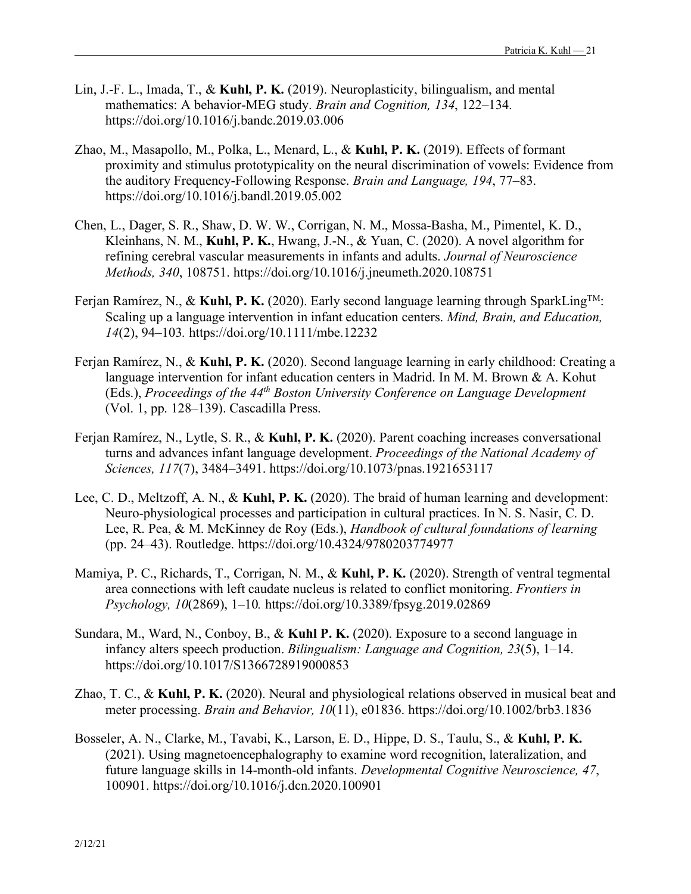Lin, J.-F. L., Imada, T., & **Kuhl, P. K.** (2019). Neuroplasticity, bilingualism, and mental mathematics: A behavior-MEG study. *Brain and Cognition, 134*, 122–134. https://doi.org/10.1016/j.bandc.2019.03.006

Zhao, M., Masapollo, M., Polka, L., Menard, L., & **Kuhl, P. K.** (2019). Effects of formant proximity and stimulus prototypicality on the neural discrimination of vowels: Evidence from the auditory Frequency-Following Response. *Brain and Language, 194*, 77–83. https://doi.org/10.1016/j.bandl.2019.05.002

Chen, L., Dager, S. R., Shaw, D. W. W., Corrigan, N. M., Mossa-Basha, M., Pimentel, K. D., Kleinhans, N. M., **Kuhl, P. K.**, Hwang, J.-N., & Yuan, C. (2020). A novel algorithm for refining cerebral vascular measurements in infants and adults. *Journal of Neuroscience Methods, 340*, 108751. https://doi.org/10.1016/j.jneumeth.2020.108751

Ferjan Ramírez, N., & **Kuhl, P. K.** (2020). Early second language learning through SparkLing™: Scaling up a language intervention in infant education centers. *Mind, Brain, and Education, 14*(2), 94–103. https://doi.org/10.1111/mbe.12232

Ferjan Ramírez, N., & **Kuhl, P. K.** (2020). Second language learning in early childhood: Creating a language intervention for infant education centers in Madrid. In M. M. Brown & A. Kohut (Eds.), *Proceedings of the 44th Boston University Conference on Language Development* (Vol. 1, pp. 128–139). Cascadilla Press.

Ferjan Ramírez, N., Lytle, S. R., & **Kuhl, P. K.** (2020). Parent coaching increases conversational turns and advances infant language development. *Proceedings of the National Academy of Sciences, 117*(7), 3484–3491. https://doi.org/10.1073/pnas.1921653117

Lee, C. D., Meltzoff, A. N., & **Kuhl, P. K.** (2020). The braid of human learning and development: Neuro-physiological processes and participation in cultural practices. In N. S. Nasir, C. D. Lee, R. Pea, & M. McKinney de Roy (Eds.), *Handbook of cultural foundations of learning* (pp. 24–43). Routledge. https://doi.org/10.4324/9780203774977

Mamiya, P. C., Richards, T., Corrigan, N. M., & **Kuhl, P. K.** (2020). Strength of ventral tegmental area connections with left caudate nucleus is related to conflict monitoring. *Frontiers in Psychology, 10*(2869), 1–10. https://doi.org/10.3389/fpsyg.2019.02869

Sundara, M., Ward, N., Conboy, B., & **Kuhl P. K.** (2020). Exposure to a second language in infancy alters speech production. *Bilingualism: Language and Cognition, 23*(5), 1–14. https://doi.org/10.1017/S1366728919000853

Zhao, T. C., & **Kuhl, P. K.** (2020). Neural and physiological relations observed in musical beat and meter processing. *Brain and Behavior, 10*(11), e01836. https://doi.org/10.1002/brb3.1836

Bosseler, A. N., Clarke, M., Tavabi, K., Larson, E. D., Hippe, D. S., Taulu, S., & **Kuhl, P. K.** (2021). Using magnetoencephalography to examine word recognition, lateralization, and future language skills in 14-month-old infants. *Developmental Cognitive Neuroscience, 47*, 100901. https://doi.org/10.1016/j.dcn.2020.100901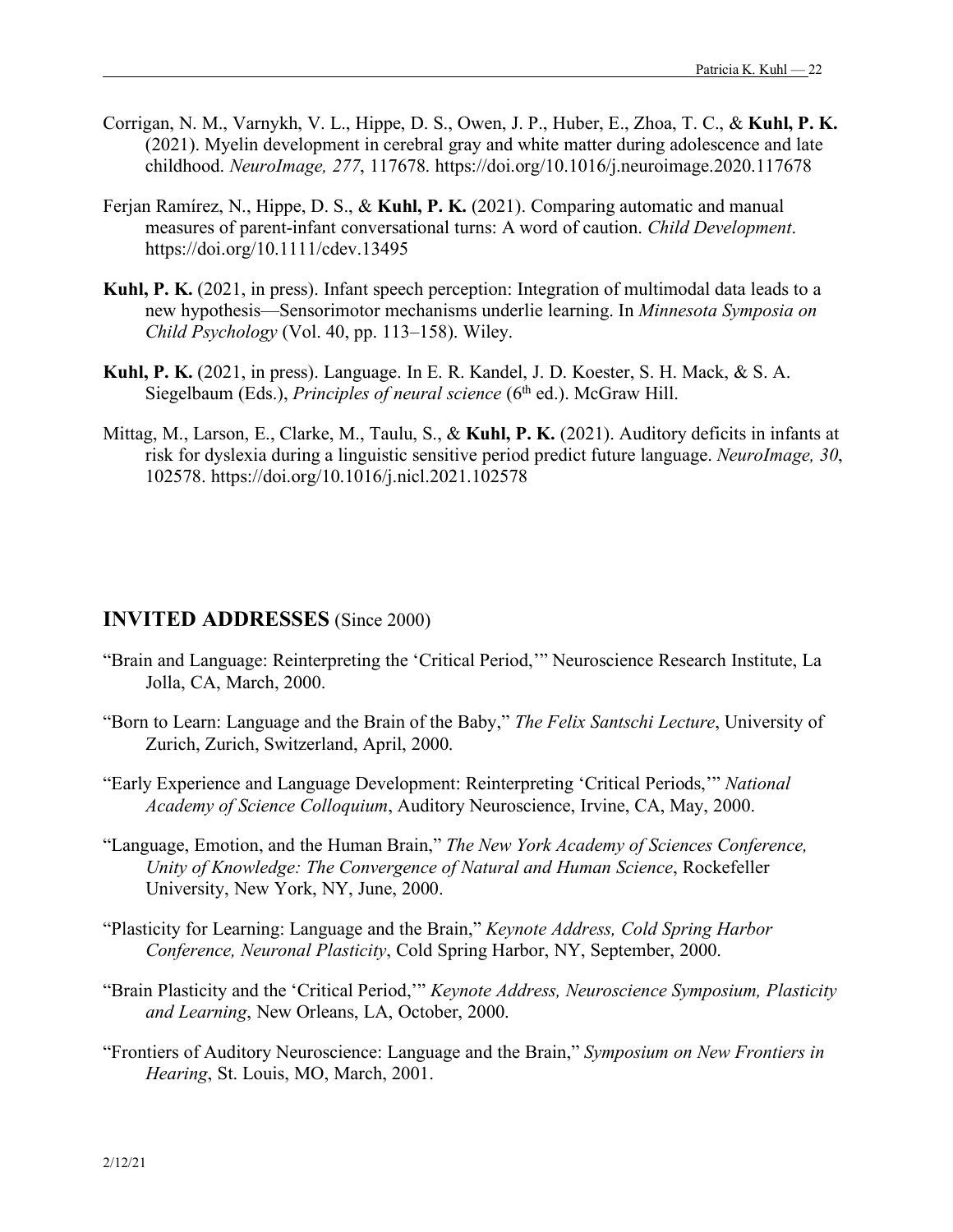Corrigan, N. M., Varnykh, V. L., Hippe, D. S., Owen, J. P., Huber, E., Zhoa, T. C., & **Kuhl, P. K.** (2021). Myelin development in cerebral gray and white matter during adolescence and late childhood. *NeuroImage, 277*, 117678. https://doi.org/10.1016/j.neuroimage.2020.117678

Ferjan Ramírez, N., Hippe, D. S., & **Kuhl, P. K.** (2021). Comparing automatic and manual measures of parent-infant conversational turns: A word of caution. *Child Development*. https://doi.org/10.1111/cdev.13495

**Kuhl, P. K.** (2021, in press). Infant speech perception: Integration of multimodal data leads to a new hypothesis—Sensorimotor mechanisms underlie learning. In *Minnesota Symposia on Child Psychology* (Vol. 40, pp. 113–158). Wiley.

**Kuhl, P. K.** (2021, in press). Language. In E. R. Kandel, J. D. Koester, S. H. Mack, & S. A. Siegelbaum (Eds.), *Principles of neural science* (6th ed.). McGraw Hill.

Mittag, M., Larson, E., Clarke, M., Taulu, S., & **Kuhl, P. K.** (2021). Auditory deficits in infants at risk for dyslexia during a linguistic sensitive period predict future language. *NeuroImage, 30*, 102578. https://doi.org/10.1016/j.nicl.2021.102578

## **INVITED ADDRESSES** (Since 2000)

"Brain and Language: Reinterpreting the 'Critical Period,'" Neuroscience Research Institute, La Jolla, CA, March, 2000.

"Born to Learn: Language and the Brain of the Baby," *The Felix Santschi Lecture*, University of Zurich, Zurich, Switzerland, April, 2000.

"Early Experience and Language Development: Reinterpreting 'Critical Periods,'" *National Academy of Science Colloquium*, Auditory Neuroscience, Irvine, CA, May, 2000.

"Language, Emotion, and the Human Brain," *The New York Academy of Sciences Conference, Unity of Knowledge: The Convergence of Natural and Human Science*, Rockefeller University, New York, NY, June, 2000.

"Plasticity for Learning: Language and the Brain," *Keynote Address, Cold Spring Harbor Conference, Neuronal Plasticity*, Cold Spring Harbor, NY, September, 2000.

"Brain Plasticity and the 'Critical Period,'" *Keynote Address, Neuroscience Symposium, Plasticity and Learning*, New Orleans, LA, October, 2000.

"Frontiers of Auditory Neuroscience: Language and the Brain," *Symposium on New Frontiers in Hearing*, St. Louis, MO, March, 2001.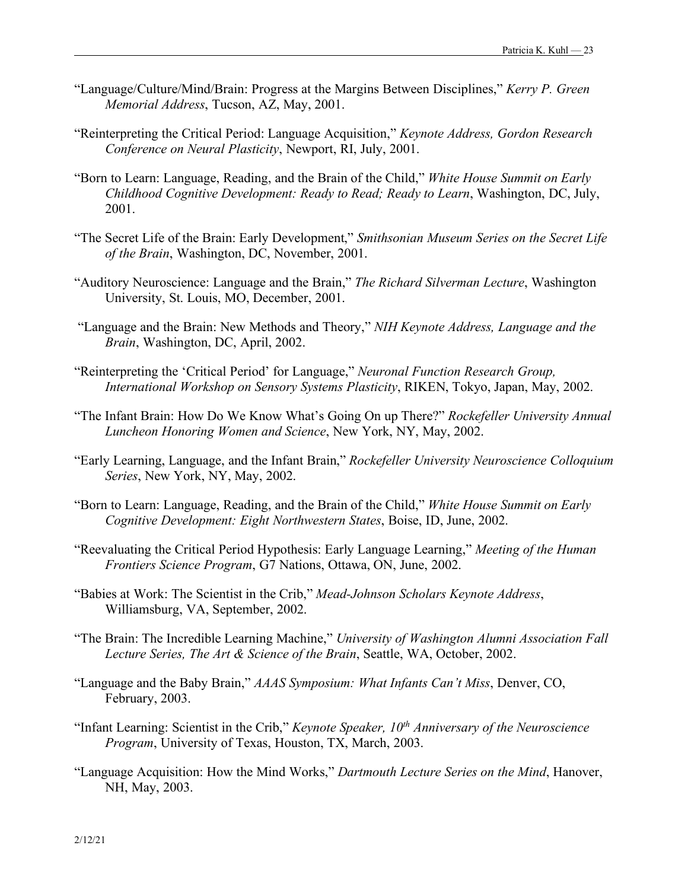"Language/Culture/Mind/Brain: Progress at the Margins Between Disciplines," *Kerry P. Green Memorial Address*, Tucson, AZ, May, 2001.

"Reinterpreting the Critical Period: Language Acquisition," *Keynote Address, Gordon Research Conference on Neural Plasticity*, Newport, RI, July, 2001.

"Born to Learn: Language, Reading, and the Brain of the Child," *White House Summit on Early Childhood Cognitive Development: Ready to Read; Ready to Learn*, Washington, DC, July, 2001.

"The Secret Life of the Brain: Early Development," *Smithsonian Museum Series on the Secret Life of the Brain*, Washington, DC, November, 2001.

"Auditory Neuroscience: Language and the Brain," *The Richard Silverman Lecture*, Washington University, St. Louis, MO, December, 2001.

"Language and the Brain: New Methods and Theory," *NIH Keynote Address, Language and the Brain*, Washington, DC, April, 2002.

"Reinterpreting the 'Critical Period' for Language," *Neuronal Function Research Group, International Workshop on Sensory Systems Plasticity*, RIKEN, Tokyo, Japan, May, 2002.

"The Infant Brain: How Do We Know What's Going On up There?" *Rockefeller University Annual Luncheon Honoring Women and Science*, New York, NY, May, 2002.

"Early Learning, Language, and the Infant Brain," *Rockefeller University Neuroscience Colloquium Series*, New York, NY, May, 2002.

"Born to Learn: Language, Reading, and the Brain of the Child," *White House Summit on Early Cognitive Development: Eight Northwestern States*, Boise, ID, June, 2002.

"Reevaluating the Critical Period Hypothesis: Early Language Learning," *Meeting of the Human Frontiers Science Program*, G7 Nations, Ottawa, ON, June, 2002.

"Babies at Work: The Scientist in the Crib," *Mead-Johnson Scholars Keynote Address*, Williamsburg, VA, September, 2002.

"The Brain: The Incredible Learning Machine," *University of Washington Alumni Association Fall Lecture Series, The Art & Science of the Brain*, Seattle, WA, October, 2002.

"Language and the Baby Brain," *AAAS Symposium: What Infants Can't Miss*, Denver, CO, February, 2003.

"Infant Learning: Scientist in the Crib," *Keynote Speaker, 10th Anniversary of the Neuroscience Program*, University of Texas, Houston, TX, March, 2003.

"Language Acquisition: How the Mind Works," *Dartmouth Lecture Series on the Mind*, Hanover, NH, May, 2003.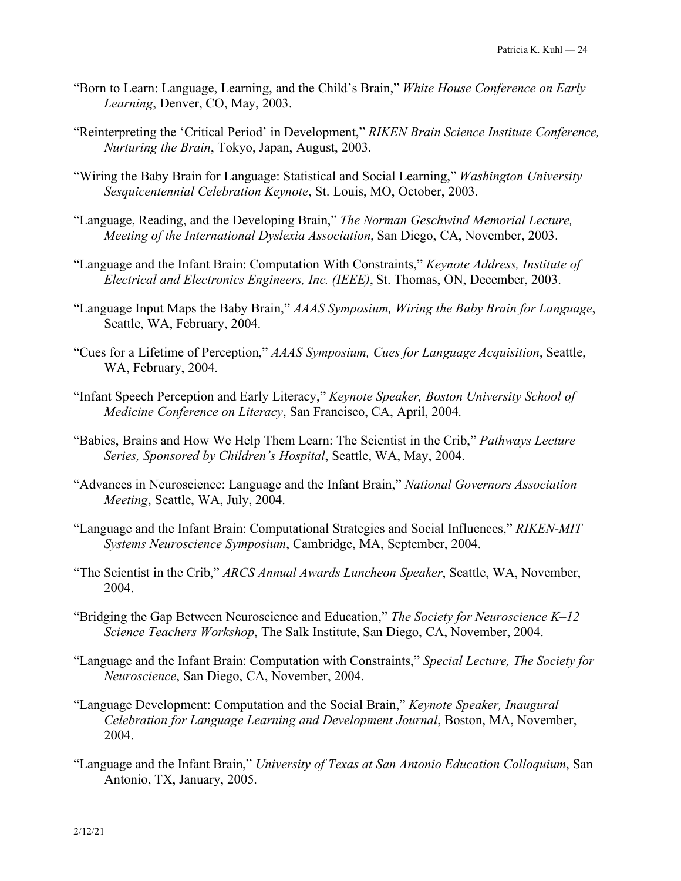"Born to Learn: Language, Learning, and the Child's Brain," *White House Conference on Early Learning*, Denver, CO, May, 2003.

"Reinterpreting the 'Critical Period' in Development," *RIKEN Brain Science Institute Conference, Nurturing the Brain*, Tokyo, Japan, August, 2003.

"Wiring the Baby Brain for Language: Statistical and Social Learning," *Washington University Sesquicentennial Celebration Keynote*, St. Louis, MO, October, 2003.

"Language, Reading, and the Developing Brain," *The Norman Geschwind Memorial Lecture, Meeting of the International Dyslexia Association*, San Diego, CA, November, 2003.

"Language and the Infant Brain: Computation With Constraints," *Keynote Address, Institute of Electrical and Electronics Engineers, Inc. (IEEE)*, St. Thomas, ON, December, 2003.

"Language Input Maps the Baby Brain," *AAAS Symposium, Wiring the Baby Brain for Language*, Seattle, WA, February, 2004.

"Cues for a Lifetime of Perception," *AAAS Symposium, Cues for Language Acquisition*, Seattle, WA, February, 2004.

"Infant Speech Perception and Early Literacy," *Keynote Speaker, Boston University School of Medicine Conference on Literacy*, San Francisco, CA, April, 2004.

"Babies, Brains and How We Help Them Learn: The Scientist in the Crib," *Pathways Lecture Series, Sponsored by Children's Hospital*, Seattle, WA, May, 2004.

"Advances in Neuroscience: Language and the Infant Brain," *National Governors Association Meeting*, Seattle, WA, July, 2004.

"Language and the Infant Brain: Computational Strategies and Social Influences," *RIKEN-MIT Systems Neuroscience Symposium*, Cambridge, MA, September, 2004.

"The Scientist in the Crib," *ARCS Annual Awards Luncheon Speaker*, Seattle, WA, November, 2004.

"Bridging the Gap Between Neuroscience and Education," *The Society for Neuroscience K–12 Science Teachers Workshop*, The Salk Institute, San Diego, CA, November, 2004.

"Language and the Infant Brain: Computation with Constraints," *Special Lecture, The Society for Neuroscience*, San Diego, CA, November, 2004.

"Language Development: Computation and the Social Brain," *Keynote Speaker, Inaugural Celebration for Language Learning and Development Journal*, Boston, MA, November, 2004.

"Language and the Infant Brain," *University of Texas at San Antonio Education Colloquium*, San Antonio, TX, January, 2005.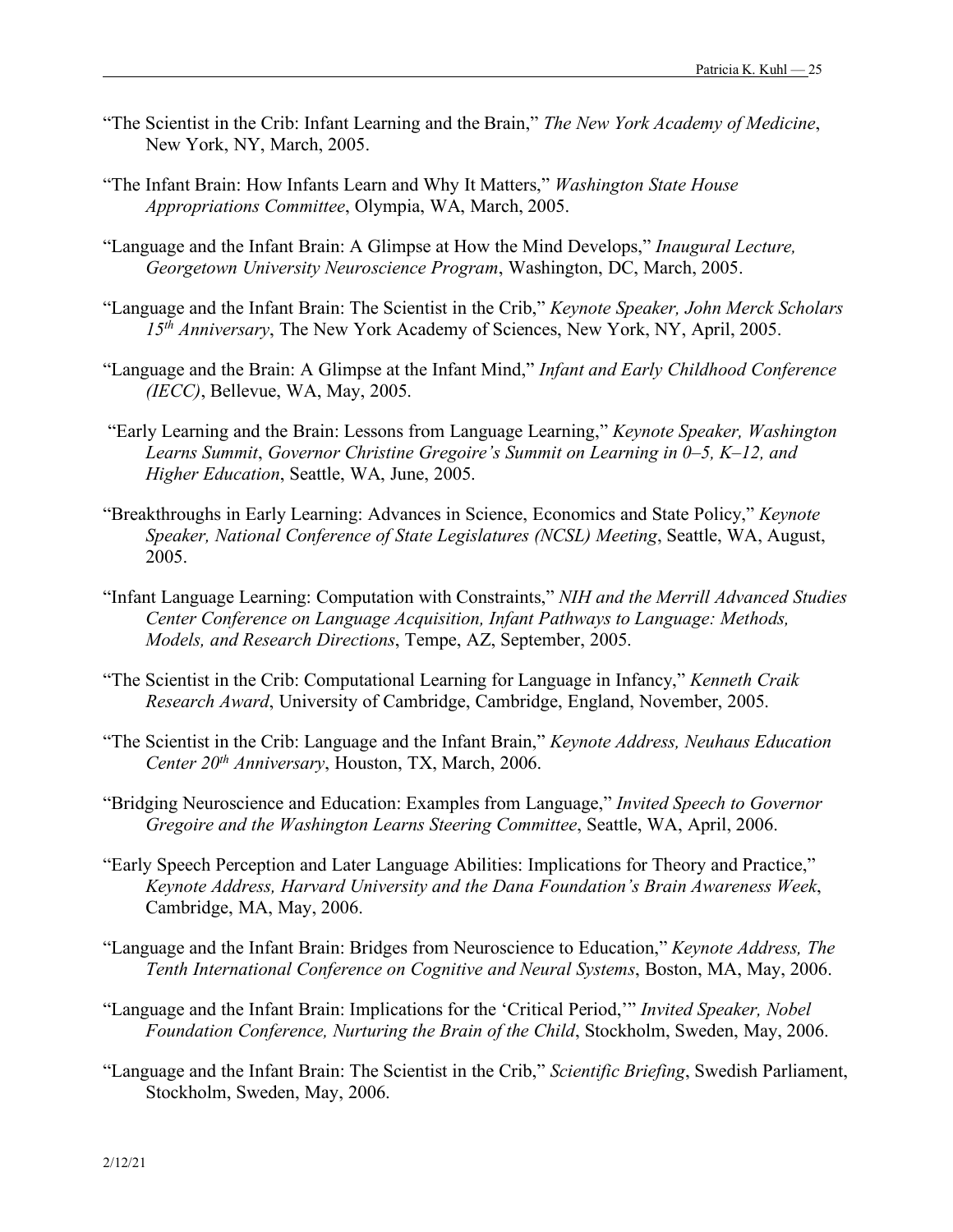"The Scientist in the Crib: Infant Learning and the Brain," *The New York Academy of Medicine*, New York, NY, March, 2005.

"The Infant Brain: How Infants Learn and Why It Matters," *Washington State House Appropriations Committee*, Olympia, WA, March, 2005.

"Language and the Infant Brain: A Glimpse at How the Mind Develops," *Inaugural Lecture, Georgetown University Neuroscience Program*, Washington, DC, March, 2005.

"Language and the Infant Brain: The Scientist in the Crib," *Keynote Speaker, John Merck Scholars 15th Anniversary*, The New York Academy of Sciences, New York, NY, April, 2005.

"Language and the Brain: A Glimpse at the Infant Mind," *Infant and Early Childhood Conference (IECC)*, Bellevue, WA, May, 2005.

"Early Learning and the Brain: Lessons from Language Learning," *Keynote Speaker, Washington Learns Summit*, *Governor Christine Gregoire's Summit on Learning in 0–5, K–12, and Higher Education*, Seattle, WA, June, 2005.

"Breakthroughs in Early Learning: Advances in Science, Economics and State Policy," *Keynote Speaker, National Conference of State Legislatures (NCSL) Meeting*, Seattle, WA, August, 2005.

"Infant Language Learning: Computation with Constraints," *NIH and the Merrill Advanced Studies Center Conference on Language Acquisition, Infant Pathways to Language: Methods, Models, and Research Directions*, Tempe, AZ, September, 2005.

"The Scientist in the Crib: Computational Learning for Language in Infancy," *Kenneth Craik Research Award*, University of Cambridge, Cambridge, England, November, 2005.

"The Scientist in the Crib: Language and the Infant Brain," *Keynote Address, Neuhaus Education Center 20th Anniversary*, Houston, TX, March, 2006.

"Bridging Neuroscience and Education: Examples from Language," *Invited Speech to Governor Gregoire and the Washington Learns Steering Committee*, Seattle, WA, April, 2006.

"Early Speech Perception and Later Language Abilities: Implications for Theory and Practice," *Keynote Address, Harvard University and the Dana Foundation's Brain Awareness Week*, Cambridge, MA, May, 2006.

"Language and the Infant Brain: Bridges from Neuroscience to Education," *Keynote Address, The Tenth International Conference on Cognitive and Neural Systems*, Boston, MA, May, 2006.

"Language and the Infant Brain: Implications for the 'Critical Period,'" *Invited Speaker, Nobel Foundation Conference, Nurturing the Brain of the Child*, Stockholm, Sweden, May, 2006.

"Language and the Infant Brain: The Scientist in the Crib," *Scientific Briefing*, Swedish Parliament, Stockholm, Sweden, May, 2006.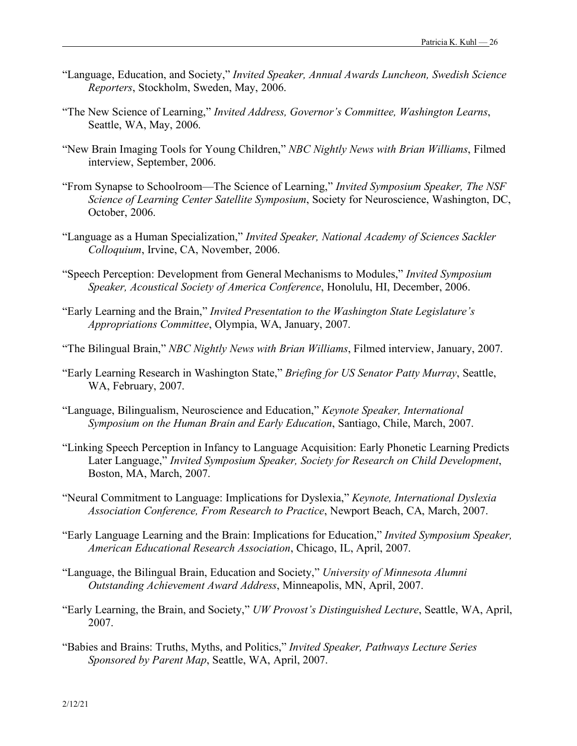"Language, Education, and Society," *Invited Speaker, Annual Awards Luncheon, Swedish Science Reporters*, Stockholm, Sweden, May, 2006.

"The New Science of Learning," *Invited Address, Governor's Committee, Washington Learns*, Seattle, WA, May, 2006.

"New Brain Imaging Tools for Young Children," *NBC Nightly News with Brian Williams*, Filmed interview, September, 2006.

"From Synapse to Schoolroom—The Science of Learning," *Invited Symposium Speaker, The NSF Science of Learning Center Satellite Symposium*, Society for Neuroscience, Washington, DC, October, 2006.

"Language as a Human Specialization," *Invited Speaker, National Academy of Sciences Sackler Colloquium*, Irvine, CA, November, 2006.

"Speech Perception: Development from General Mechanisms to Modules," *Invited Symposium Speaker, Acoustical Society of America Conference*, Honolulu, HI, December, 2006.

"Early Learning and the Brain," *Invited Presentation to the Washington State Legislature's Appropriations Committee*, Olympia, WA, January, 2007.

"The Bilingual Brain," *NBC Nightly News with Brian Williams*, Filmed interview, January, 2007.

"Early Learning Research in Washington State," *Briefing for US Senator Patty Murray*, Seattle, WA, February, 2007.

"Language, Bilingualism, Neuroscience and Education," *Keynote Speaker, International Symposium on the Human Brain and Early Education*, Santiago, Chile, March, 2007.

"Linking Speech Perception in Infancy to Language Acquisition: Early Phonetic Learning Predicts Later Language," *Invited Symposium Speaker, Society for Research on Child Development*, Boston, MA, March, 2007.

"Neural Commitment to Language: Implications for Dyslexia," *Keynote, International Dyslexia Association Conference, From Research to Practice*, Newport Beach, CA, March, 2007.

"Early Language Learning and the Brain: Implications for Education," *Invited Symposium Speaker, American Educational Research Association*, Chicago, IL, April, 2007.

"Language, the Bilingual Brain, Education and Society," *University of Minnesota Alumni Outstanding Achievement Award Address*, Minneapolis, MN, April, 2007.

"Early Learning, the Brain, and Society," *UW Provost's Distinguished Lecture*, Seattle, WA, April, 2007.

"Babies and Brains: Truths, Myths, and Politics," *Invited Speaker, Pathways Lecture Series Sponsored by Parent Map*, Seattle, WA, April, 2007.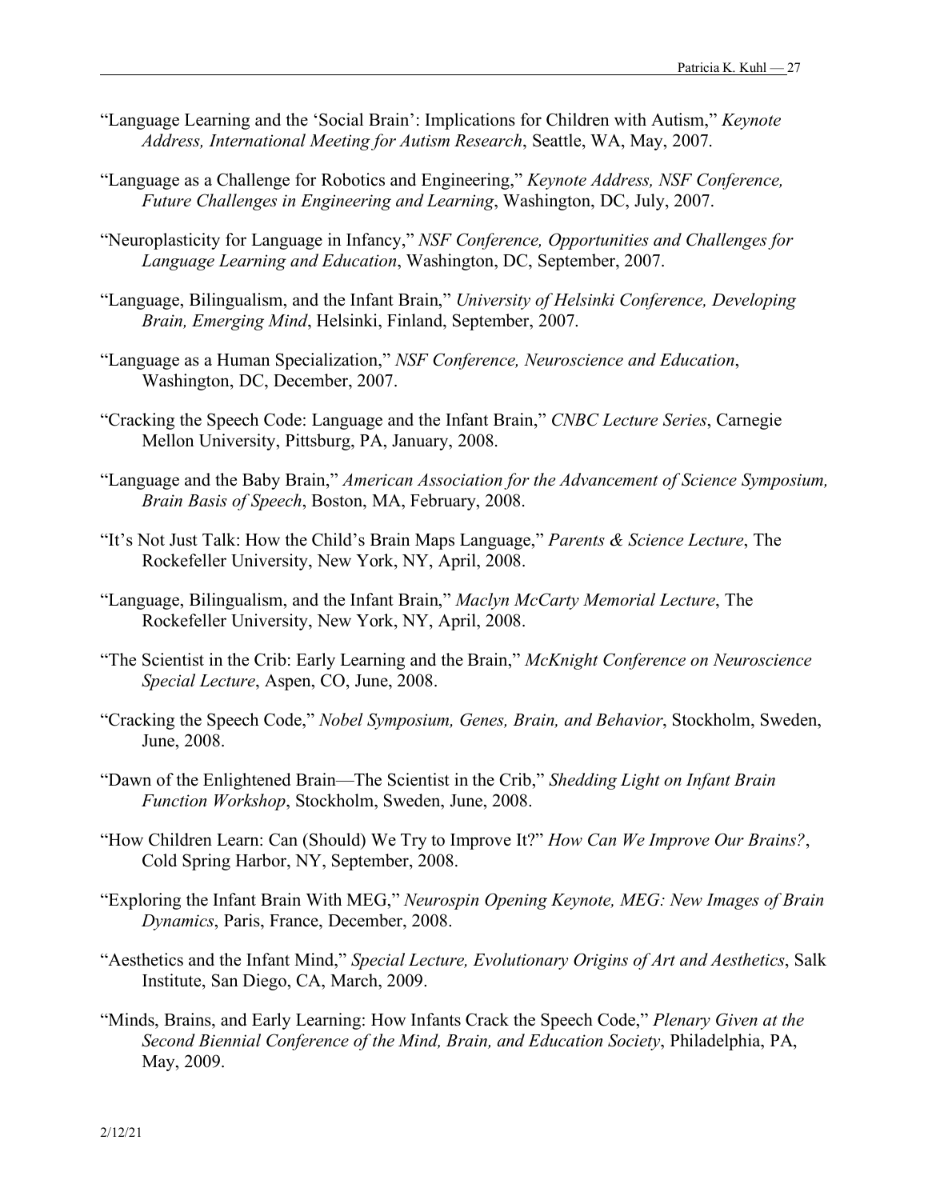"Language Learning and the 'Social Brain': Implications for Children with Autism," *Keynote Address, International Meeting for Autism Research*, Seattle, WA, May, 2007.

"Language as a Challenge for Robotics and Engineering," *Keynote Address, NSF Conference, Future Challenges in Engineering and Learning*, Washington, DC, July, 2007.

"Neuroplasticity for Language in Infancy," *NSF Conference, Opportunities and Challenges for Language Learning and Education*, Washington, DC, September, 2007.

"Language, Bilingualism, and the Infant Brain," *University of Helsinki Conference, Developing Brain, Emerging Mind*, Helsinki, Finland, September, 2007.

"Language as a Human Specialization," *NSF Conference, Neuroscience and Education*, Washington, DC, December, 2007.

"Cracking the Speech Code: Language and the Infant Brain," *CNBC Lecture Series*, Carnegie Mellon University, Pittsburg, PA, January, 2008.

"Language and the Baby Brain," *American Association for the Advancement of Science Symposium, Brain Basis of Speech*, Boston, MA, February, 2008.

"It's Not Just Talk: How the Child's Brain Maps Language," *Parents & Science Lecture*, The Rockefeller University, New York, NY, April, 2008.

"Language, Bilingualism, and the Infant Brain," *Maclyn McCarty Memorial Lecture*, The Rockefeller University, New York, NY, April, 2008.

"The Scientist in the Crib: Early Learning and the Brain," *McKnight Conference on Neuroscience Special Lecture*, Aspen, CO, June, 2008.

"Cracking the Speech Code," *Nobel Symposium, Genes, Brain, and Behavior*, Stockholm, Sweden, June, 2008.

"Dawn of the Enlightened Brain—The Scientist in the Crib," *Shedding Light on Infant Brain Function Workshop*, Stockholm, Sweden, June, 2008.

"How Children Learn: Can (Should) We Try to Improve It?" *How Can We Improve Our Brains?*, Cold Spring Harbor, NY, September, 2008.

"Exploring the Infant Brain With MEG," *Neurospin Opening Keynote, MEG: New Images of Brain Dynamics*, Paris, France, December, 2008.

"Aesthetics and the Infant Mind," *Special Lecture, Evolutionary Origins of Art and Aesthetics*, Salk Institute, San Diego, CA, March, 2009.

"Minds, Brains, and Early Learning: How Infants Crack the Speech Code," *Plenary Given at the Second Biennial Conference of the Mind, Brain, and Education Society*, Philadelphia, PA, May, 2009.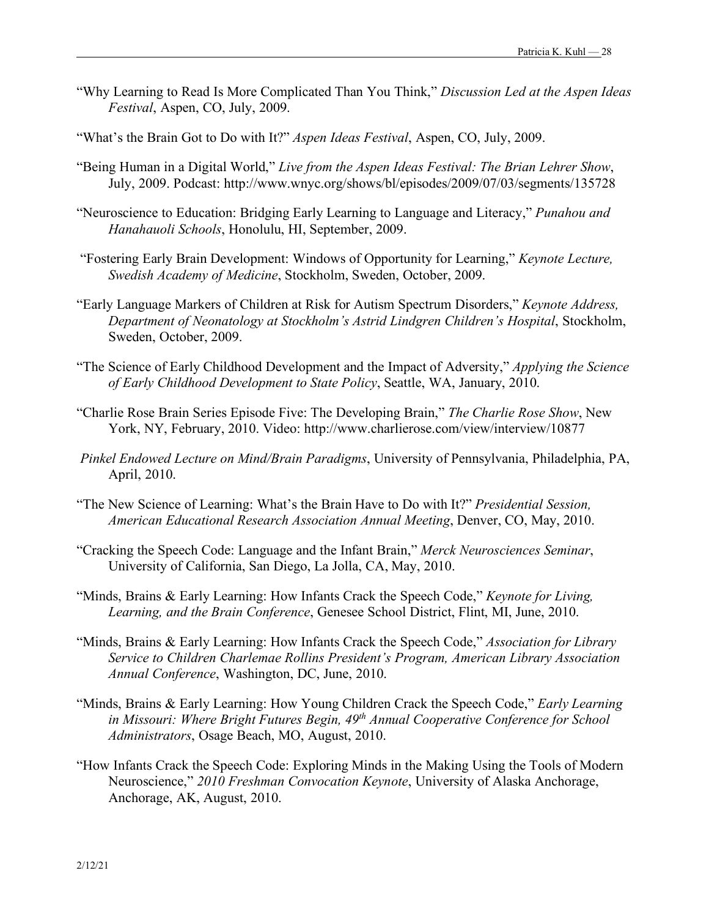“Why Learning to Read Is More Complicated Than You Think,” *Discussion Led at the Aspen Ideas Festival*, Aspen, CO, July, 2009.

“What’s the Brain Got to Do with It?” *Aspen Ideas Festival*, Aspen, CO, July, 2009.

“Being Human in a Digital World,” *Live from the Aspen Ideas Festival: The Brian Lehrer Show*, July, 2009. Podcast: http://www.wnyc.org/shows/bl/episodes/2009/07/03/segments/135728

“Neuroscience to Education: Bridging Early Learning to Language and Literacy,” *Punahou and Hanahauoli Schools*, Honolulu, HI, September, 2009.

“Fostering Early Brain Development: Windows of Opportunity for Learning,” *Keynote Lecture, Swedish Academy of Medicine*, Stockholm, Sweden, October, 2009.

“Early Language Markers of Children at Risk for Autism Spectrum Disorders,” *Keynote Address, Department of Neonatology at Stockholm’s Astrid Lindgren Children’s Hospital*, Stockholm, Sweden, October, 2009.

“The Science of Early Childhood Development and the Impact of Adversity,” *Applying the Science of Early Childhood Development to State Policy*, Seattle, WA, January, 2010.

“Charlie Rose Brain Series Episode Five: The Developing Brain,” *The Charlie Rose Show*, New York, NY, February, 2010. Video: http://www.charlierose.com/view/interview/10877

*Pinkel Endowed Lecture on Mind/Brain Paradigms*, University of Pennsylvania, Philadelphia, PA, April, 2010.

“The New Science of Learning: What’s the Brain Have to Do with It?” *Presidential Session, American Educational Research Association Annual Meeting*, Denver, CO, May, 2010.

“Cracking the Speech Code: Language and the Infant Brain,” *Merck Neurosciences Seminar*, University of California, San Diego, La Jolla, CA, May, 2010.

“Minds, Brains & Early Learning: How Infants Crack the Speech Code,” *Keynote for Living, Learning, and the Brain Conference*, Genesee School District, Flint, MI, June, 2010.

“Minds, Brains & Early Learning: How Infants Crack the Speech Code,” *Association for Library Service to Children Charlemae Rollins President’s Program, American Library Association Annual Conference*, Washington, DC, June, 2010.

“Minds, Brains & Early Learning: How Young Children Crack the Speech Code,” *Early Learning in Missouri: Where Bright Futures Begin, 49th Annual Cooperative Conference for School Administrators*, Osage Beach, MO, August, 2010.

“How Infants Crack the Speech Code: Exploring Minds in the Making Using the Tools of Modern Neuroscience,” *2010 Freshman Convocation Keynote*, University of Alaska Anchorage, Anchorage, AK, August, 2010.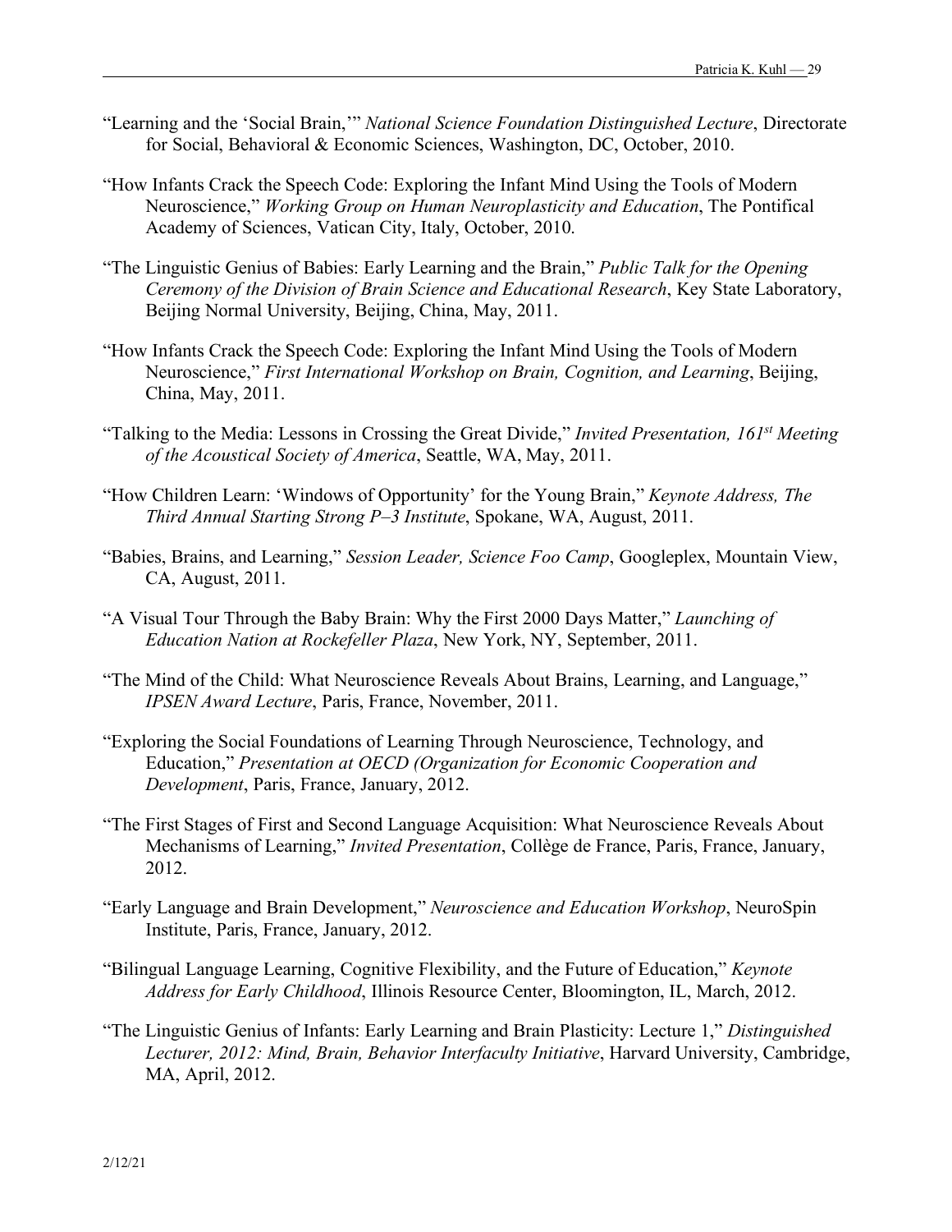"Learning and the 'Social Brain,'" *National Science Foundation Distinguished Lecture*, Directorate for Social, Behavioral & Economic Sciences, Washington, DC, October, 2010.

"How Infants Crack the Speech Code: Exploring the Infant Mind Using the Tools of Modern Neuroscience," *Working Group on Human Neuroplasticity and Education*, The Pontifical Academy of Sciences, Vatican City, Italy, October, 2010.

"The Linguistic Genius of Babies: Early Learning and the Brain," *Public Talk for the Opening Ceremony of the Division of Brain Science and Educational Research*, Key State Laboratory, Beijing Normal University, Beijing, China, May, 2011.

"How Infants Crack the Speech Code: Exploring the Infant Mind Using the Tools of Modern Neuroscience," *First International Workshop on Brain, Cognition, and Learning*, Beijing, China, May, 2011.

"Talking to the Media: Lessons in Crossing the Great Divide," *Invited Presentation, 161st Meeting of the Acoustical Society of America*, Seattle, WA, May, 2011.

"How Children Learn: 'Windows of Opportunity' for the Young Brain," *Keynote Address, The Third Annual Starting Strong P–3 Institute*, Spokane, WA, August, 2011.

"Babies, Brains, and Learning," *Session Leader, Science Foo Camp*, Googleplex, Mountain View, CA, August, 2011.

"A Visual Tour Through the Baby Brain: Why the First 2000 Days Matter," *Launching of Education Nation at Rockefeller Plaza*, New York, NY, September, 2011.

"The Mind of the Child: What Neuroscience Reveals About Brains, Learning, and Language," *IPSEN Award Lecture*, Paris, France, November, 2011.

"Exploring the Social Foundations of Learning Through Neuroscience, Technology, and Education," *Presentation at OECD (Organization for Economic Cooperation and Development*, Paris, France, January, 2012.

"The First Stages of First and Second Language Acquisition: What Neuroscience Reveals About Mechanisms of Learning," *Invited Presentation*, Collège de France, Paris, France, January, 2012.

"Early Language and Brain Development," *Neuroscience and Education Workshop*, NeuroSpin Institute, Paris, France, January, 2012.

"Bilingual Language Learning, Cognitive Flexibility, and the Future of Education," *Keynote Address for Early Childhood*, Illinois Resource Center, Bloomington, IL, March, 2012.

"The Linguistic Genius of Infants: Early Learning and Brain Plasticity: Lecture 1," *Distinguished Lecturer, 2012: Mind, Brain, Behavior Interfaculty Initiative*, Harvard University, Cambridge, MA, April, 2012.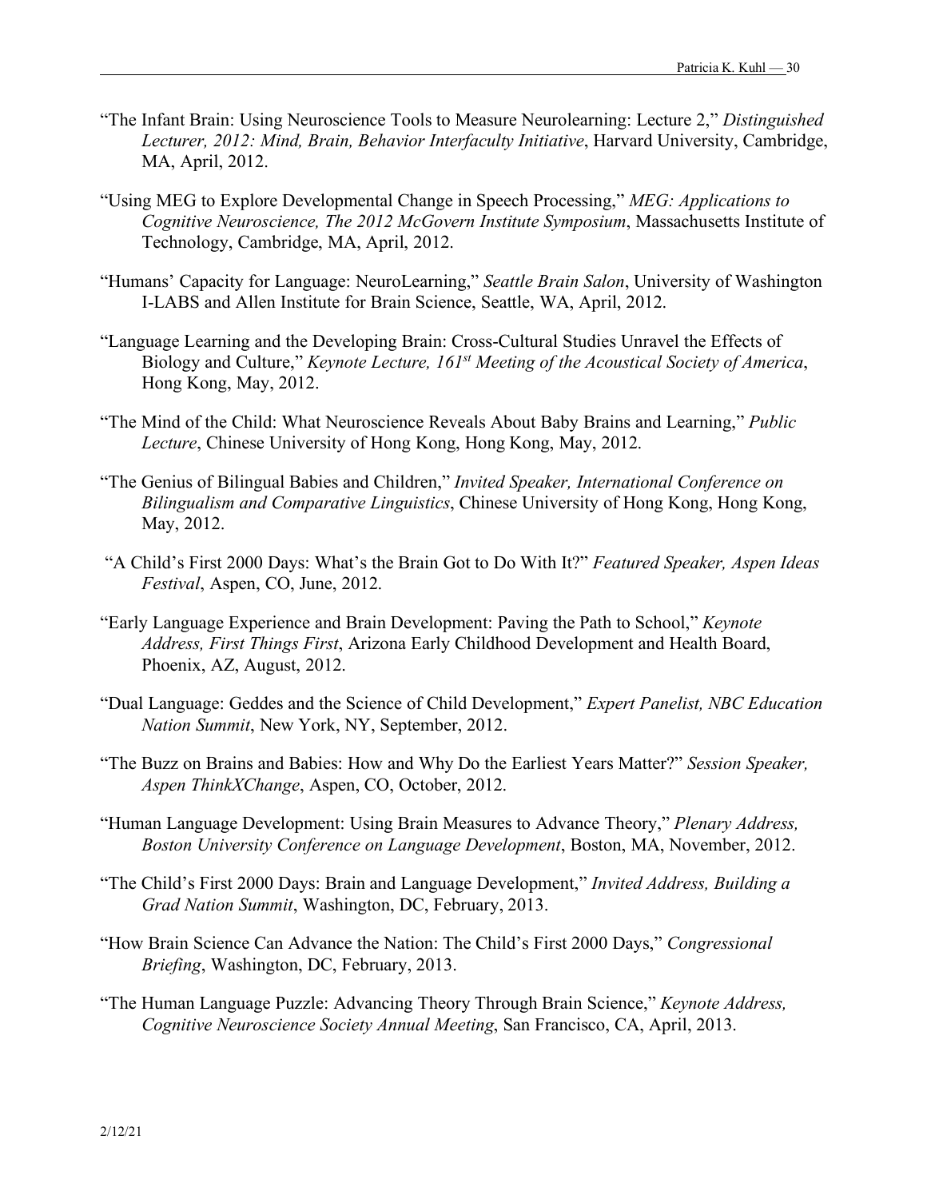"The Infant Brain: Using Neuroscience Tools to Measure Neurolearning: Lecture 2," *Distinguished Lecturer, 2012: Mind, Brain, Behavior Interfaculty Initiative*, Harvard University, Cambridge, MA, April, 2012.

"Using MEG to Explore Developmental Change in Speech Processing," *MEG: Applications to Cognitive Neuroscience, The 2012 McGovern Institute Symposium*, Massachusetts Institute of Technology, Cambridge, MA, April, 2012.

"Humans' Capacity for Language: NeuroLearning," *Seattle Brain Salon*, University of Washington I-LABS and Allen Institute for Brain Science, Seattle, WA, April, 2012.

"Language Learning and the Developing Brain: Cross-Cultural Studies Unravel the Effects of Biology and Culture," *Keynote Lecture, 161st Meeting of the Acoustical Society of America*, Hong Kong, May, 2012.

"The Mind of the Child: What Neuroscience Reveals About Baby Brains and Learning," *Public Lecture*, Chinese University of Hong Kong, Hong Kong, May, 2012.

"The Genius of Bilingual Babies and Children," *Invited Speaker, International Conference on Bilingualism and Comparative Linguistics*, Chinese University of Hong Kong, Hong Kong, May, 2012.

"A Child's First 2000 Days: What's the Brain Got to Do With It?" *Featured Speaker, Aspen Ideas Festival*, Aspen, CO, June, 2012.

"Early Language Experience and Brain Development: Paving the Path to School," *Keynote Address, First Things First*, Arizona Early Childhood Development and Health Board, Phoenix, AZ, August, 2012.

"Dual Language: Geddes and the Science of Child Development," *Expert Panelist, NBC Education Nation Summit*, New York, NY, September, 2012.

"The Buzz on Brains and Babies: How and Why Do the Earliest Years Matter?" *Session Speaker, Aspen ThinkXChange*, Aspen, CO, October, 2012.

"Human Language Development: Using Brain Measures to Advance Theory," *Plenary Address, Boston University Conference on Language Development*, Boston, MA, November, 2012.

"The Child's First 2000 Days: Brain and Language Development," *Invited Address, Building a Grad Nation Summit*, Washington, DC, February, 2013.

"How Brain Science Can Advance the Nation: The Child's First 2000 Days," *Congressional Briefing*, Washington, DC, February, 2013.

"The Human Language Puzzle: Advancing Theory Through Brain Science," *Keynote Address, Cognitive Neuroscience Society Annual Meeting*, San Francisco, CA, April, 2013.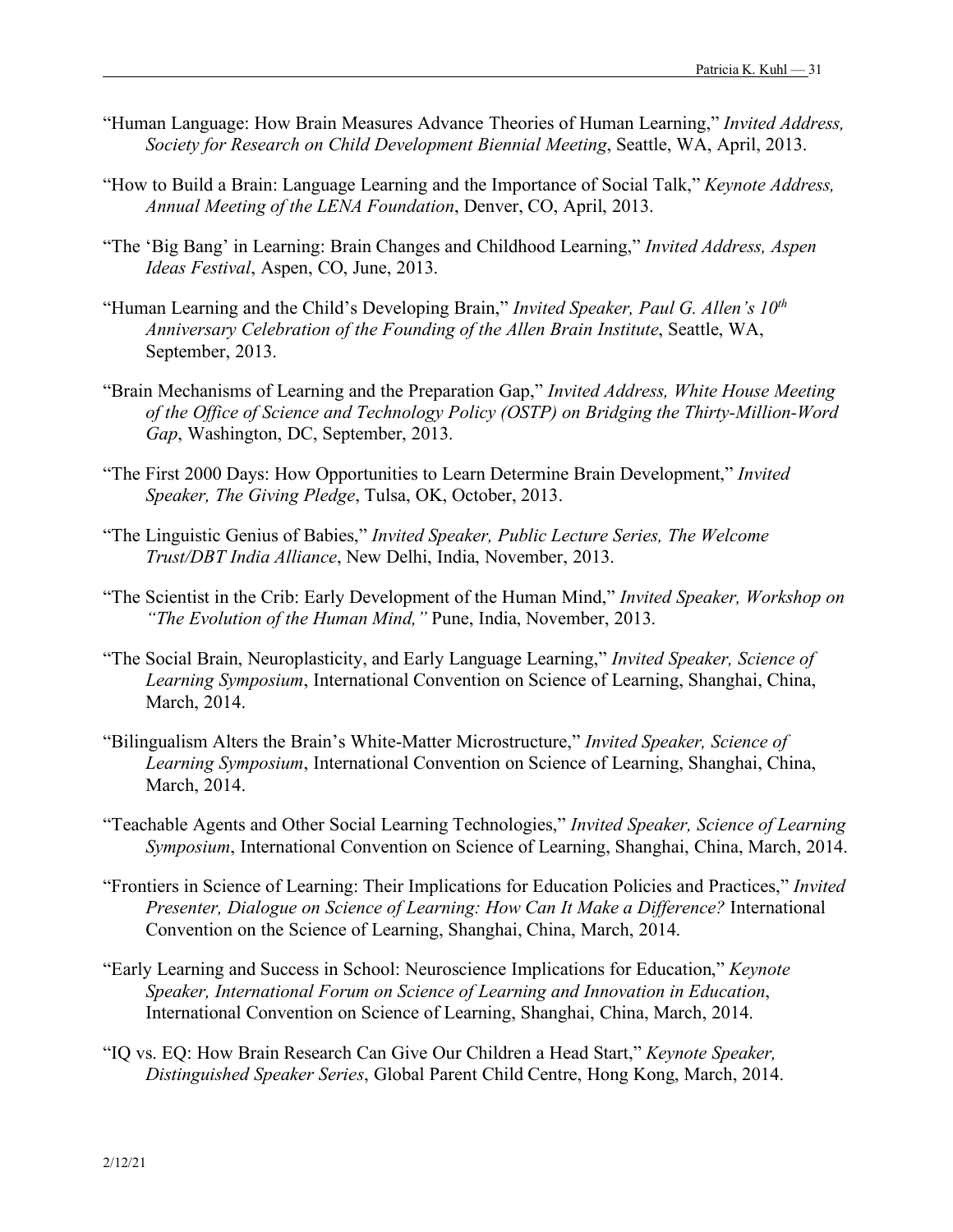"Human Language: How Brain Measures Advance Theories of Human Learning," *Invited Address, Society for Research on Child Development Biennial Meeting*, Seattle, WA, April, 2013.

"How to Build a Brain: Language Learning and the Importance of Social Talk," *Keynote Address, Annual Meeting of the LENA Foundation*, Denver, CO, April, 2013.

"The 'Big Bang' in Learning: Brain Changes and Childhood Learning," *Invited Address, Aspen Ideas Festival*, Aspen, CO, June, 2013.

"Human Learning and the Child's Developing Brain," *Invited Speaker, Paul G. Allen's 10th Anniversary Celebration of the Founding of the Allen Brain Institute*, Seattle, WA, September, 2013.

"Brain Mechanisms of Learning and the Preparation Gap," *Invited Address, White House Meeting of the Office of Science and Technology Policy (OSTP) on Bridging the Thirty-Million-Word Gap*, Washington, DC, September, 2013.

"The First 2000 Days: How Opportunities to Learn Determine Brain Development," *Invited Speaker, The Giving Pledge*, Tulsa, OK, October, 2013.

"The Linguistic Genius of Babies," *Invited Speaker, Public Lecture Series, The Welcome Trust/DBT India Alliance*, New Delhi, India, November, 2013.

"The Scientist in the Crib: Early Development of the Human Mind," *Invited Speaker, Workshop on "The Evolution of the Human Mind,"* Pune, India, November, 2013.

"The Social Brain, Neuroplasticity, and Early Language Learning," *Invited Speaker, Science of Learning Symposium*, International Convention on Science of Learning, Shanghai, China, March, 2014.

"Bilingualism Alters the Brain's White-Matter Microstructure," *Invited Speaker, Science of Learning Symposium*, International Convention on Science of Learning, Shanghai, China, March, 2014.

"Teachable Agents and Other Social Learning Technologies," *Invited Speaker, Science of Learning Symposium*, International Convention on Science of Learning, Shanghai, China, March, 2014.

"Frontiers in Science of Learning: Their Implications for Education Policies and Practices," *Invited Presenter, Dialogue on Science of Learning: How Can It Make a Difference?* International Convention on the Science of Learning, Shanghai, China, March, 2014.

"Early Learning and Success in School: Neuroscience Implications for Education," *Keynote Speaker, International Forum on Science of Learning and Innovation in Education*, International Convention on Science of Learning, Shanghai, China, March, 2014.

"IQ vs. EQ: How Brain Research Can Give Our Children a Head Start," *Keynote Speaker, Distinguished Speaker Series*, Global Parent Child Centre, Hong Kong, March, 2014.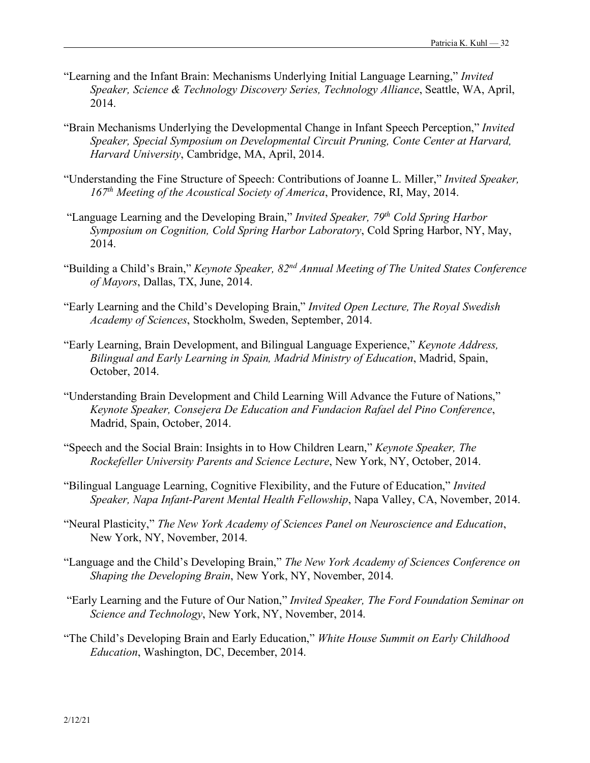"Learning and the Infant Brain: Mechanisms Underlying Initial Language Learning," *Invited Speaker, Science & Technology Discovery Series, Technology Alliance*, Seattle, WA, April, 2014.

"Brain Mechanisms Underlying the Developmental Change in Infant Speech Perception," *Invited Speaker, Special Symposium on Developmental Circuit Pruning, Conte Center at Harvard, Harvard University*, Cambridge, MA, April, 2014.

"Understanding the Fine Structure of Speech: Contributions of Joanne L. Miller," *Invited Speaker, 167th Meeting of the Acoustical Society of America*, Providence, RI, May, 2014.

"Language Learning and the Developing Brain," *Invited Speaker, 79th Cold Spring Harbor Symposium on Cognition, Cold Spring Harbor Laboratory*, Cold Spring Harbor, NY, May, 2014.

"Building a Child's Brain," *Keynote Speaker, 82nd Annual Meeting of The United States Conference of Mayors*, Dallas, TX, June, 2014.

"Early Learning and the Child's Developing Brain," *Invited Open Lecture, The Royal Swedish Academy of Sciences*, Stockholm, Sweden, September, 2014.

"Early Learning, Brain Development, and Bilingual Language Experience," *Keynote Address, Bilingual and Early Learning in Spain, Madrid Ministry of Education*, Madrid, Spain, October, 2014.

"Understanding Brain Development and Child Learning Will Advance the Future of Nations," *Keynote Speaker, Consejera De Education and Fundacion Rafael del Pino Conference*, Madrid, Spain, October, 2014.

"Speech and the Social Brain: Insights in to How Children Learn," *Keynote Speaker, The Rockefeller University Parents and Science Lecture*, New York, NY, October, 2014.

"Bilingual Language Learning, Cognitive Flexibility, and the Future of Education," *Invited Speaker, Napa Infant-Parent Mental Health Fellowship*, Napa Valley, CA, November, 2014.

"Neural Plasticity," *The New York Academy of Sciences Panel on Neuroscience and Education*, New York, NY, November, 2014.

"Language and the Child's Developing Brain," *The New York Academy of Sciences Conference on Shaping the Developing Brain*, New York, NY, November, 2014.

"Early Learning and the Future of Our Nation," *Invited Speaker, The Ford Foundation Seminar on Science and Technology*, New York, NY, November, 2014.

"The Child's Developing Brain and Early Education," *White House Summit on Early Childhood Education*, Washington, DC, December, 2014.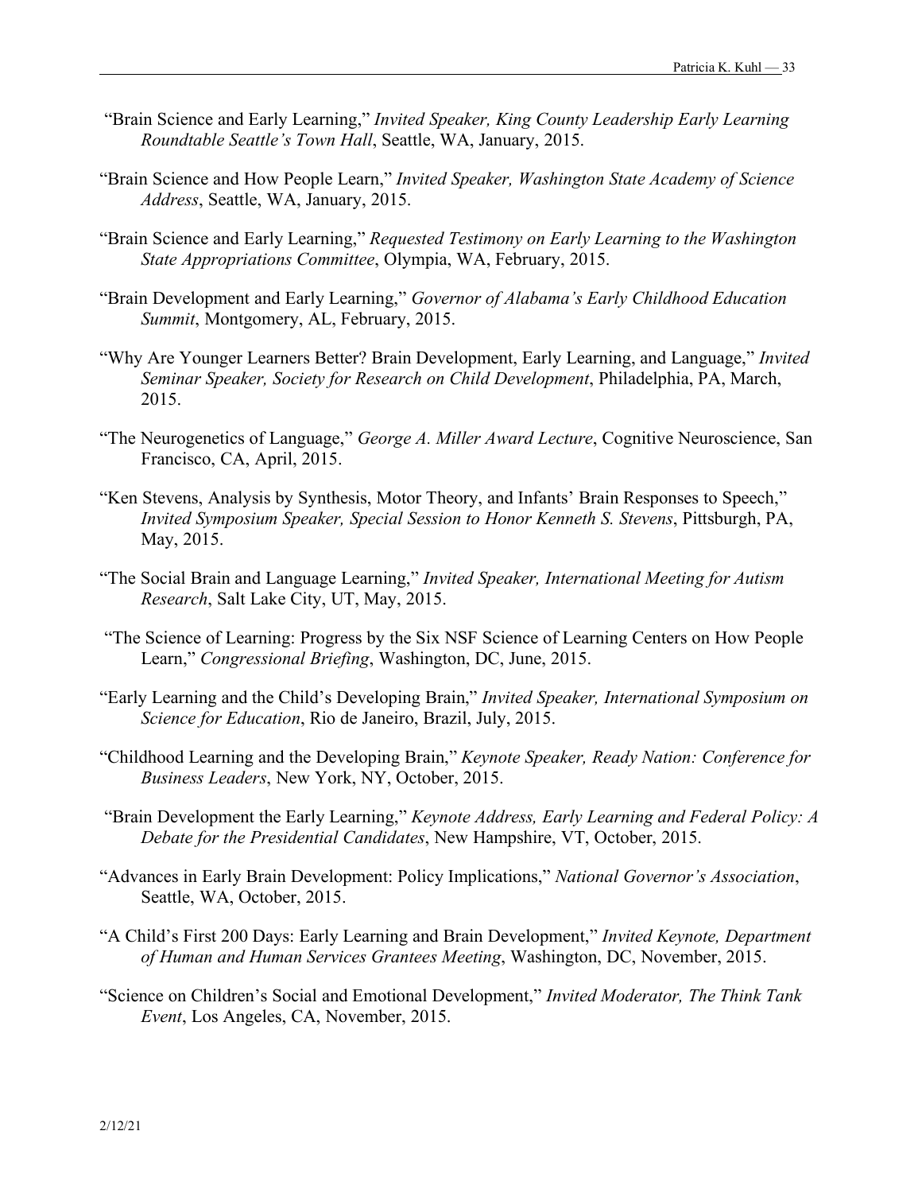"Brain Science and Early Learning," *Invited Speaker, King County Leadership Early Learning Roundtable Seattle's Town Hall*, Seattle, WA, January, 2015.

"Brain Science and How People Learn," *Invited Speaker, Washington State Academy of Science Address*, Seattle, WA, January, 2015.

"Brain Science and Early Learning," *Requested Testimony on Early Learning to the Washington State Appropriations Committee*, Olympia, WA, February, 2015.

"Brain Development and Early Learning," *Governor of Alabama's Early Childhood Education Summit*, Montgomery, AL, February, 2015.

"Why Are Younger Learners Better? Brain Development, Early Learning, and Language," *Invited Seminar Speaker, Society for Research on Child Development*, Philadelphia, PA, March, 2015.

"The Neurogenetics of Language," *George A. Miller Award Lecture*, Cognitive Neuroscience, San Francisco, CA, April, 2015.

"Ken Stevens, Analysis by Synthesis, Motor Theory, and Infants' Brain Responses to Speech," *Invited Symposium Speaker, Special Session to Honor Kenneth S. Stevens*, Pittsburgh, PA, May, 2015.

"The Social Brain and Language Learning," *Invited Speaker, International Meeting for Autism Research*, Salt Lake City, UT, May, 2015.

"The Science of Learning: Progress by the Six NSF Science of Learning Centers on How People Learn," *Congressional Briefing*, Washington, DC, June, 2015.

"Early Learning and the Child's Developing Brain," *Invited Speaker, International Symposium on Science for Education*, Rio de Janeiro, Brazil, July, 2015.

"Childhood Learning and the Developing Brain," *Keynote Speaker, Ready Nation: Conference for Business Leaders*, New York, NY, October, 2015.

"Brain Development the Early Learning," *Keynote Address, Early Learning and Federal Policy: A Debate for the Presidential Candidates*, New Hampshire, VT, October, 2015.

"Advances in Early Brain Development: Policy Implications," *National Governor's Association*, Seattle, WA, October, 2015.

"A Child's First 200 Days: Early Learning and Brain Development," *Invited Keynote, Department of Human and Human Services Grantees Meeting*, Washington, DC, November, 2015.

"Science on Children's Social and Emotional Development," *Invited Moderator, The Think Tank Event*, Los Angeles, CA, November, 2015.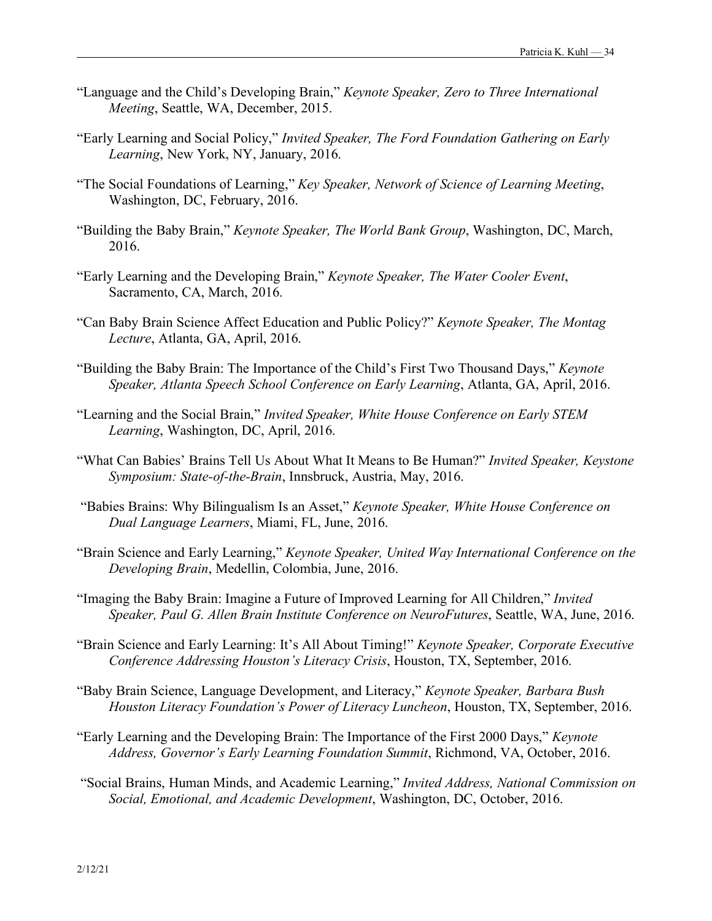"Language and the Child's Developing Brain," *Keynote Speaker, Zero to Three International Meeting*, Seattle, WA, December, 2015.

"Early Learning and Social Policy," *Invited Speaker, The Ford Foundation Gathering on Early Learning*, New York, NY, January, 2016.

"The Social Foundations of Learning," *Key Speaker, Network of Science of Learning Meeting*, Washington, DC, February, 2016.

"Building the Baby Brain," *Keynote Speaker, The World Bank Group*, Washington, DC, March, 2016.

"Early Learning and the Developing Brain," *Keynote Speaker, The Water Cooler Event*, Sacramento, CA, March, 2016.

"Can Baby Brain Science Affect Education and Public Policy?" *Keynote Speaker, The Montag Lecture*, Atlanta, GA, April, 2016.

"Building the Baby Brain: The Importance of the Child's First Two Thousand Days," *Keynote Speaker, Atlanta Speech School Conference on Early Learning*, Atlanta, GA, April, 2016.

"Learning and the Social Brain," *Invited Speaker, White House Conference on Early STEM Learning*, Washington, DC, April, 2016.

"What Can Babies' Brains Tell Us About What It Means to Be Human?" *Invited Speaker, Keystone Symposium: State-of-the-Brain*, Innsbruck, Austria, May, 2016.

"Babies Brains: Why Bilingualism Is an Asset," *Keynote Speaker, White House Conference on Dual Language Learners*, Miami, FL, June, 2016.

"Brain Science and Early Learning," *Keynote Speaker, United Way International Conference on the Developing Brain*, Medellin, Colombia, June, 2016.

"Imaging the Baby Brain: Imagine a Future of Improved Learning for All Children," *Invited Speaker, Paul G. Allen Brain Institute Conference on NeuroFutures*, Seattle, WA, June, 2016.

"Brain Science and Early Learning: It's All About Timing!" *Keynote Speaker, Corporate Executive Conference Addressing Houston's Literacy Crisis*, Houston, TX, September, 2016.

"Baby Brain Science, Language Development, and Literacy," *Keynote Speaker, Barbara Bush Houston Literacy Foundation's Power of Literacy Luncheon*, Houston, TX, September, 2016.

"Early Learning and the Developing Brain: The Importance of the First 2000 Days," *Keynote Address, Governor's Early Learning Foundation Summit*, Richmond, VA, October, 2016.

"Social Brains, Human Minds, and Academic Learning," *Invited Address, National Commission on Social, Emotional, and Academic Development*, Washington, DC, October, 2016.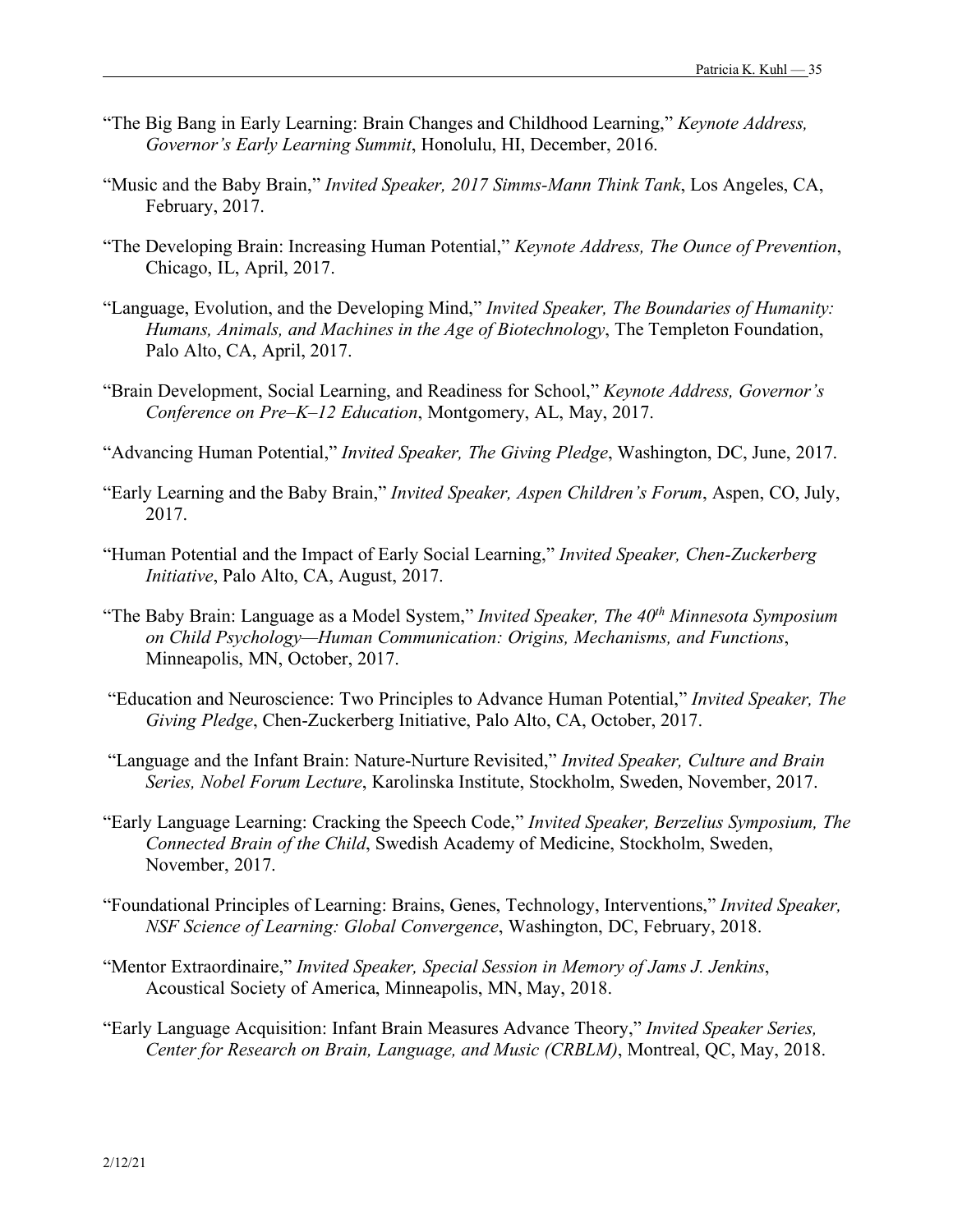“The Big Bang in Early Learning: Brain Changes and Childhood Learning,” *Keynote Address, Governor’s Early Learning Summit*, Honolulu, HI, December, 2016.

“Music and the Baby Brain,” *Invited Speaker, 2017 Simms-Mann Think Tank*, Los Angeles, CA, February, 2017.

“The Developing Brain: Increasing Human Potential,” *Keynote Address, The Ounce of Prevention*, Chicago, IL, April, 2017.

“Language, Evolution, and the Developing Mind,” *Invited Speaker, The Boundaries of Humanity: Humans, Animals, and Machines in the Age of Biotechnology*, The Templeton Foundation, Palo Alto, CA, April, 2017.

“Brain Development, Social Learning, and Readiness for School,” *Keynote Address, Governor’s Conference on Pre–K–12 Education*, Montgomery, AL, May, 2017.

“Advancing Human Potential,” *Invited Speaker, The Giving Pledge*, Washington, DC, June, 2017.

“Early Learning and the Baby Brain,” *Invited Speaker, Aspen Children’s Forum*, Aspen, CO, July, 2017.

“Human Potential and the Impact of Early Social Learning,” *Invited Speaker, Chen-Zuckerberg Initiative*, Palo Alto, CA, August, 2017.

“The Baby Brain: Language as a Model System,” *Invited Speaker, The 40th Minnesota Symposium on Child Psychology—Human Communication: Origins, Mechanisms, and Functions*, Minneapolis, MN, October, 2017.

“Education and Neuroscience: Two Principles to Advance Human Potential,” *Invited Speaker, The Giving Pledge*, Chen-Zuckerberg Initiative, Palo Alto, CA, October, 2017.

“Language and the Infant Brain: Nature-Nurture Revisited,” *Invited Speaker, Culture and Brain Series, Nobel Forum Lecture*, Karolinska Institute, Stockholm, Sweden, November, 2017.

“Early Language Learning: Cracking the Speech Code,” *Invited Speaker, Berzelius Symposium, The Connected Brain of the Child*, Swedish Academy of Medicine, Stockholm, Sweden, November, 2017.

“Foundational Principles of Learning: Brains, Genes, Technology, Interventions,” *Invited Speaker, NSF Science of Learning: Global Convergence*, Washington, DC, February, 2018.

“Mentor Extraordinaire,” *Invited Speaker, Special Session in Memory of Jams J. Jenkins*, Acoustical Society of America, Minneapolis, MN, May, 2018.

“Early Language Acquisition: Infant Brain Measures Advance Theory,” *Invited Speaker Series, Center for Research on Brain, Language, and Music (CRBLM)*, Montreal, QC, May, 2018.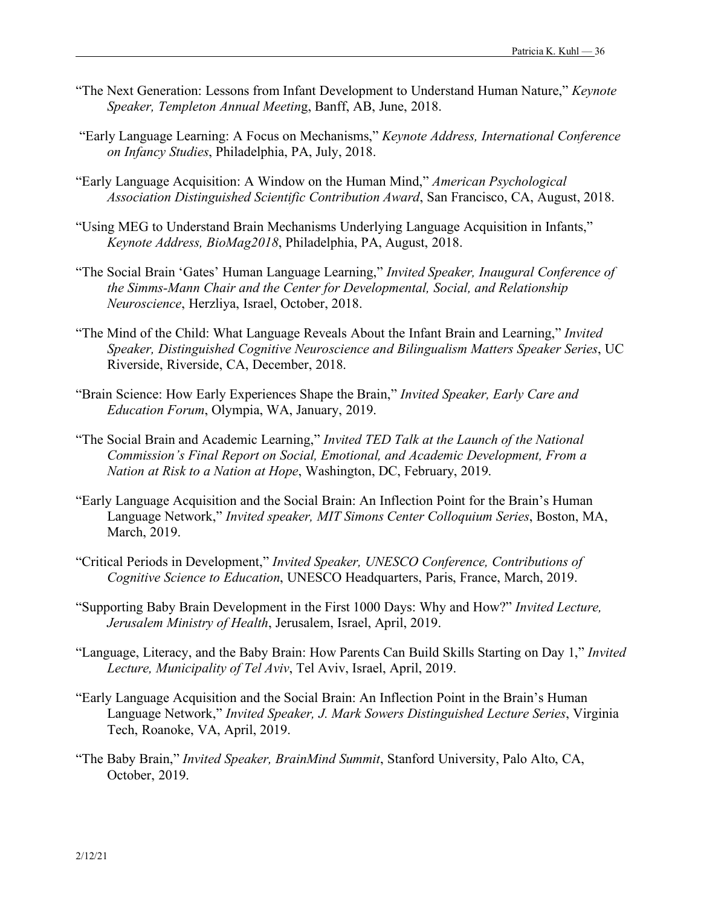"The Next Generation: Lessons from Infant Development to Understand Human Nature," *Keynote Speaker, Templeton Annual Meeting*, Banff, AB, June, 2018.

"Early Language Learning: A Focus on Mechanisms," *Keynote Address, International Conference on Infancy Studies*, Philadelphia, PA, July, 2018.

"Early Language Acquisition: A Window on the Human Mind," *American Psychological Association Distinguished Scientific Contribution Award*, San Francisco, CA, August, 2018.

"Using MEG to Understand Brain Mechanisms Underlying Language Acquisition in Infants," *Keynote Address, BioMag2018*, Philadelphia, PA, August, 2018.

"The Social Brain 'Gates' Human Language Learning," *Invited Speaker, Inaugural Conference of the Simms-Mann Chair and the Center for Developmental, Social, and Relationship Neuroscience*, Herzliya, Israel, October, 2018.

"The Mind of the Child: What Language Reveals About the Infant Brain and Learning," *Invited Speaker, Distinguished Cognitive Neuroscience and Bilingualism Matters Speaker Series*, UC Riverside, Riverside, CA, December, 2018.

"Brain Science: How Early Experiences Shape the Brain," *Invited Speaker, Early Care and Education Forum*, Olympia, WA, January, 2019.

"The Social Brain and Academic Learning," *Invited TED Talk at the Launch of the National Commission's Final Report on Social, Emotional, and Academic Development, From a Nation at Risk to a Nation at Hope*, Washington, DC, February, 2019.

"Early Language Acquisition and the Social Brain: An Inflection Point for the Brain's Human Language Network," *Invited speaker, MIT Simons Center Colloquium Series*, Boston, MA, March, 2019.

"Critical Periods in Development," *Invited Speaker, UNESCO Conference, Contributions of Cognitive Science to Education*, UNESCO Headquarters, Paris, France, March, 2019.

"Supporting Baby Brain Development in the First 1000 Days: Why and How?" *Invited Lecture, Jerusalem Ministry of Health*, Jerusalem, Israel, April, 2019.

"Language, Literacy, and the Baby Brain: How Parents Can Build Skills Starting on Day 1," *Invited Lecture, Municipality of Tel Aviv*, Tel Aviv, Israel, April, 2019.

"Early Language Acquisition and the Social Brain: An Inflection Point in the Brain's Human Language Network," *Invited Speaker, J. Mark Sowers Distinguished Lecture Series*, Virginia Tech, Roanoke, VA, April, 2019.

"The Baby Brain," *Invited Speaker, BrainMind Summit*, Stanford University, Palo Alto, CA, October, 2019.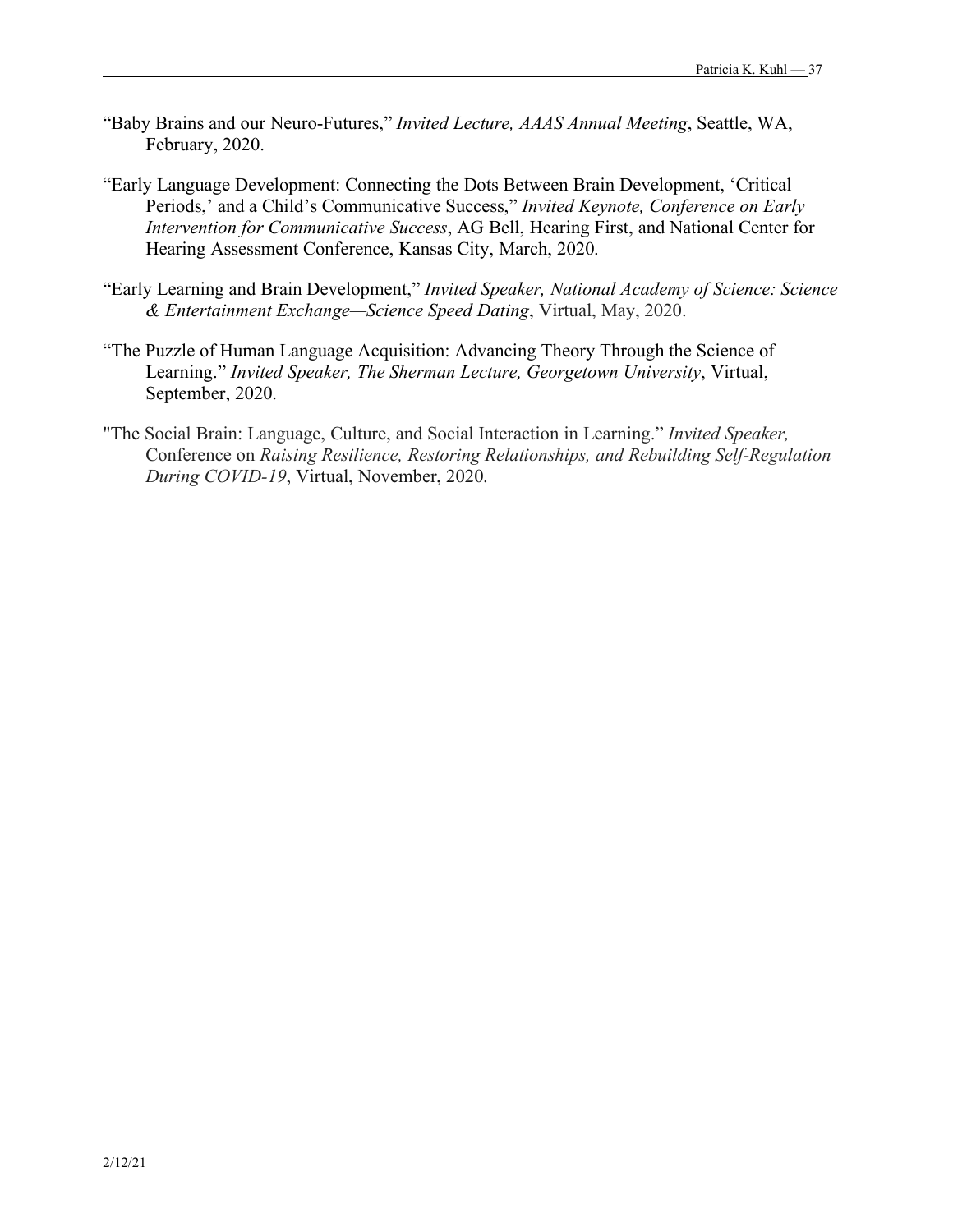"Baby Brains and our Neuro-Futures," *Invited Lecture, AAAS Annual Meeting*, Seattle, WA, February, 2020.

"Early Language Development: Connecting the Dots Between Brain Development, 'Critical Periods,' and a Child's Communicative Success," *Invited Keynote, Conference on Early Intervention for Communicative Success*, AG Bell, Hearing First, and National Center for Hearing Assessment Conference, Kansas City, March, 2020.

"Early Learning and Brain Development," *Invited Speaker, National Academy of Science: Science & Entertainment Exchange—Science Speed Dating*, Virtual, May, 2020.

"The Puzzle of Human Language Acquisition: Advancing Theory Through the Science of Learning." *Invited Speaker, The Sherman Lecture, Georgetown University*, Virtual, September, 2020.

"The Social Brain: Language, Culture, and Social Interaction in Learning." *Invited Speaker,* Conference on *Raising Resilience, Restoring Relationships, and Rebuilding Self-Regulation During COVID-19*, Virtual, November, 2020.

2/12/21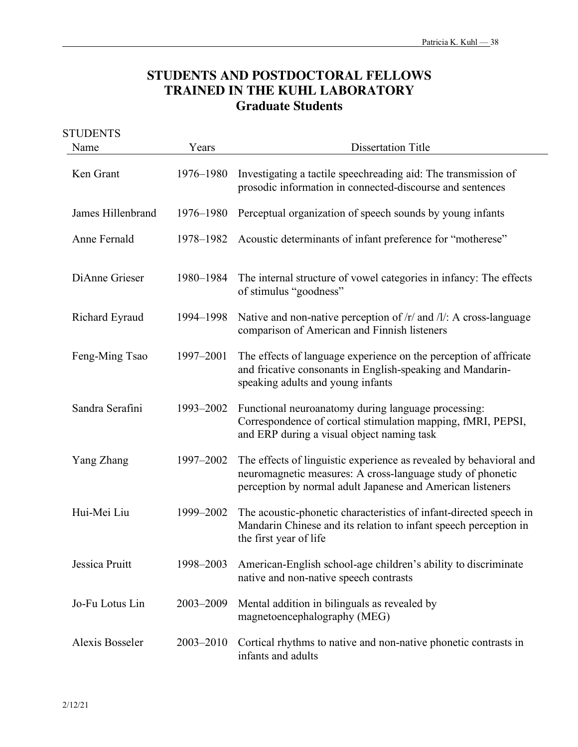# STUDENTS AND POSTDOCTORAL FELLOWS TRAINED IN THE KUHL LABORATORY

## Graduate Students

STUDENTS

| Name | Years | Dissertation Title |
|---|---|---|
| Ken Grant | 1976–1980 | Investigating a tactile speechreading aid: The transmission of prosodic information in connected-discourse and sentences |
| James Hillenbrand | 1976–1980 | Perceptual organization of speech sounds by young infants |
| Anne Fernald | 1978–1982 | Acoustic determinants of infant preference for "motherese" |
| DiAnne Grieser | 1980–1984 | The internal structure of vowel categories in infancy: The effects of stimulus "goodness" |
| Richard Eyraud | 1994–1998 | Native and non-native perception of /r/ and /l/: A cross-language comparison of American and Finnish listeners |
| Feng-Ming Tsao | 1997–2001 | The effects of language experience on the perception of affricate and fricative consonants in English-speaking and Mandarin-speaking adults and young infants |
| Sandra Serafini | 1993–2002 | Functional neuroanatomy during language processing: Correspondence of cortical stimulation mapping, fMRI, PEPSI, and ERP during a visual object naming task |
| Yang Zhang | 1997–2002 | The effects of linguistic experience as revealed by behavioral and neuromagnetic measures: A cross-language study of phonetic perception by normal adult Japanese and American listeners |
| Hui-Mei Liu | 1999–2002 | The acoustic-phonetic characteristics of infant-directed speech in Mandarin Chinese and its relation to infant speech perception in the first year of life |
| Jessica Pruitt | 1998–2003 | American-English school-age children's ability to discriminate native and non-native speech contrasts |
| Jo-Fu Lotus Lin | 2003–2009 | Mental addition in bilinguals as revealed by magnetoencephalography (MEG) |
| Alexis Bosseler | 2003–2010 | Cortical rhythms to native and non-native phonetic contrasts in infants and adults |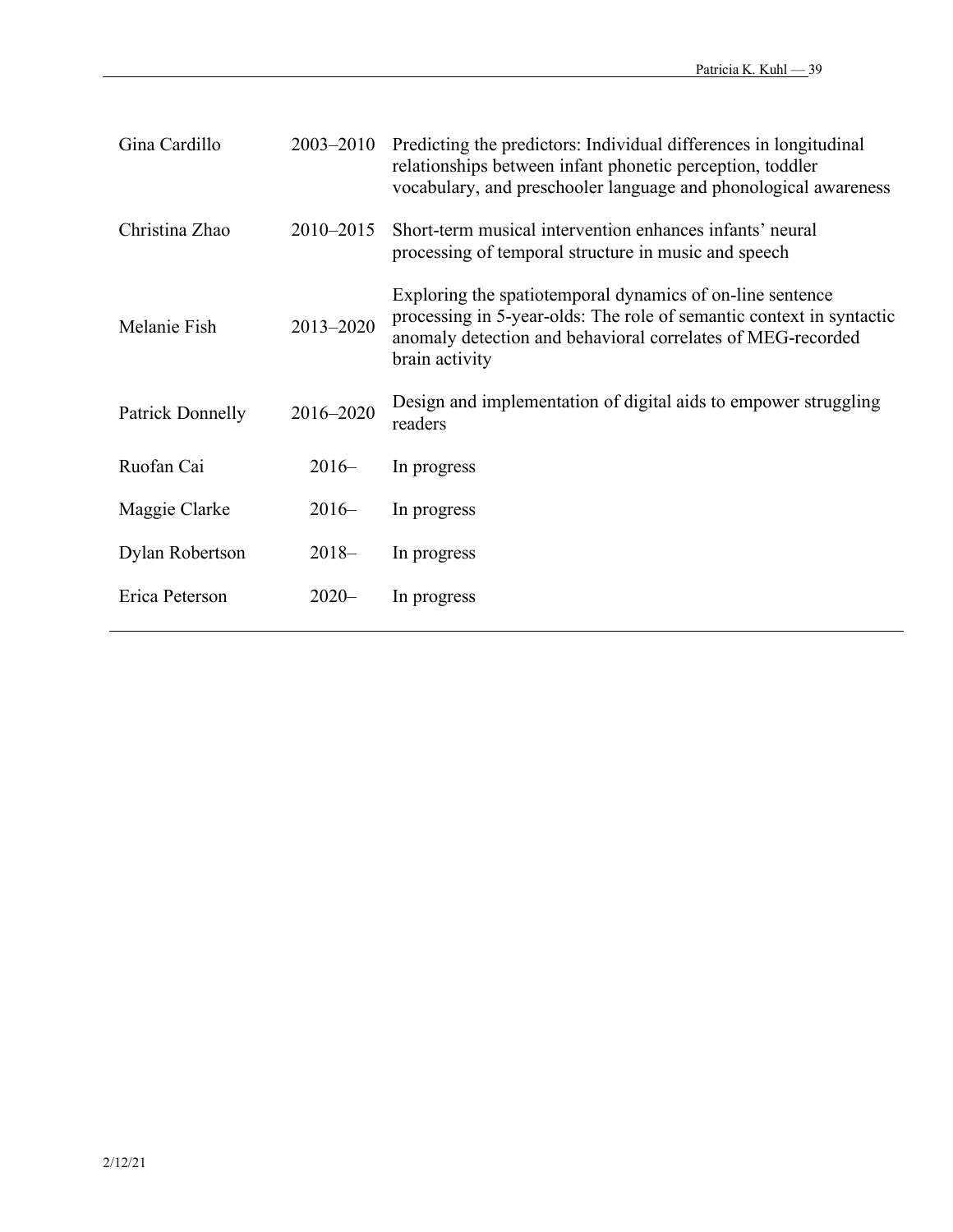| | | |
|---|---|---|
| Gina Cardillo | 2003–2010 | Predicting the predictors: Individual differences in longitudinal relationships between infant phonetic perception, toddler vocabulary, and preschooler language and phonological awareness |
| Christina Zhao | 2010–2015 | Short-term musical intervention enhances infants' neural processing of temporal structure in music and speech |
| Melanie Fish | 2013–2020 | Exploring the spatiotemporal dynamics of on-line sentence processing in 5-year-olds: The role of semantic context in syntactic anomaly detection and behavioral correlates of MEG-recorded brain activity |
| Patrick Donnelly | 2016–2020 | Design and implementation of digital aids to empower struggling readers |
| Ruofan Cai | 2016– | In progress |
| Maggie Clarke | 2016– | In progress |
| Dylan Robertson | 2018– | In progress |
| Erica Peterson | 2020– | In progress |

2/12/21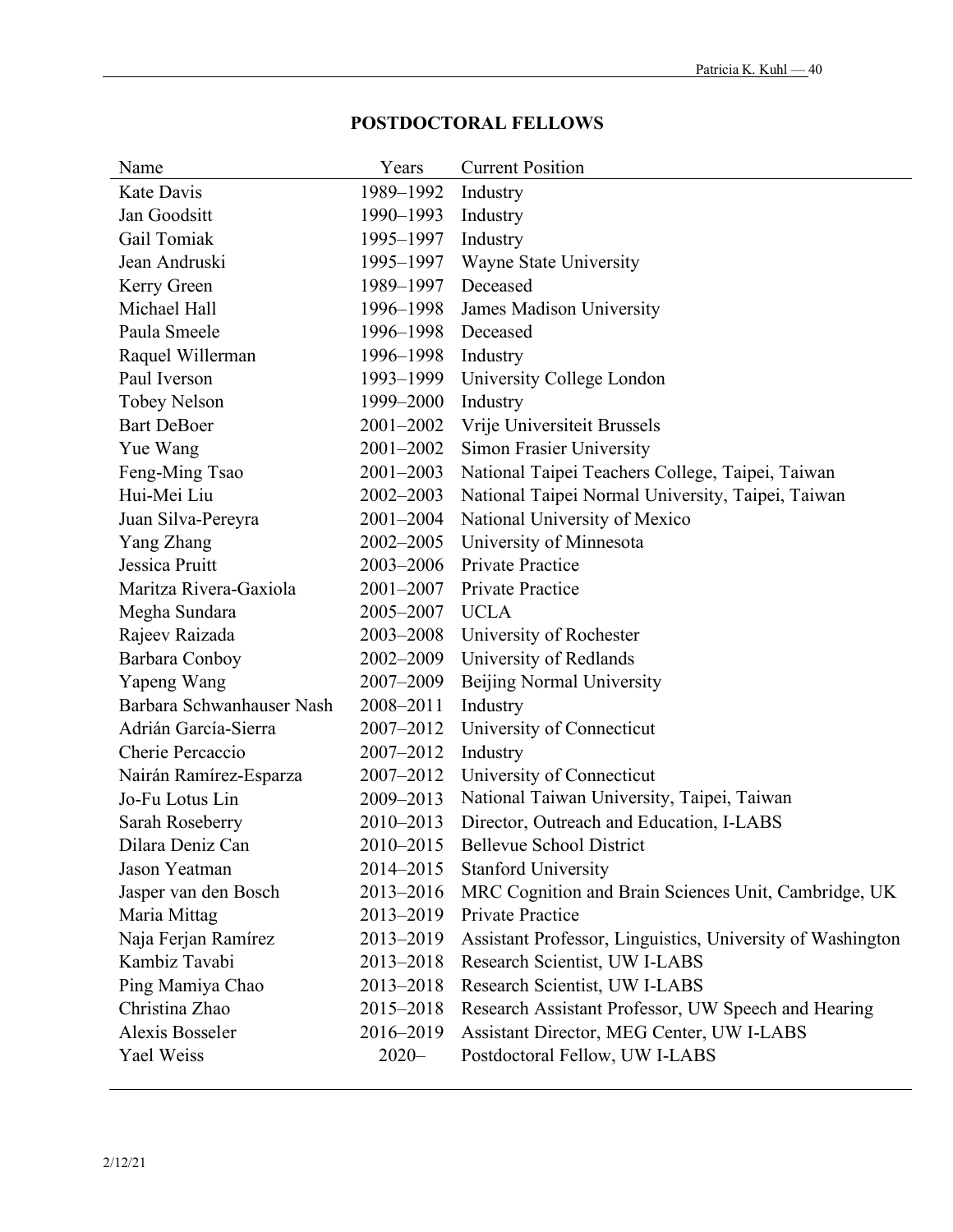## POSTDOCTORAL FELLOWS

| Name | Years | Current Position |
|---|---|---|
| Kate Davis | 1989–1992 | Industry |
| Jan Goodsitt | 1990–1993 | Industry |
| Gail Tomiak | 1995–1997 | Industry |
| Jean Andruski | 1995–1997 | Wayne State University |
| Kerry Green | 1989–1997 | Deceased |
| Michael Hall | 1996–1998 | James Madison University |
| Paula Smeele | 1996–1998 | Deceased |
| Raquel Willerman | 1996–1998 | Industry |
| Paul Iverson | 1993–1999 | University College London |
| Tobey Nelson | 1999–2000 | Industry |
| Bart DeBoer | 2001–2002 | Vrije Universiteit Brussels |
| Yue Wang | 2001–2002 | Simon Frasier University |
| Feng-Ming Tsao | 2001–2003 | National Taipei Teachers College, Taipei, Taiwan |
| Hui-Mei Liu | 2002–2003 | National Taipei Normal University, Taipei, Taiwan |
| Juan Silva-Pereyra | 2001–2004 | National University of Mexico |
| Yang Zhang | 2002–2005 | University of Minnesota |
| Jessica Pruitt | 2003–2006 | Private Practice |
| Maritza Rivera-Gaxiola | 2001–2007 | Private Practice |
| Megha Sundara | 2005–2007 | UCLA |
| Rajeev Raizada | 2003–2008 | University of Rochester |
| Barbara Conboy | 2002–2009 | University of Redlands |
| Yapeng Wang | 2007–2009 | Beijing Normal University |
| Barbara Schwanhauser Nash | 2008–2011 | Industry |
| Adrián García-Sierra | 2007–2012 | University of Connecticut |
| Cherie Percaccio | 2007–2012 | Industry |
| Nairán Ramírez-Esparza | 2007–2012 | University of Connecticut |
| Jo-Fu Lotus Lin | 2009–2013 | National Taiwan University, Taipei, Taiwan |
| Sarah Roseberry | 2010–2013 | Director, Outreach and Education, I-LABS |
| Dilara Deniz Can | 2010–2015 | Bellevue School District |
| Jason Yeatman | 2014–2015 | Stanford University |
| Jasper van den Bosch | 2013–2016 | MRC Cognition and Brain Sciences Unit, Cambridge, UK |
| Maria Mittag | 2013–2019 | Private Practice |
| Naja Ferjan Ramírez | 2013–2019 | Assistant Professor, Linguistics, University of Washington |
| Kambiz Tavabi | 2013–2018 | Research Scientist, UW I-LABS |
| Ping Mamiya Chao | 2013–2018 | Research Scientist, UW I-LABS |
| Christina Zhao | 2015–2018 | Research Assistant Professor, UW Speech and Hearing |
| Alexis Bosseler | 2016–2019 | Assistant Director, MEG Center, UW I-LABS |
| Yael Weiss | 2020– | Postdoctoral Fellow, UW I-LABS |

2/12/21